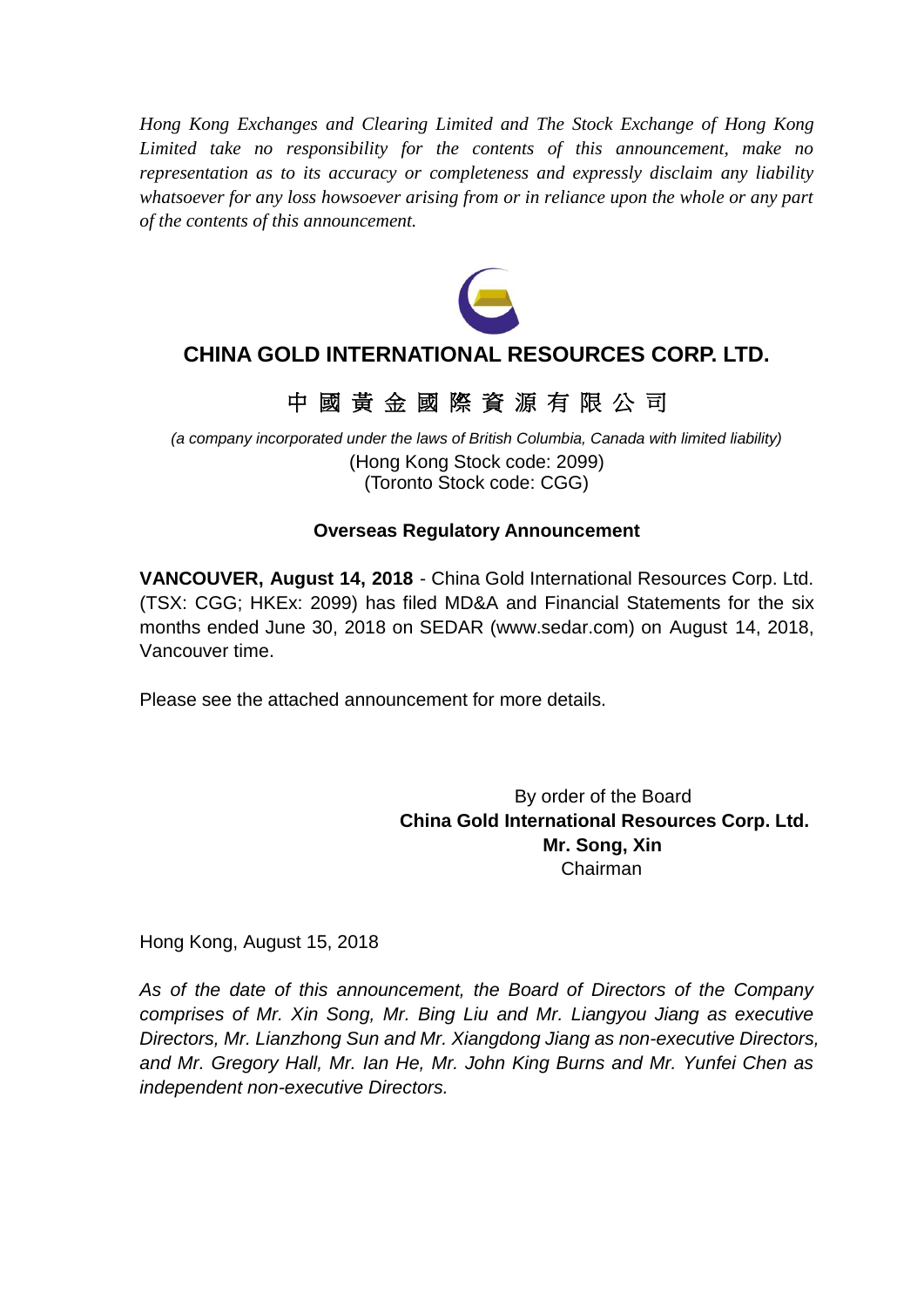*Hong Kong Exchanges and Clearing Limited and The Stock Exchange of Hong Kong Limited take no responsibility for the contents of this announcement, make no representation as to its accuracy or completeness and expressly disclaim any liability whatsoever for any loss howsoever arising from or in reliance upon the whole or any part of the contents of this announcement.*

# CHINA GOLD INTERNATIONAL RESOURCES CORP. LTD.

# 中 國 黃 金 國 際 資 源 有 限 公 司

*(a company incorporated under the laws of British Columbia, Canada with limited liability)*
(Hong Kong Stock code: 2099)
(Toronto Stock code: CGG)

**Overseas Regulatory Announcement**

**VANCOUVER, August 14, 2018** - China Gold International Resources Corp. Ltd. (TSX: CGG; HKEx: 2099) has filed MD&A and Financial Statements for the six months ended June 30, 2018 on SEDAR (www.sedar.com) on August 14, 2018, Vancouver time.

Please see the attached announcement for more details.

By order of the Board
**China Gold International Resources Corp. Ltd.**
**Mr. Song, Xin**
Chairman

Hong Kong, August 15, 2018

*As of the date of this announcement, the Board of Directors of the Company comprises of Mr. Xin Song, Mr. Bing Liu and Mr. Liangyou Jiang as executive Directors, Mr. Lianzhong Sun and Mr. Xiangdong Jiang as non-executive Directors, and Mr. Gregory Hall, Mr. Ian He, Mr. John King Burns and Mr. Yunfei Chen as independent non-executive Directors.*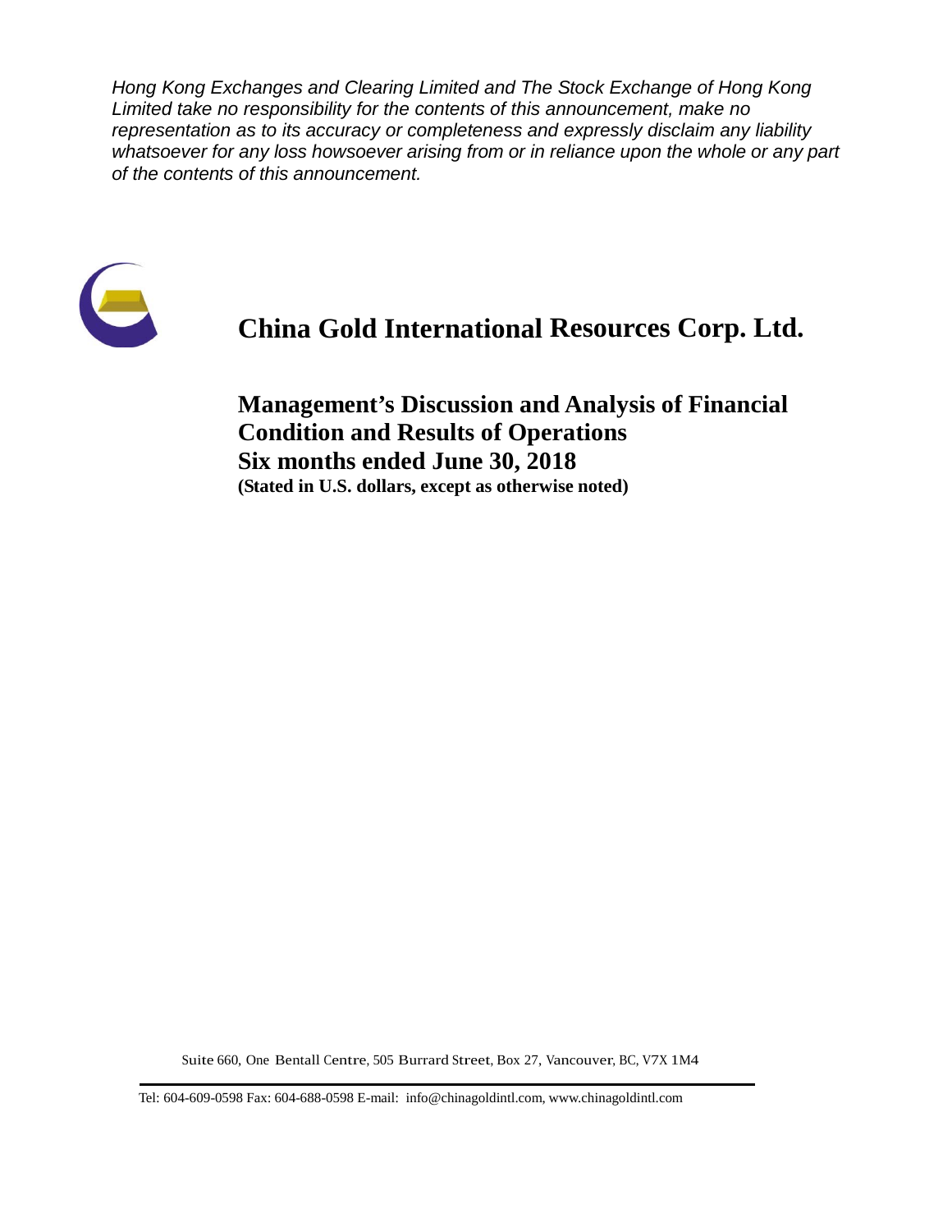*Hong Kong Exchanges and Clearing Limited and The Stock Exchange of Hong Kong Limited take no responsibility for the contents of this announcement, make no representation as to its accuracy or completeness and expressly disclaim any liability whatsoever for any loss howsoever arising from or in reliance upon the whole or any part of the contents of this announcement.*

# China Gold International Resources Corp. Ltd.

## Management's Discussion and Analysis of Financial Condition and Results of Operations
## Six months ended June 30, 2018

**(Stated in U.S. dollars, except as otherwise noted)**

Suite 660, One Bentall Centre, 505 Burrard Street, Box 27, Vancouver, BC, V7X 1M4

Tel: 604-609-0598 Fax: 604-688-0598 E-mail: info@chinagoldintl.com, www.chinagoldintl.com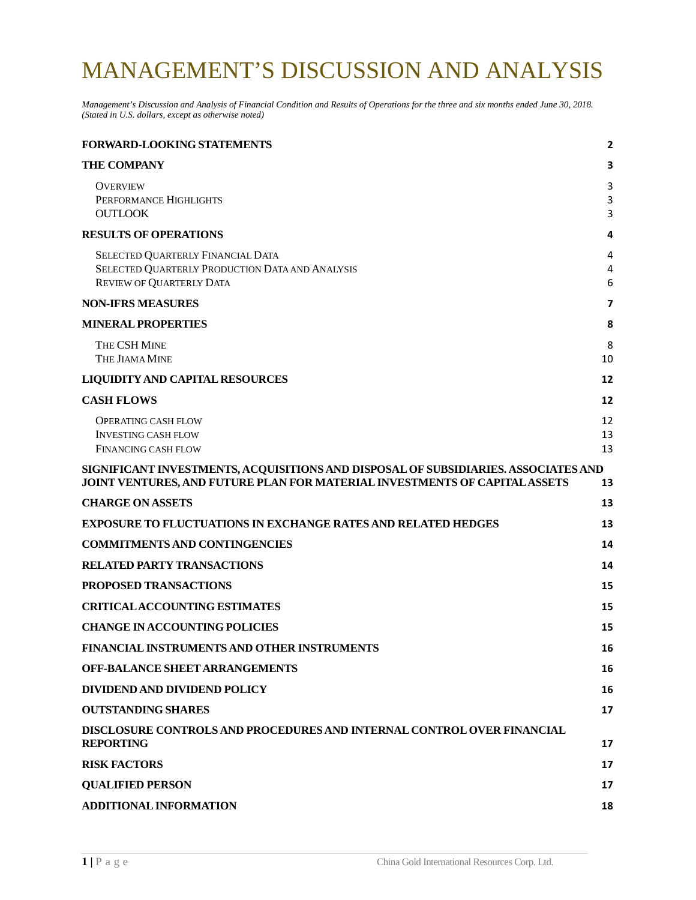# MANAGEMENT'S DISCUSSION AND ANALYSIS

*Management's Discussion and Analysis of Financial Condition and Results of Operations for the three and six months ended June 30, 2018. (Stated in U.S. dollars, except as otherwise noted)*

| | |
|---|---|
| **FORWARD-LOOKING STATEMENTS** | **2** |
| **THE COMPANY** | **3** |
| OVERVIEW | 3 |
| PERFORMANCE HIGHLIGHTS | 3 |
| OUTLOOK | 3 |
| **RESULTS OF OPERATIONS** | **4** |
| SELECTED QUARTERLY FINANCIAL DATA | 4 |
| SELECTED QUARTERLY PRODUCTION DATA AND ANALYSIS | 4 |
| REVIEW OF QUARTERLY DATA | 6 |
| **NON-IFRS MEASURES** | **7** |
| **MINERAL PROPERTIES** | **8** |
| THE CSH MINE | 8 |
| THE JIAMA MINE | 10 |
| **LIQUIDITY AND CAPITAL RESOURCES** | **12** |
| **CASH FLOWS** | **12** |
| OPERATING CASH FLOW | 12 |
| INVESTING CASH FLOW | 13 |
| FINANCING CASH FLOW | 13 |
| **SIGNIFICANT INVESTMENTS, ACQUISITIONS AND DISPOSAL OF SUBSIDIARIES. ASSOCIATES AND JOINT VENTURES, AND FUTURE PLAN FOR MATERIAL INVESTMENTS OF CAPITAL ASSETS** | **13** |
| **CHARGE ON ASSETS** | **13** |
| **EXPOSURE TO FLUCTUATIONS IN EXCHANGE RATES AND RELATED HEDGES** | **13** |
| **COMMITMENTS AND CONTINGENCIES** | **14** |
| **RELATED PARTY TRANSACTIONS** | **14** |
| **PROPOSED TRANSACTIONS** | **15** |
| **CRITICAL ACCOUNTING ESTIMATES** | **15** |
| **CHANGE IN ACCOUNTING POLICIES** | **15** |
| **FINANCIAL INSTRUMENTS AND OTHER INSTRUMENTS** | **16** |
| **OFF-BALANCE SHEET ARRANGEMENTS** | **16** |
| **DIVIDEND AND DIVIDEND POLICY** | **16** |
| **OUTSTANDING SHARES** | **17** |
| **DISCLOSURE CONTROLS AND PROCEDURES AND INTERNAL CONTROL OVER FINANCIAL REPORTING** | **17** |
| **RISK FACTORS** | **17** |
| **QUALIFIED PERSON** | **17** |
| **ADDITIONAL INFORMATION** | **18** |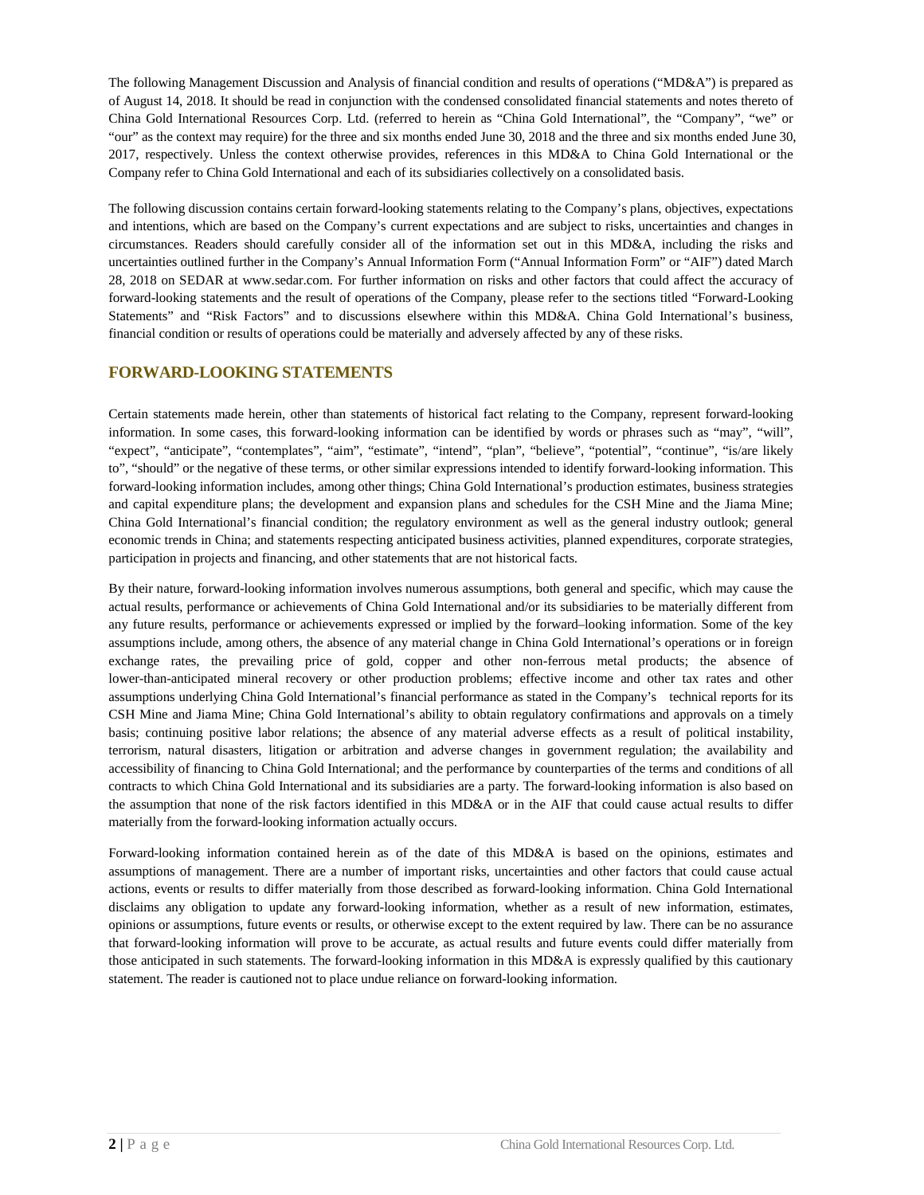The following Management Discussion and Analysis of financial condition and results of operations ("MD&A") is prepared as of August 14, 2018. It should be read in conjunction with the condensed consolidated financial statements and notes thereto of China Gold International Resources Corp. Ltd. (referred to herein as "China Gold International", the "Company", "we" or "our" as the context may require) for the three and six months ended June 30, 2018 and the three and six months ended June 30, 2017, respectively. Unless the context otherwise provides, references in this MD&A to China Gold International or the Company refer to China Gold International and each of its subsidiaries collectively on a consolidated basis.

The following discussion contains certain forward-looking statements relating to the Company's plans, objectives, expectations and intentions, which are based on the Company's current expectations and are subject to risks, uncertainties and changes in circumstances. Readers should carefully consider all of the information set out in this MD&A, including the risks and uncertainties outlined further in the Company's Annual Information Form ("Annual Information Form" or "AIF") dated March 28, 2018 on SEDAR at www.sedar.com. For further information on risks and other factors that could affect the accuracy of forward-looking statements and the result of operations of the Company, please refer to the sections titled "Forward-Looking Statements" and "Risk Factors" and to discussions elsewhere within this MD&A. China Gold International's business, financial condition or results of operations could be materially and adversely affected by any of these risks.

## FORWARD-LOOKING STATEMENTS

Certain statements made herein, other than statements of historical fact relating to the Company, represent forward-looking information. In some cases, this forward-looking information can be identified by words or phrases such as "may", "will", "expect", "anticipate", "contemplates", "aim", "estimate", "intend", "plan", "believe", "potential", "continue", "is/are likely to", "should" or the negative of these terms, or other similar expressions intended to identify forward-looking information. This forward-looking information includes, among other things; China Gold International's production estimates, business strategies and capital expenditure plans; the development and expansion plans and schedules for the CSH Mine and the Jiama Mine; China Gold International's financial condition; the regulatory environment as well as the general industry outlook; general economic trends in China; and statements respecting anticipated business activities, planned expenditures, corporate strategies, participation in projects and financing, and other statements that are not historical facts.

By their nature, forward-looking information involves numerous assumptions, both general and specific, which may cause the actual results, performance or achievements of China Gold International and/or its subsidiaries to be materially different from any future results, performance or achievements expressed or implied by the forward–looking information. Some of the key assumptions include, among others, the absence of any material change in China Gold International's operations or in foreign exchange rates, the prevailing price of gold, copper and other non-ferrous metal products; the absence of lower-than-anticipated mineral recovery or other production problems; effective income and other tax rates and other assumptions underlying China Gold International's financial performance as stated in the Company's technical reports for its CSH Mine and Jiama Mine; China Gold International's ability to obtain regulatory confirmations and approvals on a timely basis; continuing positive labor relations; the absence of any material adverse effects as a result of political instability, terrorism, natural disasters, litigation or arbitration and adverse changes in government regulation; the availability and accessibility of financing to China Gold International; and the performance by counterparties of the terms and conditions of all contracts to which China Gold International and its subsidiaries are a party. The forward-looking information is also based on the assumption that none of the risk factors identified in this MD&A or in the AIF that could cause actual results to differ materially from the forward-looking information actually occurs.

Forward-looking information contained herein as of the date of this MD&A is based on the opinions, estimates and assumptions of management. There are a number of important risks, uncertainties and other factors that could cause actual actions, events or results to differ materially from those described as forward-looking information. China Gold International disclaims any obligation to update any forward-looking information, whether as a result of new information, estimates, opinions or assumptions, future events or results, or otherwise except to the extent required by law. There can be no assurance that forward-looking information will prove to be accurate, as actual results and future events could differ materially from those anticipated in such statements. The forward-looking information in this MD&A is expressly qualified by this cautionary statement. The reader is cautioned not to place undue reliance on forward-looking information.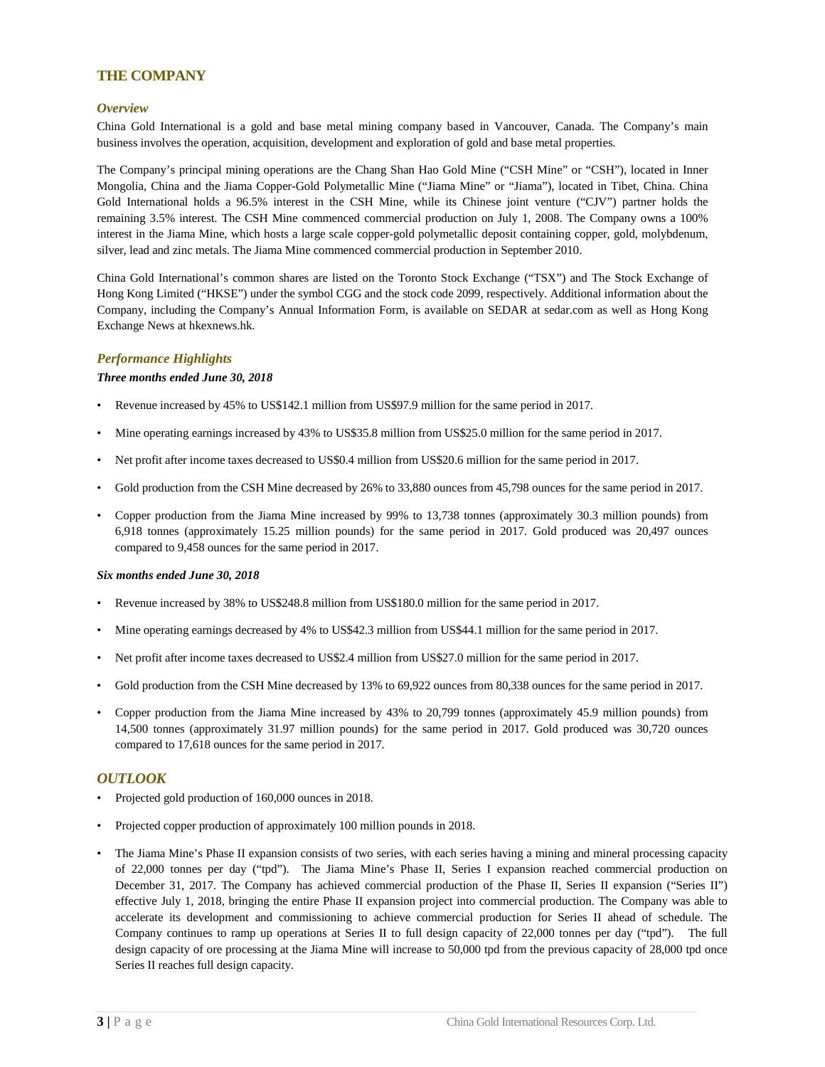## THE COMPANY

### *Overview*

China Gold International is a gold and base metal mining company based in Vancouver, Canada. The Company's main business involves the operation, acquisition, development and exploration of gold and base metal properties.

The Company's principal mining operations are the Chang Shan Hao Gold Mine ("CSH Mine" or "CSH"), located in Inner Mongolia, China and the Jiama Copper-Gold Polymetallic Mine ("Jiama Mine" or "Jiama"), located in Tibet, China. China Gold International holds a 96.5% interest in the CSH Mine, while its Chinese joint venture ("CJV") partner holds the remaining 3.5% interest. The CSH Mine commenced commercial production on July 1, 2008. The Company owns a 100% interest in the Jiama Mine, which hosts a large scale copper-gold polymetallic deposit containing copper, gold, molybdenum, silver, lead and zinc metals. The Jiama Mine commenced commercial production in September 2010.

China Gold International's common shares are listed on the Toronto Stock Exchange ("TSX") and The Stock Exchange of Hong Kong Limited ("HKSE") under the symbol CGG and the stock code 2099, respectively. Additional information about the Company, including the Company's Annual Information Form, is available on SEDAR at sedar.com as well as Hong Kong Exchange News at hkexnews.hk.

### *Performance Highlights*

***Three months ended June 30, 2018***

- Revenue increased by 45% to US$142.1 million from US$97.9 million for the same period in 2017.
- Mine operating earnings increased by 43% to US$35.8 million from US$25.0 million for the same period in 2017.
- Net profit after income taxes decreased to US$0.4 million from US$20.6 million for the same period in 2017.
- Gold production from the CSH Mine decreased by 26% to 33,880 ounces from 45,798 ounces for the same period in 2017.
- Copper production from the Jiama Mine increased by 99% to 13,738 tonnes (approximately 30.3 million pounds) from 6,918 tonnes (approximately 15.25 million pounds) for the same period in 2017. Gold produced was 20,497 ounces compared to 9,458 ounces for the same period in 2017.

***Six months ended June 30, 2018***

- Revenue increased by 38% to US$248.8 million from US$180.0 million for the same period in 2017.
- Mine operating earnings decreased by 4% to US$42.3 million from US$44.1 million for the same period in 2017.
- Net profit after income taxes decreased to US$2.4 million from US$27.0 million for the same period in 2017.
- Gold production from the CSH Mine decreased by 13% to 69,922 ounces from 80,338 ounces for the same period in 2017.
- Copper production from the Jiama Mine increased by 43% to 20,799 tonnes (approximately 45.9 million pounds) from 14,500 tonnes (approximately 31.97 million pounds) for the same period in 2017. Gold produced was 30,720 ounces compared to 17,618 ounces for the same period in 2017.

## *OUTLOOK*

- Projected gold production of 160,000 ounces in 2018.
- Projected copper production of approximately 100 million pounds in 2018.
- The Jiama Mine's Phase II expansion consists of two series, with each series having a mining and mineral processing capacity of 22,000 tonnes per day ("tpd"). The Jiama Mine's Phase II, Series I expansion reached commercial production on December 31, 2017. The Company has achieved commercial production of the Phase II, Series II expansion ("Series II") effective July 1, 2018, bringing the entire Phase II expansion project into commercial production. The Company was able to accelerate its development and commissioning to achieve commercial production for Series II ahead of schedule. The Company continues to ramp up operations at Series II to full design capacity of 22,000 tonnes per day ("tpd"). The full design capacity of ore processing at the Jiama Mine will increase to 50,000 tpd from the previous capacity of 28,000 tpd once Series II reaches full design capacity.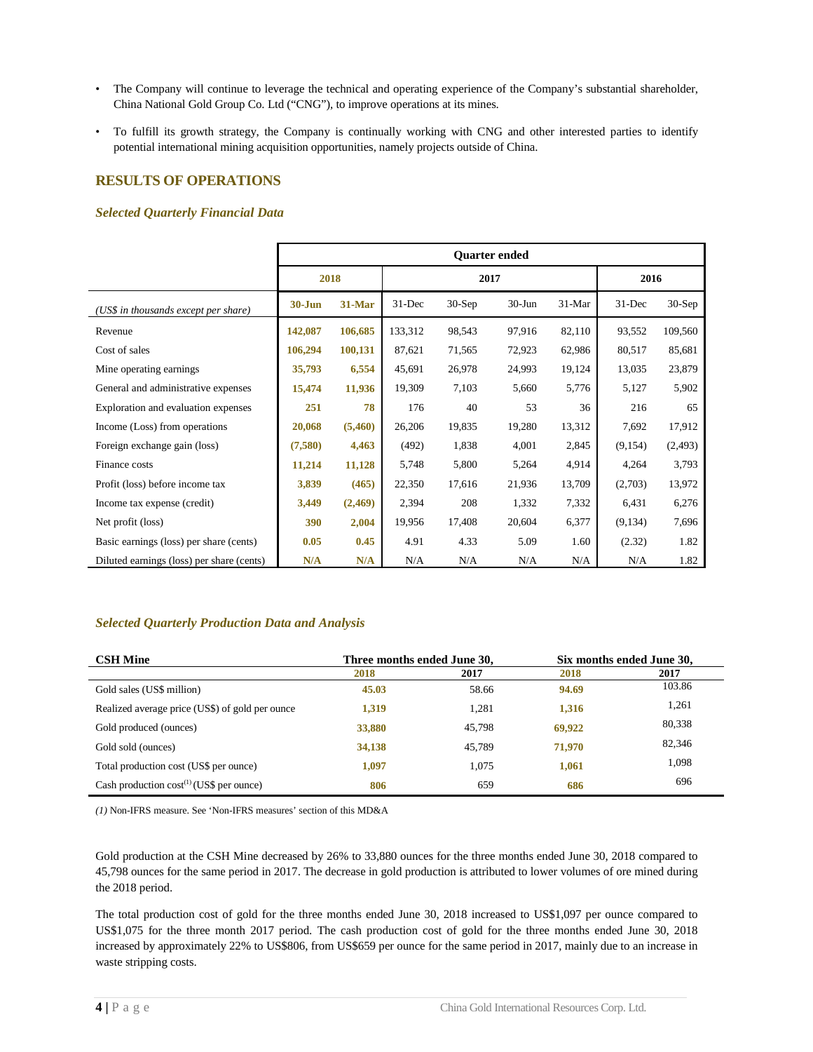- The Company will continue to leverage the technical and operating experience of the Company's substantial shareholder, China National Gold Group Co. Ltd ("CNG"), to improve operations at its mines.
- To fulfill its growth strategy, the Company is continually working with CNG and other interested parties to identify potential international mining acquisition opportunities, namely projects outside of China.

## RESULTS OF OPERATIONS

### *Selected Quarterly Financial Data*

| | Quarter ended | | | | | | | |
|---|---|---|---|---|---|---|---|---|
| | 2018 | | 2017 | | | | 2016 | |
| *(US$ in thousands except per share)* | **30-Jun** | **31-Mar** | 31-Dec | 30-Sep | 30-Jun | 31-Mar | 31-Dec | 30-Sep |
| Revenue | **142,087** | **106,685** | 133,312 | 98,543 | 97,916 | 82,110 | 93,552 | 109,560 |
| Cost of sales | **106,294** | **100,131** | 87,621 | 71,565 | 72,923 | 62,986 | 80,517 | 85,681 |
| Mine operating earnings | **35,793** | **6,554** | 45,691 | 26,978 | 24,993 | 19,124 | 13,035 | 23,879 |
| General and administrative expenses | **15,474** | **11,936** | 19,309 | 7,103 | 5,660 | 5,776 | 5,127 | 5,902 |
| Exploration and evaluation expenses | **251** | **78** | 176 | 40 | 53 | 36 | 216 | 65 |
| Income (Loss) from operations | **20,068** | **(5,460)** | 26,206 | 19,835 | 19,280 | 13,312 | 7,692 | 17,912 |
| Foreign exchange gain (loss) | **(7,580)** | **4,463** | (492) | 1,838 | 4,001 | 2,845 | (9,154) | (2,493) |
| Finance costs | **11,214** | **11,128** | 5,748 | 5,800 | 5,264 | 4,914 | 4,264 | 3,793 |
| Profit (loss) before income tax | **3,839** | **(465)** | 22,350 | 17,616 | 21,936 | 13,709 | (2,703) | 13,972 |
| Income tax expense (credit) | **3,449** | **(2,469)** | 2,394 | 208 | 1,332 | 7,332 | 6,431 | 6,276 |
| Net profit (loss) | **390** | **2,004** | 19,956 | 17,408 | 20,604 | 6,377 | (9,134) | 7,696 |
| Basic earnings (loss) per share (cents) | **0.05** | **0.45** | 4.91 | 4.33 | 5.09 | 1.60 | (2.32) | 1.82 |
| Diluted earnings (loss) per share (cents) | **N/A** | **N/A** | N/A | N/A | N/A | N/A | N/A | 1.82 |

### *Selected Quarterly Production Data and Analysis*

| CSH Mine | Three months ended June 30, | | Six months ended June 30, | |
|---|---|---|---|---|
| | **2018** | 2017 | **2018** | 2017 |
| Gold sales (US$ million) | **45.03** | 58.66 | **94.69** | 103.86 |
| Realized average price (US$) of gold per ounce | **1,319** | 1,281 | **1,316** | 1,261 |
| Gold produced (ounces) | **33,880** | 45,798 | **69,922** | 80,338 |
| Gold sold (ounces) | **34,138** | 45,789 | **71,970** | 82,346 |
| Total production cost (US$ per ounce) | **1,097** | 1,075 | **1,061** | 1,098 |
| Cash production cost[(1)] (US$ per ounce) | **806** | 659 | **686** | 696 |

*(1)* Non-IFRS measure. See 'Non-IFRS measures' section of this MD&A

Gold production at the CSH Mine decreased by 26% to 33,880 ounces for the three months ended June 30, 2018 compared to 45,798 ounces for the same period in 2017. The decrease in gold production is attributed to lower volumes of ore mined during the 2018 period.

The total production cost of gold for the three months ended June 30, 2018 increased to US$1,097 per ounce compared to US$1,075 for the three month 2017 period. The cash production cost of gold for the three months ended June 30, 2018 increased by approximately 22% to US$806, from US$659 per ounce for the same period in 2017, mainly due to an increase in waste stripping costs.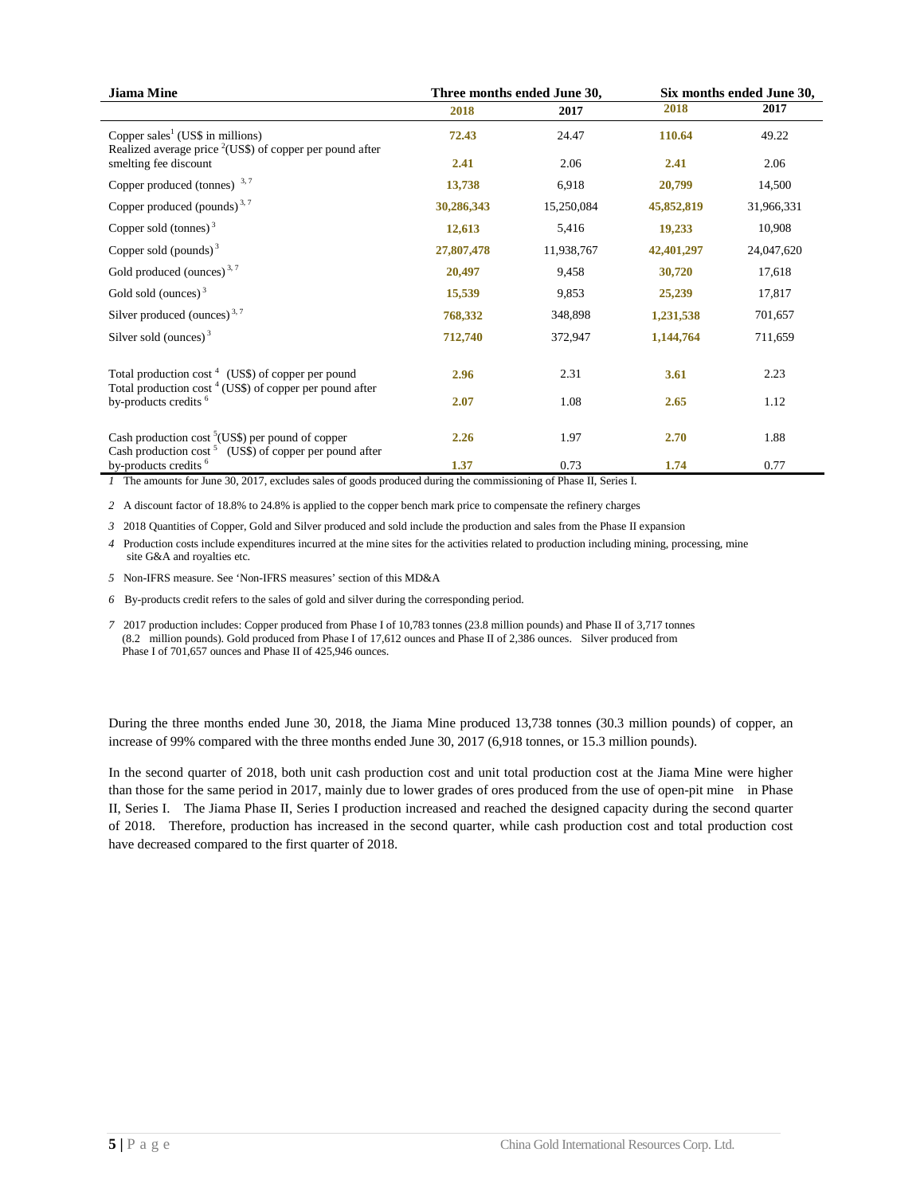| Jiama Mine | Three months ended June 30, | | Six months ended June 30, | |
|---|---|---|---|---|
| | **2018** | **2017** | **2018** | **2017** |
| Copper sales[1] (US$ in millions) | **72.43** | 24.47 | **110.64** | 49.22 |
| Realized average price [2](US$) of copper per pound after smelting fee discount | **2.41** | 2.06 | **2.41** | 2.06 |
| Copper produced (tonnes) [3, 7] | **13,738** | 6,918 | **20,799** | 14,500 |
| Copper produced (pounds) [3, 7] | **30,286,343** | 15,250,084 | **45,852,819** | 31,966,331 |
| Copper sold (tonnes) [3] | **12,613** | 5,416 | **19,233** | 10,908 |
| Copper sold (pounds) [3] | **27,807,478** | 11,938,767 | **42,401,297** | 24,047,620 |
| Gold produced (ounces) [3, 7] | **20,497** | 9,458 | **30,720** | 17,618 |
| Gold sold (ounces) [3] | **15,539** | 9,853 | **25,239** | 17,817 |
| Silver produced (ounces) [3, 7] | **768,332** | 348,898 | **1,231,538** | 701,657 |
| Silver sold (ounces) [3] | **712,740** | 372,947 | **1,144,764** | 711,659 |
| Total production cost [4] (US$) of copper per pound | **2.96** | 2.31 | **3.61** | 2.23 |
| Total production cost [4] (US$) of copper per pound after by-products credits [6] | **2.07** | 1.08 | **2.65** | 1.12 |
| Cash production cost [5](US$) per pound of copper | **2.26** | 1.97 | **2.70** | 1.88 |
| Cash production cost [5] (US$) of copper per pound after by-products credits [6] | **1.37** | 0.73 | **1.74** | 0.77 |

1 The amounts for June 30, 2017, excludes sales of goods produced during the commissioning of Phase II, Series I.

2 A discount factor of 18.8% to 24.8% is applied to the copper bench mark price to compensate the refinery charges

3 2018 Quantities of Copper, Gold and Silver produced and sold include the production and sales from the Phase II expansion

4 Production costs include expenditures incurred at the mine sites for the activities related to production including mining, processing, mine site G&A and royalties etc.

5 Non-IFRS measure. See 'Non-IFRS measures' section of this MD&A

6 By-products credit refers to the sales of gold and silver during the corresponding period.

7 2017 production includes: Copper produced from Phase I of 10,783 tonnes (23.8 million pounds) and Phase II of 3,717 tonnes (8.2 million pounds). Gold produced from Phase I of 17,612 ounces and Phase II of 2,386 ounces. Silver produced from Phase I of 701,657 ounces and Phase II of 425,946 ounces.

During the three months ended June 30, 2018, the Jiama Mine produced 13,738 tonnes (30.3 million pounds) of copper, an increase of 99% compared with the three months ended June 30, 2017 (6,918 tonnes, or 15.3 million pounds).

In the second quarter of 2018, both unit cash production cost and unit total production cost at the Jiama Mine were higher than those for the same period in 2017, mainly due to lower grades of ores produced from the use of open-pit mine in Phase II, Series I. The Jiama Phase II, Series I production increased and reached the designed capacity during the second quarter of 2018. Therefore, production has increased in the second quarter, while cash production cost and total production cost have decreased compared to the first quarter of 2018.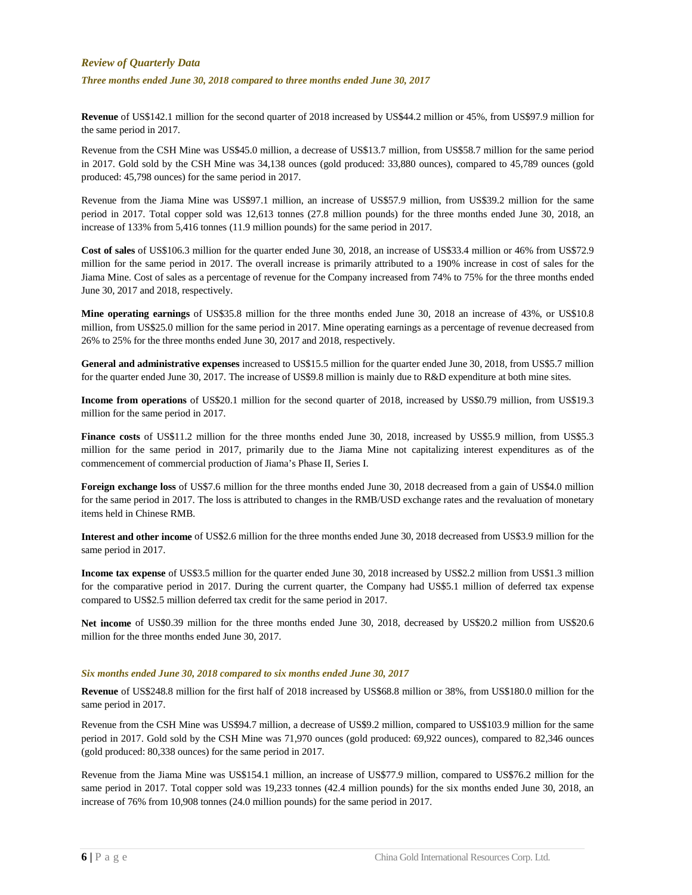## *Review of Quarterly Data*

### *Three months ended June 30, 2018 compared to three months ended June 30, 2017*

**Revenue** of US$142.1 million for the second quarter of 2018 increased by US$44.2 million or 45%, from US$97.9 million for the same period in 2017.

Revenue from the CSH Mine was US$45.0 million, a decrease of US$13.7 million, from US$58.7 million for the same period in 2017. Gold sold by the CSH Mine was 34,138 ounces (gold produced: 33,880 ounces), compared to 45,789 ounces (gold produced: 45,798 ounces) for the same period in 2017.

Revenue from the Jiama Mine was US$97.1 million, an increase of US$57.9 million, from US$39.2 million for the same period in 2017. Total copper sold was 12,613 tonnes (27.8 million pounds) for the three months ended June 30, 2018, an increase of 133% from 5,416 tonnes (11.9 million pounds) for the same period in 2017.

**Cost of sales** of US$106.3 million for the quarter ended June 30, 2018, an increase of US$33.4 million or 46% from US$72.9 million for the same period in 2017. The overall increase is primarily attributed to a 190% increase in cost of sales for the Jiama Mine. Cost of sales as a percentage of revenue for the Company increased from 74% to 75% for the three months ended June 30, 2017 and 2018, respectively.

**Mine operating earnings** of US$35.8 million for the three months ended June 30, 2018 an increase of 43%, or US$10.8 million, from US$25.0 million for the same period in 2017. Mine operating earnings as a percentage of revenue decreased from 26% to 25% for the three months ended June 30, 2017 and 2018, respectively.

**General and administrative expenses** increased to US$15.5 million for the quarter ended June 30, 2018, from US$5.7 million for the quarter ended June 30, 2017. The increase of US$9.8 million is mainly due to R&D expenditure at both mine sites.

**Income from operations** of US$20.1 million for the second quarter of 2018, increased by US$0.79 million, from US$19.3 million for the same period in 2017.

**Finance costs** of US$11.2 million for the three months ended June 30, 2018, increased by US$5.9 million, from US$5.3 million for the same period in 2017, primarily due to the Jiama Mine not capitalizing interest expenditures as of the commencement of commercial production of Jiama's Phase II, Series I.

**Foreign exchange loss** of US$7.6 million for the three months ended June 30, 2018 decreased from a gain of US$4.0 million for the same period in 2017. The loss is attributed to changes in the RMB/USD exchange rates and the revaluation of monetary items held in Chinese RMB.

**Interest and other income** of US$2.6 million for the three months ended June 30, 2018 decreased from US$3.9 million for the same period in 2017.

**Income tax expense** of US$3.5 million for the quarter ended June 30, 2018 increased by US$2.2 million from US$1.3 million for the comparative period in 2017. During the current quarter, the Company had US$5.1 million of deferred tax expense compared to US$2.5 million deferred tax credit for the same period in 2017.

**Net income** of US$0.39 million for the three months ended June 30, 2018, decreased by US$20.2 million from US$20.6 million for the three months ended June 30, 2017.

### *Six months ended June 30, 2018 compared to six months ended June 30, 2017*

**Revenue** of US$248.8 million for the first half of 2018 increased by US$68.8 million or 38%, from US$180.0 million for the same period in 2017.

Revenue from the CSH Mine was US$94.7 million, a decrease of US$9.2 million, compared to US$103.9 million for the same period in 2017. Gold sold by the CSH Mine was 71,970 ounces (gold produced: 69,922 ounces), compared to 82,346 ounces (gold produced: 80,338 ounces) for the same period in 2017.

Revenue from the Jiama Mine was US$154.1 million, an increase of US$77.9 million, compared to US$76.2 million for the same period in 2017. Total copper sold was 19,233 tonnes (42.4 million pounds) for the six months ended June 30, 2018, an increase of 76% from 10,908 tonnes (24.0 million pounds) for the same period in 2017.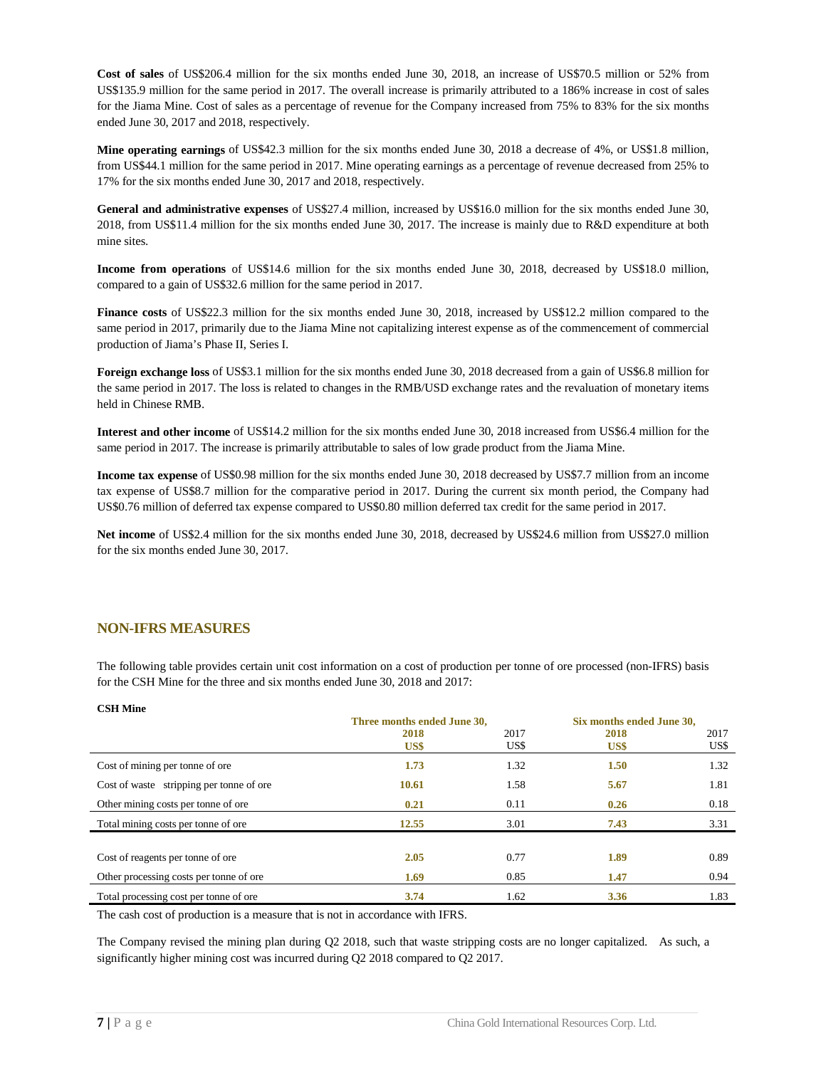**Cost of sales** of US$206.4 million for the six months ended June 30, 2018, an increase of US$70.5 million or 52% from US$135.9 million for the same period in 2017. The overall increase is primarily attributed to a 186% increase in cost of sales for the Jiama Mine. Cost of sales as a percentage of revenue for the Company increased from 75% to 83% for the six months ended June 30, 2017 and 2018, respectively.

**Mine operating earnings** of US$42.3 million for the six months ended June 30, 2018 a decrease of 4%, or US$1.8 million, from US$44.1 million for the same period in 2017. Mine operating earnings as a percentage of revenue decreased from 25% to 17% for the six months ended June 30, 2017 and 2018, respectively.

**General and administrative expenses** of US$27.4 million, increased by US$16.0 million for the six months ended June 30, 2018, from US$11.4 million for the six months ended June 30, 2017. The increase is mainly due to R&D expenditure at both mine sites.

**Income from operations** of US$14.6 million for the six months ended June 30, 2018, decreased by US$18.0 million, compared to a gain of US$32.6 million for the same period in 2017.

**Finance costs** of US$22.3 million for the six months ended June 30, 2018, increased by US$12.2 million compared to the same period in 2017, primarily due to the Jiama Mine not capitalizing interest expense as of the commencement of commercial production of Jiama's Phase II, Series I.

**Foreign exchange loss** of US$3.1 million for the six months ended June 30, 2018 decreased from a gain of US$6.8 million for the same period in 2017. The loss is related to changes in the RMB/USD exchange rates and the revaluation of monetary items held in Chinese RMB.

**Interest and other income** of US$14.2 million for the six months ended June 30, 2018 increased from US$6.4 million for the same period in 2017. The increase is primarily attributable to sales of low grade product from the Jiama Mine.

**Income tax expense** of US$0.98 million for the six months ended June 30, 2018 decreased by US$7.7 million from an income tax expense of US$8.7 million for the comparative period in 2017. During the current six month period, the Company had US$0.76 million of deferred tax expense compared to US$0.80 million deferred tax credit for the same period in 2017.

**Net income** of US$2.4 million for the six months ended June 30, 2018, decreased by US$24.6 million from US$27.0 million for the six months ended June 30, 2017.

## NON-IFRS MEASURES

The following table provides certain unit cost information on a cost of production per tonne of ore processed (non-IFRS) basis for the CSH Mine for the three and six months ended June 30, 2018 and 2017:

**CSH Mine**

| | Three months ended June 30, | | Six months ended June 30, | |
|---|---|---|---|---|
| | **2018** | 2017 | **2018** | 2017 |
| | **US$** | US$ | **US$** | US$ |
| Cost of mining per tonne of ore | **1.73** | 1.32 | **1.50** | 1.32 |
| Cost of waste stripping per tonne of ore | **10.61** | 1.58 | **5.67** | 1.81 |
| Other mining costs per tonne of ore | **0.21** | 0.11 | **0.26** | 0.18 |
| Total mining costs per tonne of ore | **12.55** | 3.01 | **7.43** | 3.31 |
| | | | | |
| Cost of reagents per tonne of ore | **2.05** | 0.77 | **1.89** | 0.89 |
| Other processing costs per tonne of ore | **1.69** | 0.85 | **1.47** | 0.94 |
| Total processing cost per tonne of ore | **3.74** | 1.62 | **3.36** | 1.83 |

The cash cost of production is a measure that is not in accordance with IFRS.

The Company revised the mining plan during Q2 2018, such that waste stripping costs are no longer capitalized. As such, a significantly higher mining cost was incurred during Q2 2018 compared to Q2 2017.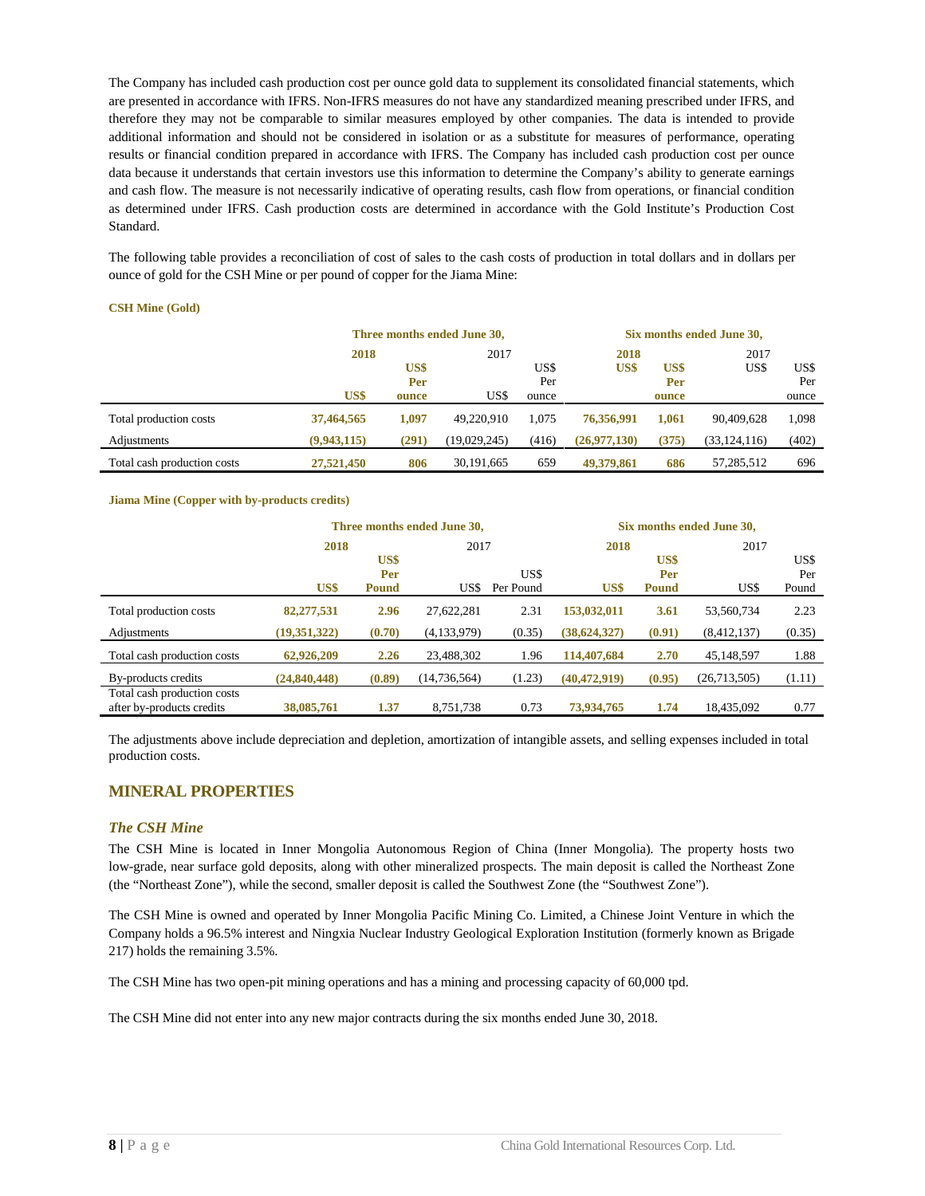The Company has included cash production cost per ounce gold data to supplement its consolidated financial statements, which are presented in accordance with IFRS. Non-IFRS measures do not have any standardized meaning prescribed under IFRS, and therefore they may not be comparable to similar measures employed by other companies. The data is intended to provide additional information and should not be considered in isolation or as a substitute for measures of performance, operating results or financial condition prepared in accordance with IFRS. The Company has included cash production cost per ounce data because it understands that certain investors use this information to determine the Company's ability to generate earnings and cash flow. The measure is not necessarily indicative of operating results, cash flow from operations, or financial condition as determined under IFRS. Cash production costs are determined in accordance with the Gold Institute's Production Cost Standard.

The following table provides a reconciliation of cost of sales to the cash costs of production in total dollars and in dollars per ounce of gold for the CSH Mine or per pound of copper for the Jiama Mine:

**CSH Mine (Gold)**

| | Three months ended June 30, | | | | Six months ended June 30, | | | |
|---|---|---|---|---|---|---|---|---|
| | **2018** | | 2017 | | **2018** | | 2017 | |
| | **US$** | **US$ Per ounce** | US$ | US$ Per ounce | **US$** | **US$ Per ounce** | US$ | US$ Per ounce |
| Total production costs | **37,464,565** | **1,097** | 49,220,910 | 1,075 | **76,356,991** | **1,061** | 90,409,628 | 1,098 |
| Adjustments | **(9,943,115)** | **(291)** | (19,029,245) | (416) | **(26,977,130)** | **(375)** | (33,124,116) | (402) |
| Total cash production costs | **27,521,450** | **806** | 30,191,665 | 659 | **49,379,861** | **686** | 57,285,512 | 696 |

**Jiama Mine (Copper with by-products credits)**

| | Three months ended June 30, | | | | Six months ended June 30, | | | |
|---|---|---|---|---|---|---|---|---|
| | **2018** | | 2017 | | **2018** | | 2017 | |
| | **US$** | **US$ Per Pound** | US$ | US$ Per Pound | **US$** | **US$ Per Pound** | US$ | US$ Per Pound |
| Total production costs | **82,277,531** | **2.96** | 27,622,281 | 2.31 | **153,032,011** | **3.61** | 53,560,734 | 2.23 |
| Adjustments | **(19,351,322)** | **(0.70)** | (4,133,979) | (0.35) | **(38,624,327)** | **(0.91)** | (8,412,137) | (0.35) |
| Total cash production costs | **62,926,209** | **2.26** | 23,488,302 | 1.96 | **114,407,684** | **2.70** | 45,148,597 | 1.88 |
| By-products credits | **(24,840,448)** | **(0.89)** | (14,736,564) | (1.23) | **(40,472,919)** | **(0.95)** | (26,713,505) | (1.11) |
| Total cash production costs after by-products credits | **38,085,761** | **1.37** | 8,751,738 | 0.73 | **73,934,765** | **1.74** | 18,435,092 | 0.77 |

The adjustments above include depreciation and depletion, amortization of intangible assets, and selling expenses included in total production costs.

## MINERAL PROPERTIES

### *The CSH Mine*

The CSH Mine is located in Inner Mongolia Autonomous Region of China (Inner Mongolia). The property hosts two low-grade, near surface gold deposits, along with other mineralized prospects. The main deposit is called the Northeast Zone (the "Northeast Zone"), while the second, smaller deposit is called the Southwest Zone (the "Southwest Zone").

The CSH Mine is owned and operated by Inner Mongolia Pacific Mining Co. Limited, a Chinese Joint Venture in which the Company holds a 96.5% interest and Ningxia Nuclear Industry Geological Exploration Institution (formerly known as Brigade 217) holds the remaining 3.5%.

The CSH Mine has two open-pit mining operations and has a mining and processing capacity of 60,000 tpd.

The CSH Mine did not enter into any new major contracts during the six months ended June 30, 2018.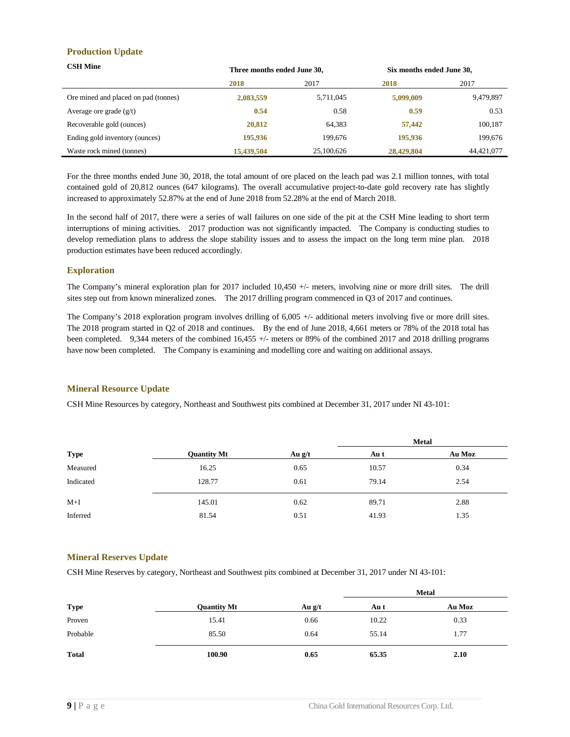## Production Update

| CSH Mine | Three months ended June 30, | | Six months ended June 30, | |
|---|---|---|---|---|
| | **2018** | 2017 | **2018** | 2017 |
| Ore mined and placed on pad (tonnes) | **2,083,559** | 5,711,045 | **5,099,009** | 9,479,897 |
| Average ore grade (g/t) | **0.54** | 0.58 | **0.59** | 0.53 |
| Recoverable gold (ounces) | **20,812** | 64,383 | **57,442** | 100,187 |
| Ending gold inventory (ounces) | **195,936** | 199,676 | **195,936** | 199,676 |
| Waste rock mined (tonnes) | **15,439,504** | 25,100,626 | **28,429,804** | 44,421,077 |

For the three months ended June 30, 2018, the total amount of ore placed on the leach pad was 2.1 million tonnes, with total contained gold of 20,812 ounces (647 kilograms). The overall accumulative project-to-date gold recovery rate has slightly increased to approximately 52.87% at the end of June 2018 from 52.28% at the end of March 2018.

In the second half of 2017, there were a series of wall failures on one side of the pit at the CSH Mine leading to short term interruptions of mining activities. 2017 production was not significantly impacted. The Company is conducting studies to develop remediation plans to address the slope stability issues and to assess the impact on the long term mine plan. 2018 production estimates have been reduced accordingly.

## Exploration

The Company's mineral exploration plan for 2017 included 10,450 +/- meters, involving nine or more drill sites. The drill sites step out from known mineralized zones. The 2017 drilling program commenced in Q3 of 2017 and continues.

The Company's 2018 exploration program involves drilling of 6,005 +/- additional meters involving five or more drill sites. The 2018 program started in Q2 of 2018 and continues. By the end of June 2018, 4,661 meters or 78% of the 2018 total has been completed. 9,344 meters of the combined 16,455 +/- meters or 89% of the combined 2017 and 2018 drilling programs have now been completed. The Company is examining and modelling core and waiting on additional assays.

## Mineral Resource Update

CSH Mine Resources by category, Northeast and Southwest pits combined at December 31, 2017 under NI 43-101:

| | | | Metal | |
|---|---|---|---|---|
| **Type** | **Quantity Mt** | **Au g/t** | **Au t** | **Au Moz** |
| Measured | 16.25 | 0.65 | 10.57 | 0.34 |
| Indicated | 128.77 | 0.61 | 79.14 | 2.54 |
| M+I | 145.01 | 0.62 | 89.71 | 2.88 |
| Inferred | 81.54 | 0.51 | 41.93 | 1.35 |

## Mineral Reserves Update

CSH Mine Reserves by category, Northeast and Southwest pits combined at December 31, 2017 under NI 43-101:

| | | | Metal | |
|---|---|---|---|---|
| **Type** | **Quantity Mt** | **Au g/t** | **Au t** | **Au Moz** |
| Proven | 15.41 | 0.66 | 10.22 | 0.33 |
| Probable | 85.50 | 0.64 | 55.14 | 1.77 |
| **Total** | **100.90** | **0.65** | **65.35** | **2.10** |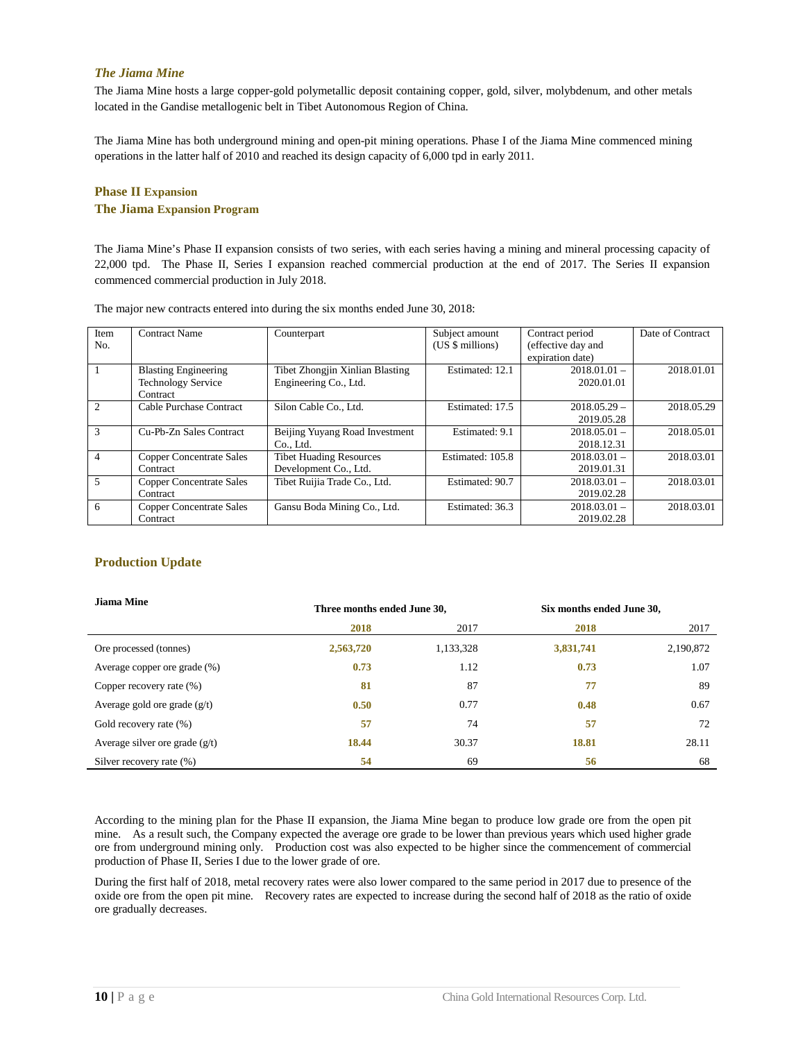### *The Jiama Mine*

The Jiama Mine hosts a large copper-gold polymetallic deposit containing copper, gold, silver, molybdenum, and other metals located in the Gandise metallogenic belt in Tibet Autonomous Region of China.

The Jiama Mine has both underground mining and open-pit mining operations. Phase I of the Jiama Mine commenced mining operations in the latter half of 2010 and reached its design capacity of 6,000 tpd in early 2011.

### Phase II Expansion

### The Jiama Expansion Program

The Jiama Mine's Phase II expansion consists of two series, with each series having a mining and mineral processing capacity of 22,000 tpd. The Phase II, Series I expansion reached commercial production at the end of 2017. The Series II expansion commenced commercial production in July 2018.

The major new contracts entered into during the six months ended June 30, 2018:

| Item No. | Contract Name | Counterpart | Subject amount (US $ millions) | Contract period (effective day and expiration date) | Date of Contract |
|---|---|---|---|---|---|
| 1 | Blasting Engineering Technology Service Contract | Tibet Zhongjin Xinlian Blasting Engineering Co., Ltd. | Estimated: 12.1 | 2018.01.01 – 2020.01.01 | 2018.01.01 |
| 2 | Cable Purchase Contract | Silon Cable Co., Ltd. | Estimated: 17.5 | 2018.05.29 – 2019.05.28 | 2018.05.29 |
| 3 | Cu-Pb-Zn Sales Contract | Beijing Yuyang Road Investment Co., Ltd. | Estimated: 9.1 | 2018.05.01 – 2018.12.31 | 2018.05.01 |
| 4 | Copper Concentrate Sales Contract | Tibet Huading Resources Development Co., Ltd. | Estimated: 105.8 | 2018.03.01 – 2019.01.31 | 2018.03.01 |
| 5 | Copper Concentrate Sales Contract | Tibet Ruijia Trade Co., Ltd. | Estimated: 90.7 | 2018.03.01 – 2019.02.28 | 2018.03.01 |
| 6 | Copper Concentrate Sales Contract | Gansu Boda Mining Co., Ltd. | Estimated: 36.3 | 2018.03.01 – 2019.02.28 | 2018.03.01 |

## Production Update

| Jiama Mine | Three months ended June 30, | | Six months ended June 30, | |
|---|---|---|---|---|
| | **2018** | 2017 | **2018** | 2017 |
| Ore processed (tonnes) | **2,563,720** | 1,133,328 | **3,831,741** | 2,190,872 |
| Average copper ore grade (%) | **0.73** | 1.12 | **0.73** | 1.07 |
| Copper recovery rate (%) | **81** | 87 | **77** | 89 |
| Average gold ore grade (g/t) | **0.50** | 0.77 | **0.48** | 0.67 |
| Gold recovery rate (%) | **57** | 74 | **57** | 72 |
| Average silver ore grade (g/t) | **18.44** | 30.37 | **18.81** | 28.11 |
| Silver recovery rate (%) | **54** | 69 | **56** | 68 |

According to the mining plan for the Phase II expansion, the Jiama Mine began to produce low grade ore from the open pit mine. As a result such, the Company expected the average ore grade to be lower than previous years which used higher grade ore from underground mining only. Production cost was also expected to be higher since the commencement of commercial production of Phase II, Series I due to the lower grade of ore.

During the first half of 2018, metal recovery rates were also lower compared to the same period in 2017 due to presence of the oxide ore from the open pit mine. Recovery rates are expected to increase during the second half of 2018 as the ratio of oxide ore gradually decreases.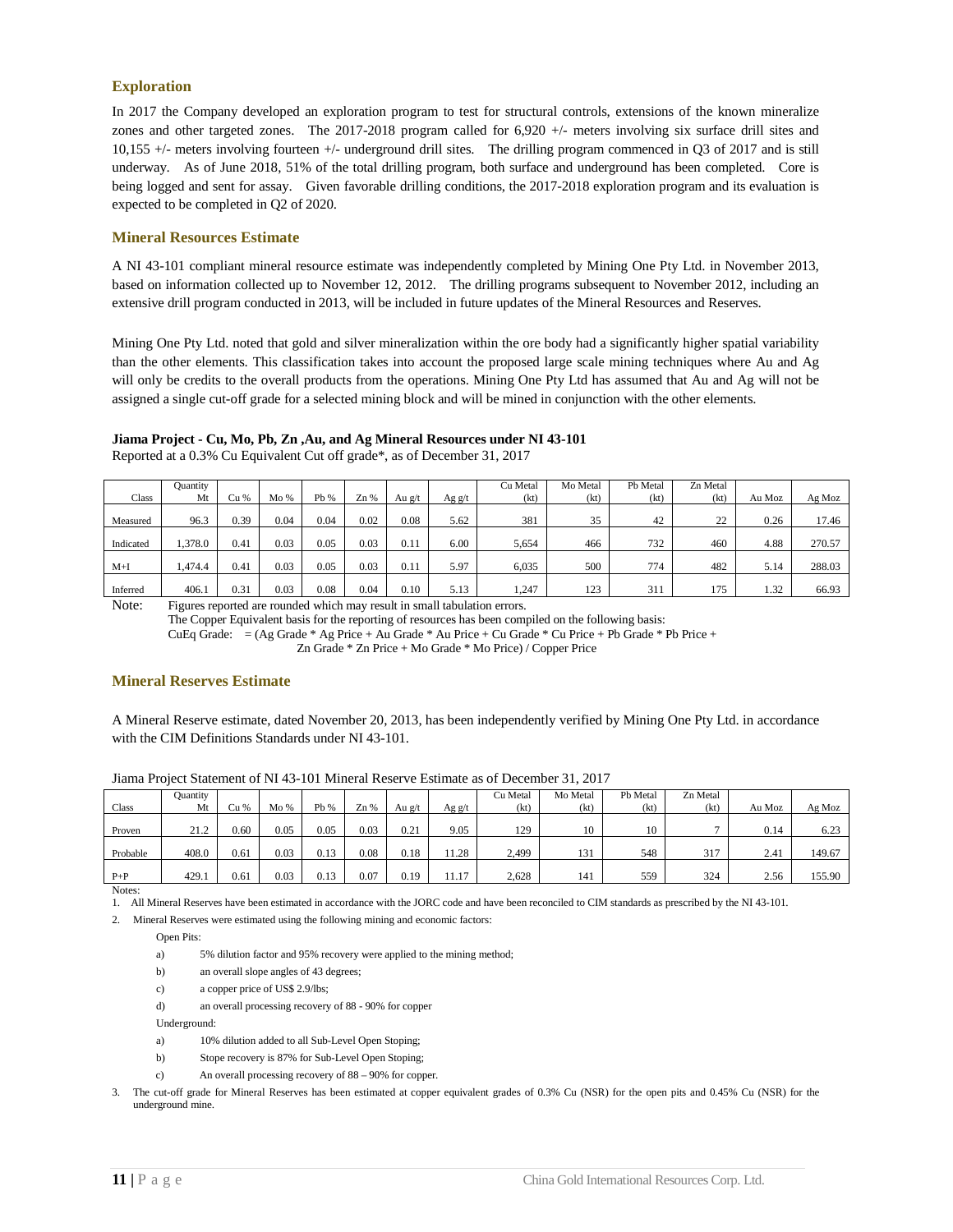## Exploration

In 2017 the Company developed an exploration program to test for structural controls, extensions of the known mineralize zones and other targeted zones. The 2017-2018 program called for 6,920 +/- meters involving six surface drill sites and 10,155 +/- meters involving fourteen +/- underground drill sites. The drilling program commenced in Q3 of 2017 and is still underway. As of June 2018, 51% of the total drilling program, both surface and underground has been completed. Core is being logged and sent for assay. Given favorable drilling conditions, the 2017-2018 exploration program and its evaluation is expected to be completed in Q2 of 2020.

## Mineral Resources Estimate

A NI 43-101 compliant mineral resource estimate was independently completed by Mining One Pty Ltd. in November 2013, based on information collected up to November 12, 2012. The drilling programs subsequent to November 2012, including an extensive drill program conducted in 2013, will be included in future updates of the Mineral Resources and Reserves.

Mining One Pty Ltd. noted that gold and silver mineralization within the ore body had a significantly higher spatial variability than the other elements. This classification takes into account the proposed large scale mining techniques where Au and Ag will only be credits to the overall products from the operations. Mining One Pty Ltd has assumed that Au and Ag will not be assigned a single cut-off grade for a selected mining block and will be mined in conjunction with the other elements.

**Jiama Project - Cu, Mo, Pb, Zn ,Au, and Ag Mineral Resources under NI 43-101**

Reported at a 0.3% Cu Equivalent Cut off grade*, as of December 31, 2017

| Class | Quantity Mt | Cu % | Mo % | Pb % | Zn % | Au g/t | Ag g/t | Cu Metal (kt) | Mo Metal (kt) | Pb Metal (kt) | Zn Metal (kt) | Au Moz | Ag Moz |
|---|---|---|---|---|---|---|---|---|---|---|---|---|---|
| Measured | 96.3 | 0.39 | 0.04 | 0.04 | 0.02 | 0.08 | 5.62 | 381 | 35 | 42 | 22 | 0.26 | 17.46 |
| Indicated | 1,378.0 | 0.41 | 0.03 | 0.05 | 0.03 | 0.11 | 6.00 | 5,654 | 466 | 732 | 460 | 4.88 | 270.57 |
| M+I | 1,474.4 | 0.41 | 0.03 | 0.05 | 0.03 | 0.11 | 5.97 | 6,035 | 500 | 774 | 482 | 5.14 | 288.03 |
| Inferred | 406.1 | 0.31 | 0.03 | 0.08 | 0.04 | 0.10 | 5.13 | 1,247 | 123 | 311 | 175 | 1.32 | 66.93 |

Note: Figures reported are rounded which may result in small tabulation errors.
The Copper Equivalent basis for the reporting of resources has been compiled on the following basis:
CuEq Grade: = (Ag Grade * Ag Price + Au Grade * Au Price + Cu Grade * Cu Price + Pb Grade * Pb Price + Zn Grade * Zn Price + Mo Grade * Mo Price) / Copper Price

## Mineral Reserves Estimate

A Mineral Reserve estimate, dated November 20, 2013, has been independently verified by Mining One Pty Ltd. in accordance with the CIM Definitions Standards under NI 43-101.

Jiama Project Statement of NI 43-101 Mineral Reserve Estimate as of December 31, 2017

| Class | Quantity Mt | Cu % | Mo % | Pb % | Zn % | Au g/t | Ag g/t | Cu Metal (kt) | Mo Metal (kt) | Pb Metal (kt) | Zn Metal (kt) | Au Moz | Ag Moz |
|---|---|---|---|---|---|---|---|---|---|---|---|---|---|
| Proven | 21.2 | 0.60 | 0.05 | 0.05 | 0.03 | 0.21 | 9.05 | 129 | 10 | 10 | 7 | 0.14 | 6.23 |
| Probable | 408.0 | 0.61 | 0.03 | 0.13 | 0.08 | 0.18 | 11.28 | 2,499 | 131 | 548 | 317 | 2.41 | 149.67 |
| P+P | 429.1 | 0.61 | 0.03 | 0.13 | 0.07 | 0.19 | 11.17 | 2,628 | 141 | 559 | 324 | 2.56 | 155.90 |

Notes:

1. All Mineral Reserves have been estimated in accordance with the JORC code and have been reconciled to CIM standards as prescribed by the NI 43-101.
2. Mineral Reserves were estimated using the following mining and economic factors:

   Open Pits:

   a) 5% dilution factor and 95% recovery were applied to the mining method;
   b) an overall slope angles of 43 degrees;
   c) a copper price of US$ 2.9/lbs;
   d) an overall processing recovery of 88 - 90% for copper

   Underground:

   a) 10% dilution added to all Sub-Level Open Stoping;
   b) Stope recovery is 87% for Sub-Level Open Stoping;
   c) An overall processing recovery of 88 – 90% for copper.
3. The cut-off grade for Mineral Reserves has been estimated at copper equivalent grades of 0.3% Cu (NSR) for the open pits and 0.45% Cu (NSR) for the underground mine.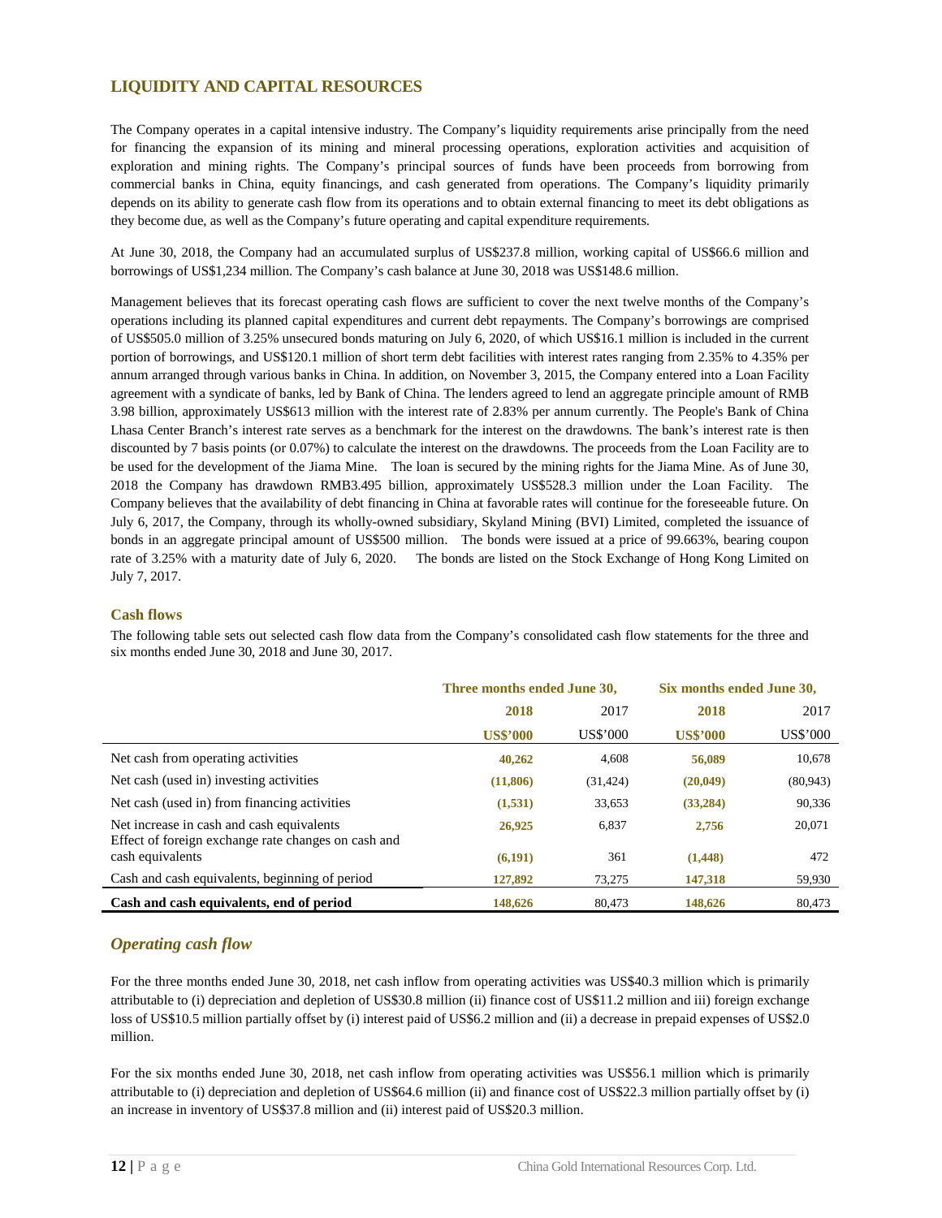## LIQUIDITY AND CAPITAL RESOURCES

The Company operates in a capital intensive industry. The Company's liquidity requirements arise principally from the need for financing the expansion of its mining and mineral processing operations, exploration activities and acquisition of exploration and mining rights. The Company's principal sources of funds have been proceeds from borrowing from commercial banks in China, equity financings, and cash generated from operations. The Company's liquidity primarily depends on its ability to generate cash flow from its operations and to obtain external financing to meet its debt obligations as they become due, as well as the Company's future operating and capital expenditure requirements.

At June 30, 2018, the Company had an accumulated surplus of US$237.8 million, working capital of US$66.6 million and borrowings of US$1,234 million. The Company's cash balance at June 30, 2018 was US$148.6 million.

Management believes that its forecast operating cash flows are sufficient to cover the next twelve months of the Company's operations including its planned capital expenditures and current debt repayments. The Company's borrowings are comprised of US$505.0 million of 3.25% unsecured bonds maturing on July 6, 2020, of which US$16.1 million is included in the current portion of borrowings, and US$120.1 million of short term debt facilities with interest rates ranging from 2.35% to 4.35% per annum arranged through various banks in China. In addition, on November 3, 2015, the Company entered into a Loan Facility agreement with a syndicate of banks, led by Bank of China. The lenders agreed to lend an aggregate principle amount of RMB 3.98 billion, approximately US$613 million with the interest rate of 2.83% per annum currently. The People's Bank of China Lhasa Center Branch's interest rate serves as a benchmark for the interest on the drawdowns. The bank's interest rate is then discounted by 7 basis points (or 0.07%) to calculate the interest on the drawdowns. The proceeds from the Loan Facility are to be used for the development of the Jiama Mine. The loan is secured by the mining rights for the Jiama Mine. As of June 30, 2018 the Company has drawdown RMB3.495 billion, approximately US$528.3 million under the Loan Facility. The Company believes that the availability of debt financing in China at favorable rates will continue for the foreseeable future. On July 6, 2017, the Company, through its wholly-owned subsidiary, Skyland Mining (BVI) Limited, completed the issuance of bonds in an aggregate principal amount of US$500 million. The bonds were issued at a price of 99.663%, bearing coupon rate of 3.25% with a maturity date of July 6, 2020. The bonds are listed on the Stock Exchange of Hong Kong Limited on July 7, 2017.

### Cash flows

The following table sets out selected cash flow data from the Company's consolidated cash flow statements for the three and six months ended June 30, 2018 and June 30, 2017.

| | Three months ended June 30, | | Six months ended June 30, | |
|---|---|---|---|---|
| | **2018** | 2017 | **2018** | 2017 |
| | **US$'000** | US$'000 | **US$'000** | US$'000 |
| Net cash from operating activities | **40,262** | 4,608 | **56,089** | 10,678 |
| Net cash (used in) investing activities | **(11,806)** | (31,424) | **(20,049)** | (80,943) |
| Net cash (used in) from financing activities | **(1,531)** | 33,653 | **(33,284)** | 90,336 |
| Net increase in cash and cash equivalents | **26,925** | 6,837 | **2,756** | 20,071 |
| Effect of foreign exchange rate changes on cash and cash equivalents | **(6,191)** | 361 | **(1,448)** | 472 |
| Cash and cash equivalents, beginning of period | **127,892** | 73,275 | **147,318** | 59,930 |
| **Cash and cash equivalents, end of period** | **148,626** | 80,473 | **148,626** | 80,473 |

### *Operating cash flow*

For the three months ended June 30, 2018, net cash inflow from operating activities was US$40.3 million which is primarily attributable to (i) depreciation and depletion of US$30.8 million (ii) finance cost of US$11.2 million and iii) foreign exchange loss of US$10.5 million partially offset by (i) interest paid of US$6.2 million and (ii) a decrease in prepaid expenses of US$2.0 million.

For the six months ended June 30, 2018, net cash inflow from operating activities was US$56.1 million which is primarily attributable to (i) depreciation and depletion of US$64.6 million (ii) and finance cost of US$22.3 million partially offset by (i) an increase in inventory of US$37.8 million and (ii) interest paid of US$20.3 million.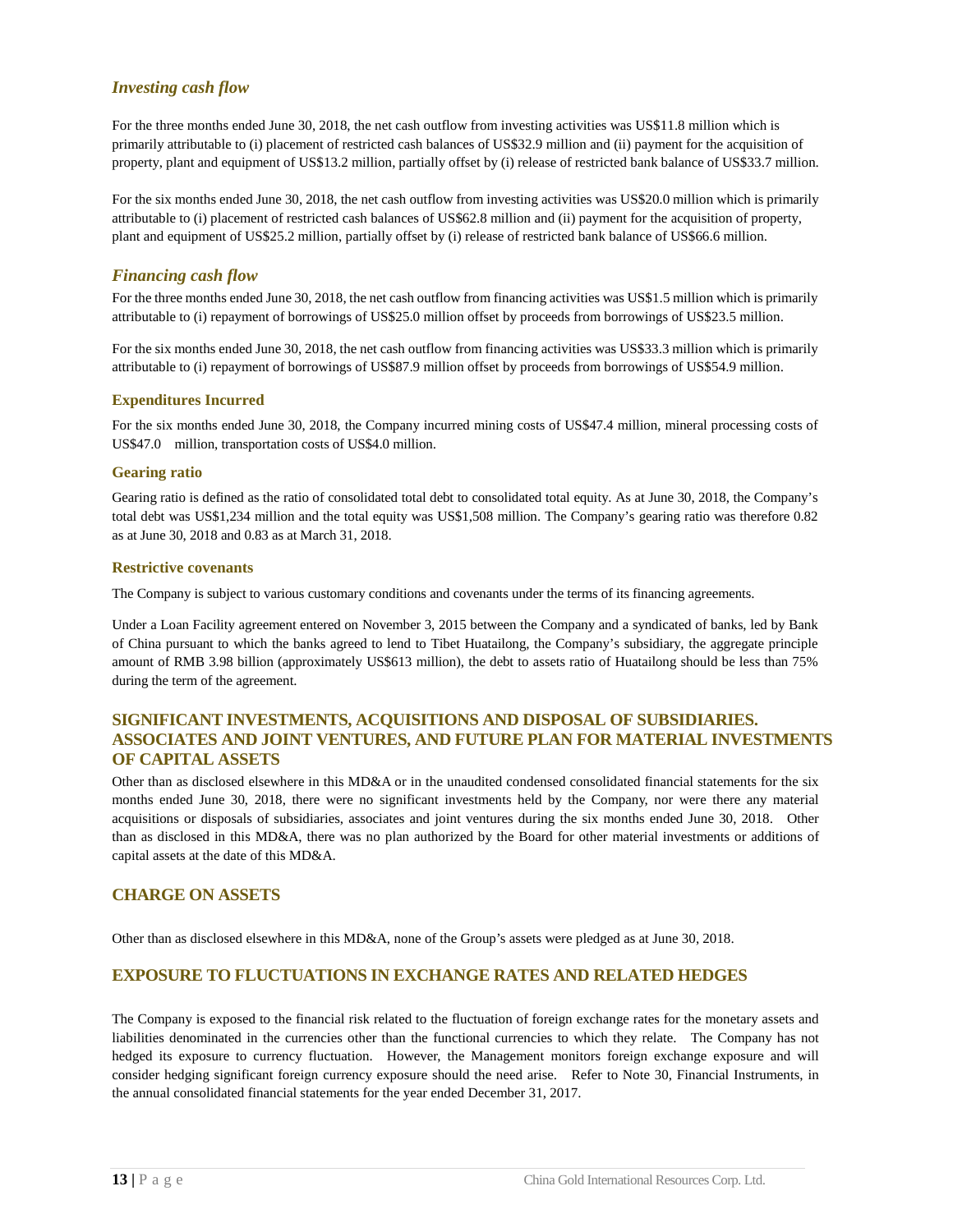### *Investing cash flow*

For the three months ended June 30, 2018, the net cash outflow from investing activities was US$11.8 million which is primarily attributable to (i) placement of restricted cash balances of US$32.9 million and (ii) payment for the acquisition of property, plant and equipment of US$13.2 million, partially offset by (i) release of restricted bank balance of US$33.7 million.

For the six months ended June 30, 2018, the net cash outflow from investing activities was US$20.0 million which is primarily attributable to (i) placement of restricted cash balances of US$62.8 million and (ii) payment for the acquisition of property, plant and equipment of US$25.2 million, partially offset by (i) release of restricted bank balance of US$66.6 million.

### *Financing cash flow*

For the three months ended June 30, 2018, the net cash outflow from financing activities was US$1.5 million which is primarily attributable to (i) repayment of borrowings of US$25.0 million offset by proceeds from borrowings of US$23.5 million.

For the six months ended June 30, 2018, the net cash outflow from financing activities was US$33.3 million which is primarily attributable to (i) repayment of borrowings of US$87.9 million offset by proceeds from borrowings of US$54.9 million.

#### Expenditures Incurred

For the six months ended June 30, 2018, the Company incurred mining costs of US$47.4 million, mineral processing costs of US$47.0 million, transportation costs of US$4.0 million.

#### Gearing ratio

Gearing ratio is defined as the ratio of consolidated total debt to consolidated total equity. As at June 30, 2018, the Company's total debt was US$1,234 million and the total equity was US$1,508 million. The Company's gearing ratio was therefore 0.82 as at June 30, 2018 and 0.83 as at March 31, 2018.

#### Restrictive covenants

The Company is subject to various customary conditions and covenants under the terms of its financing agreements.

Under a Loan Facility agreement entered on November 3, 2015 between the Company and a syndicated of banks, led by Bank of China pursuant to which the banks agreed to lend to Tibet Huatailong, the Company's subsidiary, the aggregate principle amount of RMB 3.98 billion (approximately US$613 million), the debt to assets ratio of Huatailong should be less than 75% during the term of the agreement.

## SIGNIFICANT INVESTMENTS, ACQUISITIONS AND DISPOSAL OF SUBSIDIARIES. ASSOCIATES AND JOINT VENTURES, AND FUTURE PLAN FOR MATERIAL INVESTMENTS OF CAPITAL ASSETS

Other than as disclosed elsewhere in this MD&A or in the unaudited condensed consolidated financial statements for the six months ended June 30, 2018, there were no significant investments held by the Company, nor were there any material acquisitions or disposals of subsidiaries, associates and joint ventures during the six months ended June 30, 2018. Other than as disclosed in this MD&A, there was no plan authorized by the Board for other material investments or additions of capital assets at the date of this MD&A.

## CHARGE ON ASSETS

Other than as disclosed elsewhere in this MD&A, none of the Group's assets were pledged as at June 30, 2018.

## EXPOSURE TO FLUCTUATIONS IN EXCHANGE RATES AND RELATED HEDGES

The Company is exposed to the financial risk related to the fluctuation of foreign exchange rates for the monetary assets and liabilities denominated in the currencies other than the functional currencies to which they relate. The Company has not hedged its exposure to currency fluctuation. However, the Management monitors foreign exchange exposure and will consider hedging significant foreign currency exposure should the need arise. Refer to Note 30, Financial Instruments, in the annual consolidated financial statements for the year ended December 31, 2017.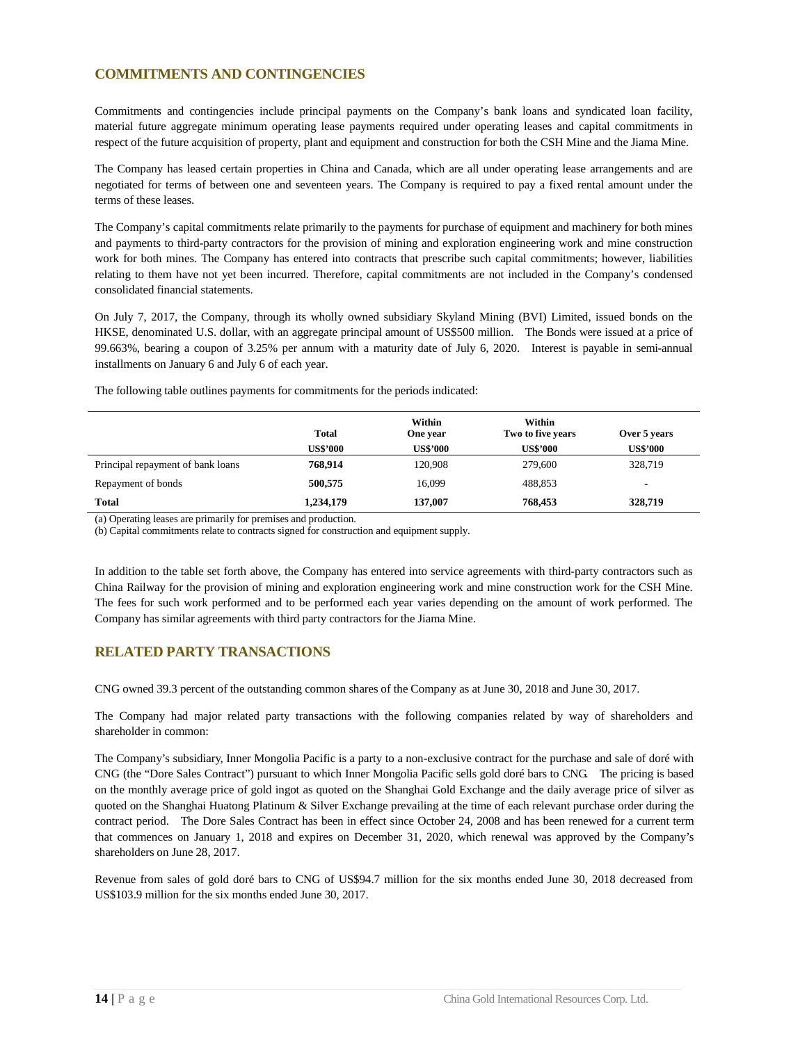## COMMITMENTS AND CONTINGENCIES

Commitments and contingencies include principal payments on the Company's bank loans and syndicated loan facility, material future aggregate minimum operating lease payments required under operating leases and capital commitments in respect of the future acquisition of property, plant and equipment and construction for both the CSH Mine and the Jiama Mine.

The Company has leased certain properties in China and Canada, which are all under operating lease arrangements and are negotiated for terms of between one and seventeen years. The Company is required to pay a fixed rental amount under the terms of these leases.

The Company's capital commitments relate primarily to the payments for purchase of equipment and machinery for both mines and payments to third-party contractors for the provision of mining and exploration engineering work and mine construction work for both mines. The Company has entered into contracts that prescribe such capital commitments; however, liabilities relating to them have not yet been incurred. Therefore, capital commitments are not included in the Company's condensed consolidated financial statements.

On July 7, 2017, the Company, through its wholly owned subsidiary Skyland Mining (BVI) Limited, issued bonds on the HKSE, denominated U.S. dollar, with an aggregate principal amount of US$500 million. The Bonds were issued at a price of 99.663%, bearing a coupon of 3.25% per annum with a maturity date of July 6, 2020. Interest is payable in semi-annual installments on January 6 and July 6 of each year.

The following table outlines payments for commitments for the periods indicated:

| | Total | Within One year | Within Two to five years | Over 5 years |
|---|---|---|---|---|
| | US$'000 | US$'000 | US$'000 | US$'000 |
| Principal repayment of bank loans | **768,914** | 120,908 | 279,600 | 328,719 |
| Repayment of bonds | **500,575** | 16,099 | 488,853 | - |
| **Total** | **1,234,179** | **137,007** | **768,453** | **328,719** |

(a) Operating leases are primarily for premises and production.
(b) Capital commitments relate to contracts signed for construction and equipment supply.

In addition to the table set forth above, the Company has entered into service agreements with third-party contractors such as China Railway for the provision of mining and exploration engineering work and mine construction work for the CSH Mine. The fees for such work performed and to be performed each year varies depending on the amount of work performed. The Company has similar agreements with third party contractors for the Jiama Mine.

## RELATED PARTY TRANSACTIONS

CNG owned 39.3 percent of the outstanding common shares of the Company as at June 30, 2018 and June 30, 2017.

The Company had major related party transactions with the following companies related by way of shareholders and shareholder in common:

The Company's subsidiary, Inner Mongolia Pacific is a party to a non-exclusive contract for the purchase and sale of doré with CNG (the "Dore Sales Contract") pursuant to which Inner Mongolia Pacific sells gold doré bars to CNG. The pricing is based on the monthly average price of gold ingot as quoted on the Shanghai Gold Exchange and the daily average price of silver as quoted on the Shanghai Huatong Platinum & Silver Exchange prevailing at the time of each relevant purchase order during the contract period. The Dore Sales Contract has been in effect since October 24, 2008 and has been renewed for a current term that commences on January 1, 2018 and expires on December 31, 2020, which renewal was approved by the Company's shareholders on June 28, 2017.

Revenue from sales of gold doré bars to CNG of US$94.7 million for the six months ended June 30, 2018 decreased from US$103.9 million for the six months ended June 30, 2017.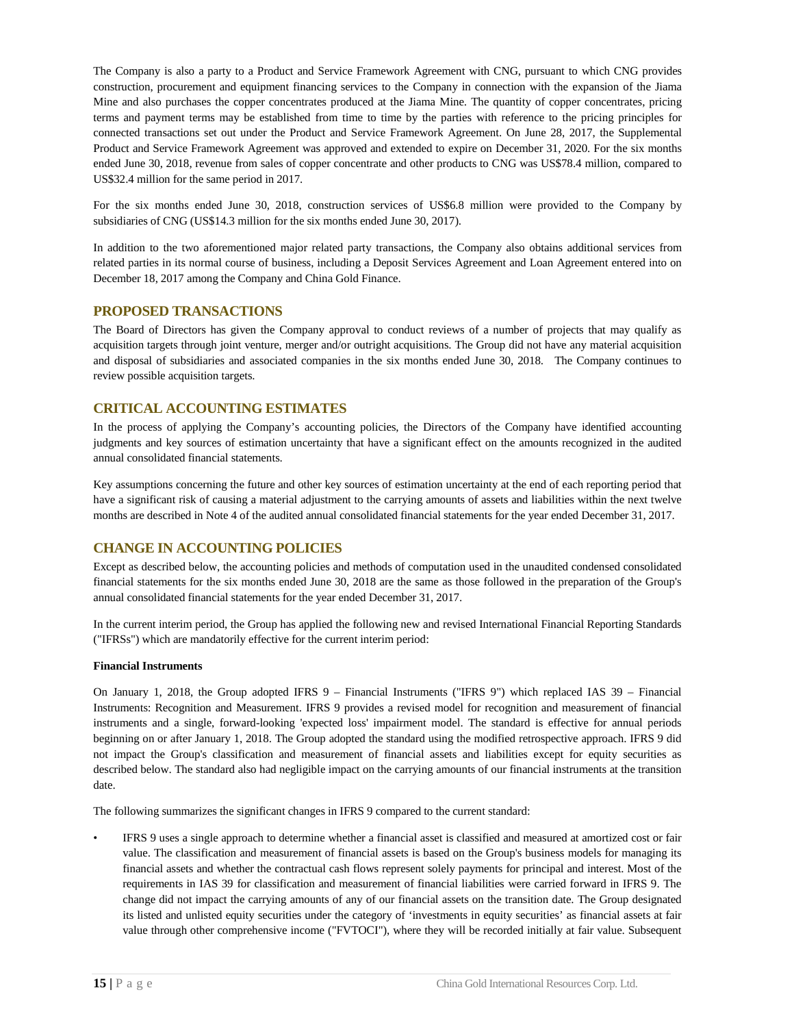The Company is also a party to a Product and Service Framework Agreement with CNG, pursuant to which CNG provides construction, procurement and equipment financing services to the Company in connection with the expansion of the Jiama Mine and also purchases the copper concentrates produced at the Jiama Mine. The quantity of copper concentrates, pricing terms and payment terms may be established from time to time by the parties with reference to the pricing principles for connected transactions set out under the Product and Service Framework Agreement. On June 28, 2017, the Supplemental Product and Service Framework Agreement was approved and extended to expire on December 31, 2020. For the six months ended June 30, 2018, revenue from sales of copper concentrate and other products to CNG was US$78.4 million, compared to US$32.4 million for the same period in 2017.

For the six months ended June 30, 2018, construction services of US$6.8 million were provided to the Company by subsidiaries of CNG (US$14.3 million for the six months ended June 30, 2017).

In addition to the two aforementioned major related party transactions, the Company also obtains additional services from related parties in its normal course of business, including a Deposit Services Agreement and Loan Agreement entered into on December 18, 2017 among the Company and China Gold Finance.

## PROPOSED TRANSACTIONS

The Board of Directors has given the Company approval to conduct reviews of a number of projects that may qualify as acquisition targets through joint venture, merger and/or outright acquisitions. The Group did not have any material acquisition and disposal of subsidiaries and associated companies in the six months ended June 30, 2018. The Company continues to review possible acquisition targets.

## CRITICAL ACCOUNTING ESTIMATES

In the process of applying the Company's accounting policies, the Directors of the Company have identified accounting judgments and key sources of estimation uncertainty that have a significant effect on the amounts recognized in the audited annual consolidated financial statements.

Key assumptions concerning the future and other key sources of estimation uncertainty at the end of each reporting period that have a significant risk of causing a material adjustment to the carrying amounts of assets and liabilities within the next twelve months are described in Note 4 of the audited annual consolidated financial statements for the year ended December 31, 2017.

## CHANGE IN ACCOUNTING POLICIES

Except as described below, the accounting policies and methods of computation used in the unaudited condensed consolidated financial statements for the six months ended June 30, 2018 are the same as those followed in the preparation of the Group's annual consolidated financial statements for the year ended December 31, 2017.

In the current interim period, the Group has applied the following new and revised International Financial Reporting Standards ("IFRSs") which are mandatorily effective for the current interim period:

**Financial Instruments**

On January 1, 2018, the Group adopted IFRS 9 – Financial Instruments ("IFRS 9") which replaced IAS 39 – Financial Instruments: Recognition and Measurement. IFRS 9 provides a revised model for recognition and measurement of financial instruments and a single, forward-looking 'expected loss' impairment model. The standard is effective for annual periods beginning on or after January 1, 2018. The Group adopted the standard using the modified retrospective approach. IFRS 9 did not impact the Group's classification and measurement of financial assets and liabilities except for equity securities as described below. The standard also had negligible impact on the carrying amounts of our financial instruments at the transition date.

The following summarizes the significant changes in IFRS 9 compared to the current standard:

- IFRS 9 uses a single approach to determine whether a financial asset is classified and measured at amortized cost or fair value. The classification and measurement of financial assets is based on the Group's business models for managing its financial assets and whether the contractual cash flows represent solely payments for principal and interest. Most of the requirements in IAS 39 for classification and measurement of financial liabilities were carried forward in IFRS 9. The change did not impact the carrying amounts of any of our financial assets on the transition date. The Group designated its listed and unlisted equity securities under the category of 'investments in equity securities' as financial assets at fair value through other comprehensive income ("FVTOCI"), where they will be recorded initially at fair value. Subsequent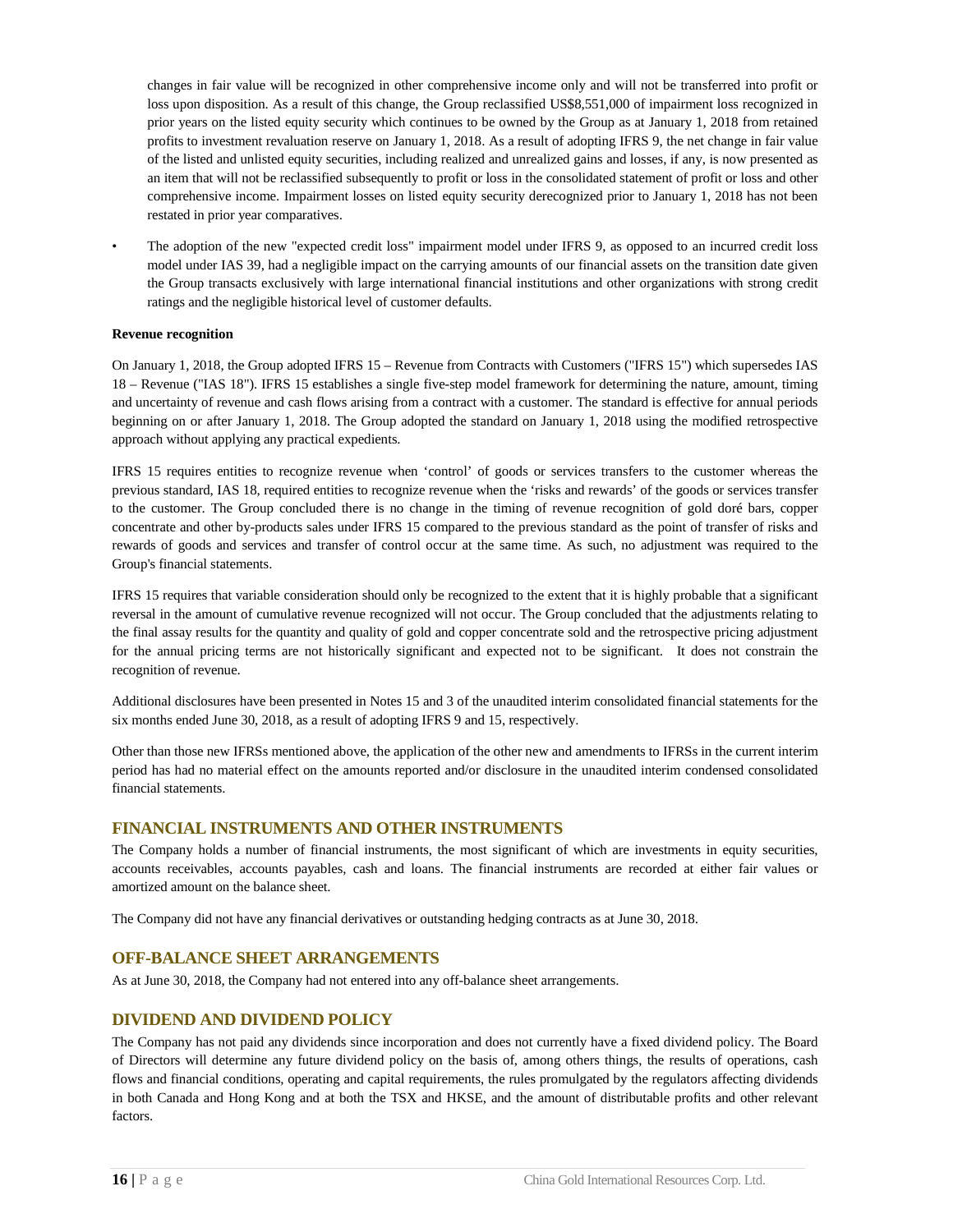changes in fair value will be recognized in other comprehensive income only and will not be transferred into profit or loss upon disposition. As a result of this change, the Group reclassified US$8,551,000 of impairment loss recognized in prior years on the listed equity security which continues to be owned by the Group as at January 1, 2018 from retained profits to investment revaluation reserve on January 1, 2018. As a result of adopting IFRS 9, the net change in fair value of the listed and unlisted equity securities, including realized and unrealized gains and losses, if any, is now presented as an item that will not be reclassified subsequently to profit or loss in the consolidated statement of profit or loss and other comprehensive income. Impairment losses on listed equity security derecognized prior to January 1, 2018 has not been restated in prior year comparatives.

- The adoption of the new "expected credit loss" impairment model under IFRS 9, as opposed to an incurred credit loss model under IAS 39, had a negligible impact on the carrying amounts of our financial assets on the transition date given the Group transacts exclusively with large international financial institutions and other organizations with strong credit ratings and the negligible historical level of customer defaults.

**Revenue recognition**

On January 1, 2018, the Group adopted IFRS 15 – Revenue from Contracts with Customers ("IFRS 15") which supersedes IAS 18 – Revenue ("IAS 18"). IFRS 15 establishes a single five-step model framework for determining the nature, amount, timing and uncertainty of revenue and cash flows arising from a contract with a customer. The standard is effective for annual periods beginning on or after January 1, 2018. The Group adopted the standard on January 1, 2018 using the modified retrospective approach without applying any practical expedients.

IFRS 15 requires entities to recognize revenue when 'control' of goods or services transfers to the customer whereas the previous standard, IAS 18, required entities to recognize revenue when the 'risks and rewards' of the goods or services transfer to the customer. The Group concluded there is no change in the timing of revenue recognition of gold doré bars, copper concentrate and other by-products sales under IFRS 15 compared to the previous standard as the point of transfer of risks and rewards of goods and services and transfer of control occur at the same time. As such, no adjustment was required to the Group's financial statements.

IFRS 15 requires that variable consideration should only be recognized to the extent that it is highly probable that a significant reversal in the amount of cumulative revenue recognized will not occur. The Group concluded that the adjustments relating to the final assay results for the quantity and quality of gold and copper concentrate sold and the retrospective pricing adjustment for the annual pricing terms are not historically significant and expected not to be significant. It does not constrain the recognition of revenue.

Additional disclosures have been presented in Notes 15 and 3 of the unaudited interim consolidated financial statements for the six months ended June 30, 2018, as a result of adopting IFRS 9 and 15, respectively.

Other than those new IFRSs mentioned above, the application of the other new and amendments to IFRSs in the current interim period has had no material effect on the amounts reported and/or disclosure in the unaudited interim condensed consolidated financial statements.

## FINANCIAL INSTRUMENTS AND OTHER INSTRUMENTS

The Company holds a number of financial instruments, the most significant of which are investments in equity securities, accounts receivables, accounts payables, cash and loans. The financial instruments are recorded at either fair values or amortized amount on the balance sheet.

The Company did not have any financial derivatives or outstanding hedging contracts as at June 30, 2018.

## OFF-BALANCE SHEET ARRANGEMENTS

As at June 30, 2018, the Company had not entered into any off-balance sheet arrangements.

## DIVIDEND AND DIVIDEND POLICY

The Company has not paid any dividends since incorporation and does not currently have a fixed dividend policy. The Board of Directors will determine any future dividend policy on the basis of, among others things, the results of operations, cash flows and financial conditions, operating and capital requirements, the rules promulgated by the regulators affecting dividends in both Canada and Hong Kong and at both the TSX and HKSE, and the amount of distributable profits and other relevant factors.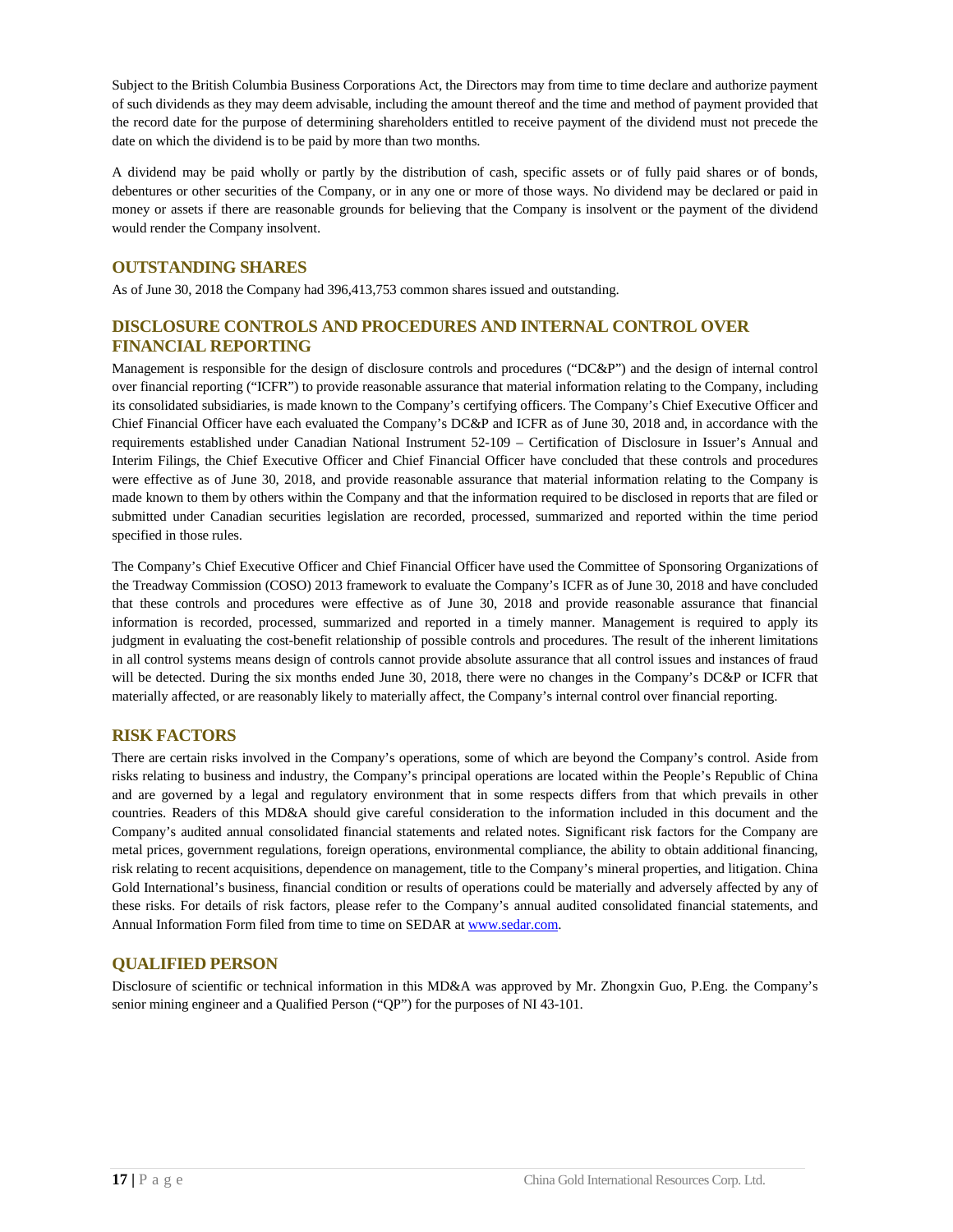Subject to the British Columbia Business Corporations Act, the Directors may from time to time declare and authorize payment of such dividends as they may deem advisable, including the amount thereof and the time and method of payment provided that the record date for the purpose of determining shareholders entitled to receive payment of the dividend must not precede the date on which the dividend is to be paid by more than two months.

A dividend may be paid wholly or partly by the distribution of cash, specific assets or of fully paid shares or of bonds, debentures or other securities of the Company, or in any one or more of those ways. No dividend may be declared or paid in money or assets if there are reasonable grounds for believing that the Company is insolvent or the payment of the dividend would render the Company insolvent.

## OUTSTANDING SHARES

As of June 30, 2018 the Company had 396,413,753 common shares issued and outstanding.

## DISCLOSURE CONTROLS AND PROCEDURES AND INTERNAL CONTROL OVER FINANCIAL REPORTING

Management is responsible for the design of disclosure controls and procedures ("DC&P") and the design of internal control over financial reporting ("ICFR") to provide reasonable assurance that material information relating to the Company, including its consolidated subsidiaries, is made known to the Company's certifying officers. The Company's Chief Executive Officer and Chief Financial Officer have each evaluated the Company's DC&P and ICFR as of June 30, 2018 and, in accordance with the requirements established under Canadian National Instrument 52-109 – Certification of Disclosure in Issuer's Annual and Interim Filings, the Chief Executive Officer and Chief Financial Officer have concluded that these controls and procedures were effective as of June 30, 2018, and provide reasonable assurance that material information relating to the Company is made known to them by others within the Company and that the information required to be disclosed in reports that are filed or submitted under Canadian securities legislation are recorded, processed, summarized and reported within the time period specified in those rules.

The Company's Chief Executive Officer and Chief Financial Officer have used the Committee of Sponsoring Organizations of the Treadway Commission (COSO) 2013 framework to evaluate the Company's ICFR as of June 30, 2018 and have concluded that these controls and procedures were effective as of June 30, 2018 and provide reasonable assurance that financial information is recorded, processed, summarized and reported in a timely manner. Management is required to apply its judgment in evaluating the cost-benefit relationship of possible controls and procedures. The result of the inherent limitations in all control systems means design of controls cannot provide absolute assurance that all control issues and instances of fraud will be detected. During the six months ended June 30, 2018, there were no changes in the Company's DC&P or ICFR that materially affected, or are reasonably likely to materially affect, the Company's internal control over financial reporting.

## RISK FACTORS

There are certain risks involved in the Company's operations, some of which are beyond the Company's control. Aside from risks relating to business and industry, the Company's principal operations are located within the People's Republic of China and are governed by a legal and regulatory environment that in some respects differs from that which prevails in other countries. Readers of this MD&A should give careful consideration to the information included in this document and the Company's audited annual consolidated financial statements and related notes. Significant risk factors for the Company are metal prices, government regulations, foreign operations, environmental compliance, the ability to obtain additional financing, risk relating to recent acquisitions, dependence on management, title to the Company's mineral properties, and litigation. China Gold International's business, financial condition or results of operations could be materially and adversely affected by any of these risks. For details of risk factors, please refer to the Company's annual audited consolidated financial statements, and Annual Information Form filed from time to time on SEDAR at www.sedar.com.

## QUALIFIED PERSON

Disclosure of scientific or technical information in this MD&A was approved by Mr. Zhongxin Guo, P.Eng. the Company's senior mining engineer and a Qualified Person ("QP") for the purposes of NI 43-101.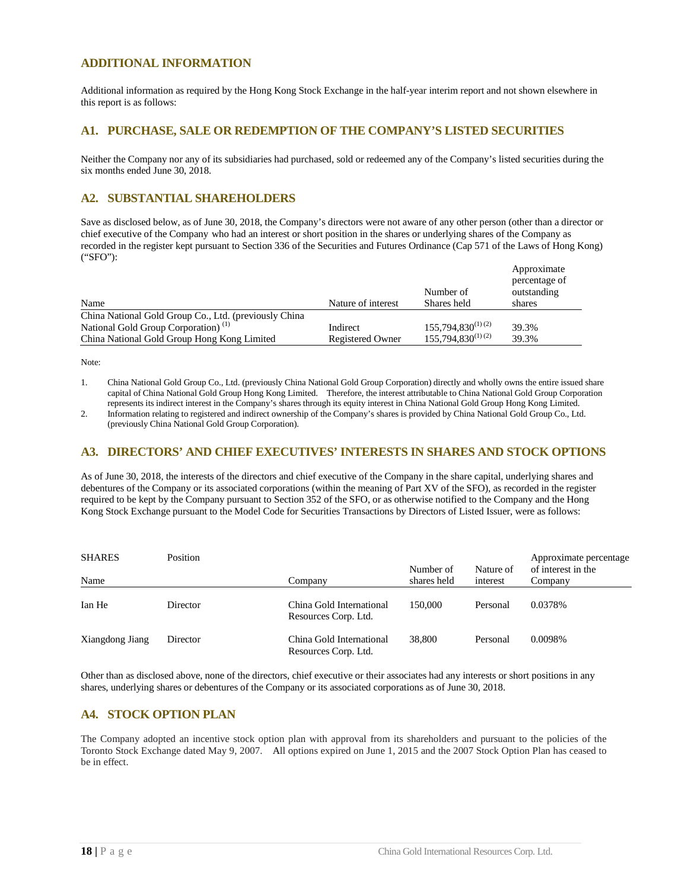## ADDITIONAL INFORMATION

Additional information as required by the Hong Kong Stock Exchange in the half-year interim report and not shown elsewhere in this report is as follows:

### A1. PURCHASE, SALE OR REDEMPTION OF THE COMPANY'S LISTED SECURITIES

Neither the Company nor any of its subsidiaries had purchased, sold or redeemed any of the Company's listed securities during the six months ended June 30, 2018.

### A2. SUBSTANTIAL SHAREHOLDERS

Save as disclosed below, as of June 30, 2018, the Company's directors were not aware of any other person (other than a director or chief executive of the Company who had an interest or short position in the shares or underlying shares of the Company as recorded in the register kept pursuant to Section 336 of the Securities and Futures Ordinance (Cap 571 of the Laws of Hong Kong) ("SFO"):

| Name | Nature of interest | Number of Shares held | Approximate percentage of outstanding shares |
|---|---|---|---|
| China National Gold Group Co., Ltd. (previously China National Gold Group Corporation) [1] | Indirect | 155,794,830[1][2] | 39.3% |
| China National Gold Group Hong Kong Limited | Registered Owner | 155,794,830[1][2] | 39.3% |

Note:

1. China National Gold Group Co., Ltd. (previously China National Gold Group Corporation) directly and wholly owns the entire issued share capital of China National Gold Group Hong Kong Limited. Therefore, the interest attributable to China National Gold Group Corporation represents its indirect interest in the Company's shares through its equity interest in China National Gold Group Hong Kong Limited.
2. Information relating to registered and indirect ownership of the Company's shares is provided by China National Gold Group Co., Ltd. (previously China National Gold Group Corporation).

### A3. DIRECTORS' AND CHIEF EXECUTIVES' INTERESTS IN SHARES AND STOCK OPTIONS

As of June 30, 2018, the interests of the directors and chief executive of the Company in the share capital, underlying shares and debentures of the Company or its associated corporations (within the meaning of Part XV of the SFO), as recorded in the register required to be kept by the Company pursuant to Section 352 of the SFO, or as otherwise notified to the Company and the Hong Kong Stock Exchange pursuant to the Model Code for Securities Transactions by Directors of Listed Issuer, were as follows:

| SHARES<br>Name | Position | Company | Number of shares held | Nature of interest | Approximate percentage of interest in the Company |
|---|---|---|---|---|---|
| Ian He | Director | China Gold International Resources Corp. Ltd. | 150,000 | Personal | 0.0378% |
| Xiangdong Jiang | Director | China Gold International Resources Corp. Ltd. | 38,800 | Personal | 0.0098% |

Other than as disclosed above, none of the directors, chief executive or their associates had any interests or short positions in any shares, underlying shares or debentures of the Company or its associated corporations as of June 30, 2018.

### A4. STOCK OPTION PLAN

The Company adopted an incentive stock option plan with approval from its shareholders and pursuant to the policies of the Toronto Stock Exchange dated May 9, 2007. All options expired on June 1, 2015 and the 2007 Stock Option Plan has ceased to be in effect.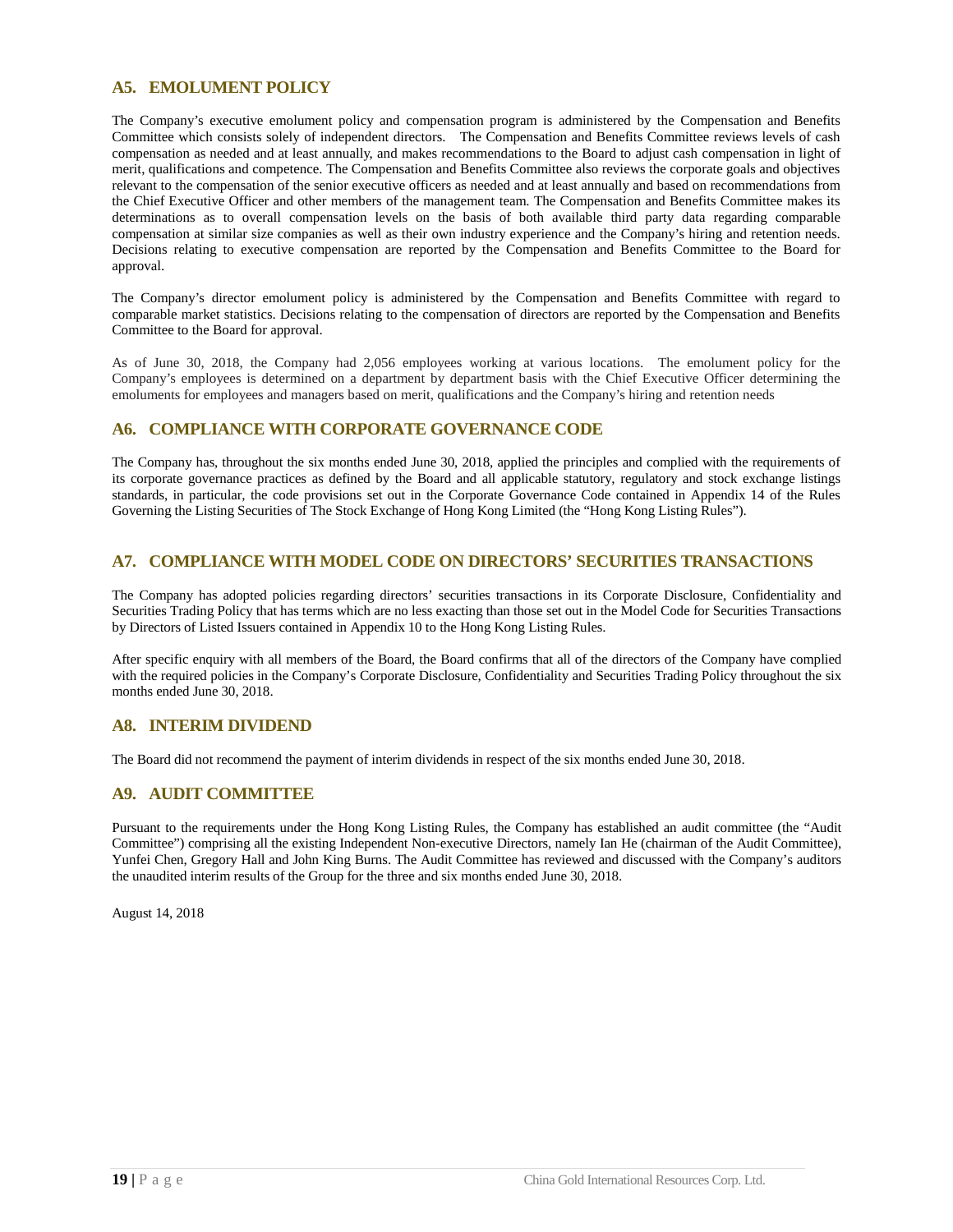## A5. EMOLUMENT POLICY

The Company's executive emolument policy and compensation program is administered by the Compensation and Benefits Committee which consists solely of independent directors. The Compensation and Benefits Committee reviews levels of cash compensation as needed and at least annually, and makes recommendations to the Board to adjust cash compensation in light of merit, qualifications and competence. The Compensation and Benefits Committee also reviews the corporate goals and objectives relevant to the compensation of the senior executive officers as needed and at least annually and based on recommendations from the Chief Executive Officer and other members of the management team. The Compensation and Benefits Committee makes its determinations as to overall compensation levels on the basis of both available third party data regarding comparable compensation at similar size companies as well as their own industry experience and the Company's hiring and retention needs. Decisions relating to executive compensation are reported by the Compensation and Benefits Committee to the Board for approval.

The Company's director emolument policy is administered by the Compensation and Benefits Committee with regard to comparable market statistics. Decisions relating to the compensation of directors are reported by the Compensation and Benefits Committee to the Board for approval.

As of June 30, 2018, the Company had 2,056 employees working at various locations. The emolument policy for the Company's employees is determined on a department by department basis with the Chief Executive Officer determining the emoluments for employees and managers based on merit, qualifications and the Company's hiring and retention needs

## A6. COMPLIANCE WITH CORPORATE GOVERNANCE CODE

The Company has, throughout the six months ended June 30, 2018, applied the principles and complied with the requirements of its corporate governance practices as defined by the Board and all applicable statutory, regulatory and stock exchange listings standards, in particular, the code provisions set out in the Corporate Governance Code contained in Appendix 14 of the Rules Governing the Listing Securities of The Stock Exchange of Hong Kong Limited (the "Hong Kong Listing Rules").

## A7. COMPLIANCE WITH MODEL CODE ON DIRECTORS' SECURITIES TRANSACTIONS

The Company has adopted policies regarding directors' securities transactions in its Corporate Disclosure, Confidentiality and Securities Trading Policy that has terms which are no less exacting than those set out in the Model Code for Securities Transactions by Directors of Listed Issuers contained in Appendix 10 to the Hong Kong Listing Rules.

After specific enquiry with all members of the Board, the Board confirms that all of the directors of the Company have complied with the required policies in the Company's Corporate Disclosure, Confidentiality and Securities Trading Policy throughout the six months ended June 30, 2018.

## A8. INTERIM DIVIDEND

The Board did not recommend the payment of interim dividends in respect of the six months ended June 30, 2018.

## A9. AUDIT COMMITTEE

Pursuant to the requirements under the Hong Kong Listing Rules, the Company has established an audit committee (the "Audit Committee") comprising all the existing Independent Non-executive Directors, namely Ian He (chairman of the Audit Committee), Yunfei Chen, Gregory Hall and John King Burns. The Audit Committee has reviewed and discussed with the Company's auditors the unaudited interim results of the Group for the three and six months ended June 30, 2018.

August 14, 2018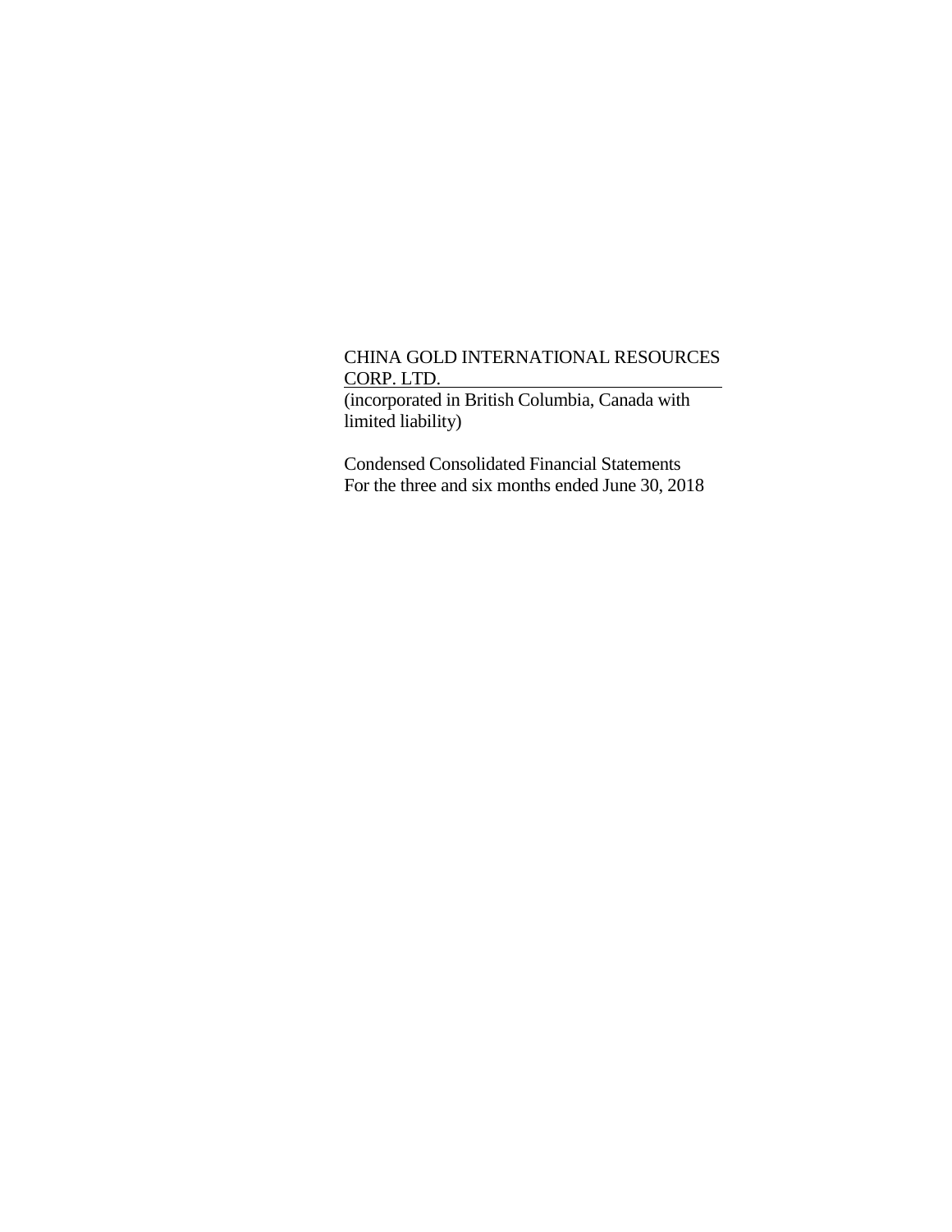CHINA GOLD INTERNATIONAL RESOURCES CORP. LTD.

(incorporated in British Columbia, Canada with limited liability)

Condensed Consolidated Financial Statements
For the three and six months ended June 30, 2018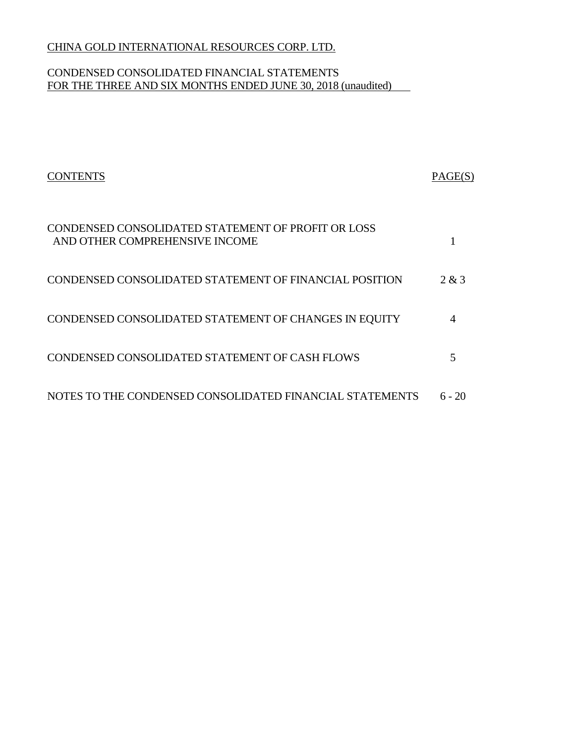CHINA GOLD INTERNATIONAL RESOURCES CORP. LTD.

CONDENSED CONSOLIDATED FINANCIAL STATEMENTS
FOR THE THREE AND SIX MONTHS ENDED JUNE 30, 2018 (unaudited)

| CONTENTS | PAGE(S) |
|---|---|
| CONDENSED CONSOLIDATED STATEMENT OF PROFIT OR LOSS AND OTHER COMPREHENSIVE INCOME | 1 |
| CONDENSED CONSOLIDATED STATEMENT OF FINANCIAL POSITION | 2 & 3 |
| CONDENSED CONSOLIDATED STATEMENT OF CHANGES IN EQUITY | 4 |
| CONDENSED CONSOLIDATED STATEMENT OF CASH FLOWS | 5 |
| NOTES TO THE CONDENSED CONSOLIDATED FINANCIAL STATEMENTS | 6 - 20 |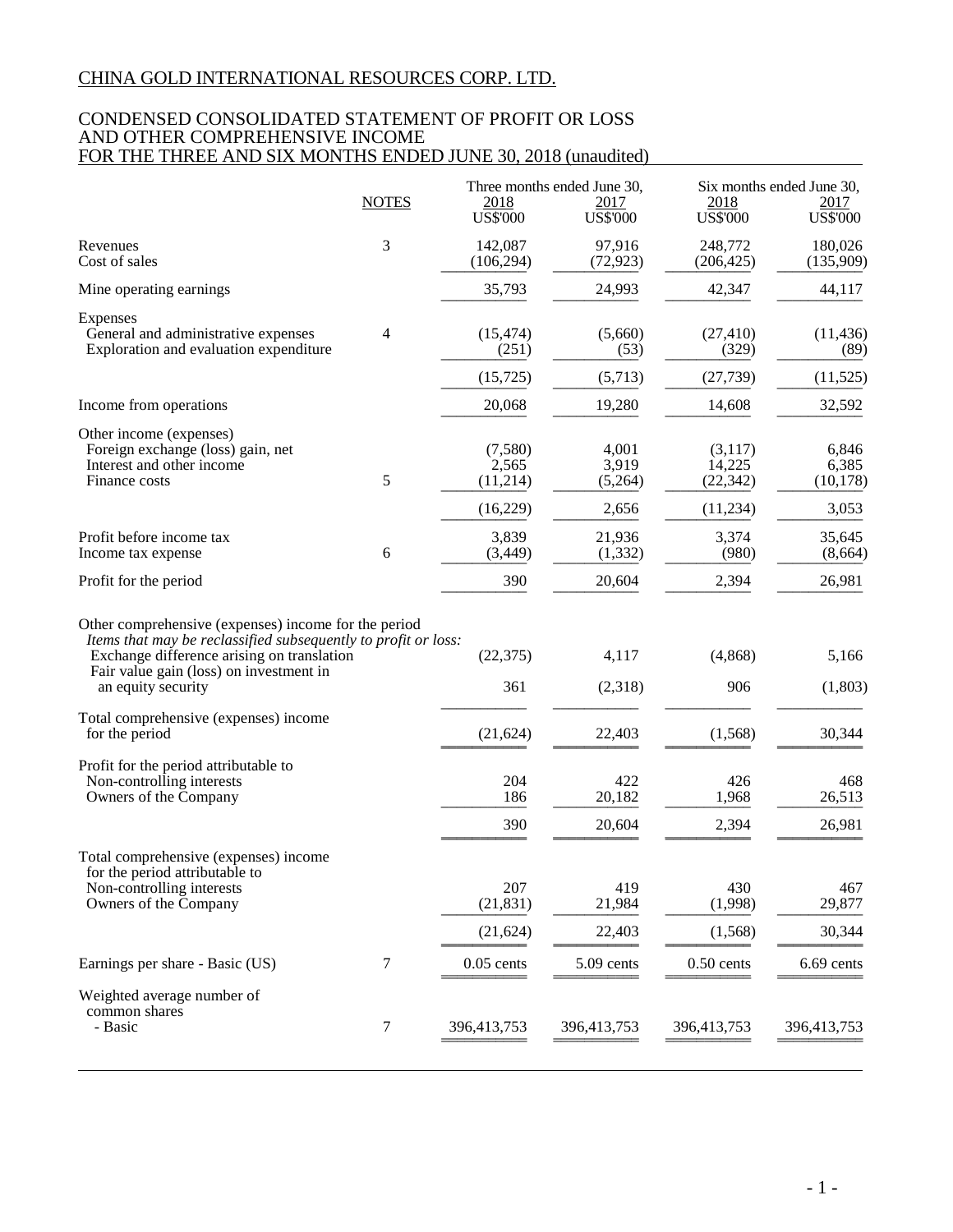# CHINA GOLD INTERNATIONAL RESOURCES CORP. LTD.

## CONDENSED CONSOLIDATED STATEMENT OF PROFIT OR LOSS AND OTHER COMPREHENSIVE INCOME FOR THE THREE AND SIX MONTHS ENDED JUNE 30, 2018 (unaudited)

| | NOTES | Three months ended June 30, 2018 US$'000 | Three months ended June 30, 2017 US$'000 | Six months ended June 30, 2018 US$'000 | Six months ended June 30, 2017 US$'000 |
|---|---|---|---|---|---|
| Revenues | 3 | 142,087 | 97,916 | 248,772 | 180,026 |
| Cost of sales | | (106,294) | (72,923) | (206,425) | (135,909) |
| Mine operating earnings | | 35,793 | 24,993 | 42,347 | 44,117 |
| Expenses | | | | | |
| General and administrative expenses | 4 | (15,474) | (5,660) | (27,410) | (11,436) |
| Exploration and evaluation expenditure | | (251) | (53) | (329) | (89) |
| | | (15,725) | (5,713) | (27,739) | (11,525) |
| Income from operations | | 20,068 | 19,280 | 14,608 | 32,592 |
| Other income (expenses) | | | | | |
| Foreign exchange (loss) gain, net | | (7,580) | 4,001 | (3,117) | 6,846 |
| Interest and other income | | 2,565 | 3,919 | 14,225 | 6,385 |
| Finance costs | 5 | (11,214) | (5,264) | (22,342) | (10,178) |
| | | (16,229) | 2,656 | (11,234) | 3,053 |
| Profit before income tax | | 3,839 | 21,936 | 3,374 | 35,645 |
| Income tax expense | 6 | (3,449) | (1,332) | (980) | (8,664) |
| Profit for the period | | 390 | 20,604 | 2,394 | 26,981 |
| Other comprehensive (expenses) income for the period | | | | | |
| *Items that may be reclassified subsequently to profit or loss:* | | | | | |
| Exchange difference arising on translation | | (22,375) | 4,117 | (4,868) | 5,166 |
| Fair value gain (loss) on investment in an equity security | | 361 | (2,318) | 906 | (1,803) |
| Total comprehensive (expenses) income for the period | | (21,624) | 22,403 | (1,568) | 30,344 |
| Profit for the period attributable to | | | | | |
| Non-controlling interests | | 204 | 422 | 426 | 468 |
| Owners of the Company | | 186 | 20,182 | 1,968 | 26,513 |
| | | 390 | 20,604 | 2,394 | 26,981 |
| Total comprehensive (expenses) income for the period attributable to | | | | | |
| Non-controlling interests | | 207 | 419 | 430 | 467 |
| Owners of the Company | | (21,831) | 21,984 | (1,998) | 29,877 |
| | | (21,624) | 22,403 | (1,568) | 30,344 |
| Earnings per share - Basic (US) | 7 | 0.05 cents | 5.09 cents | 0.50 cents | 6.69 cents |
| Weighted average number of common shares - Basic | 7 | 396,413,753 | 396,413,753 | 396,413,753 | 396,413,753 |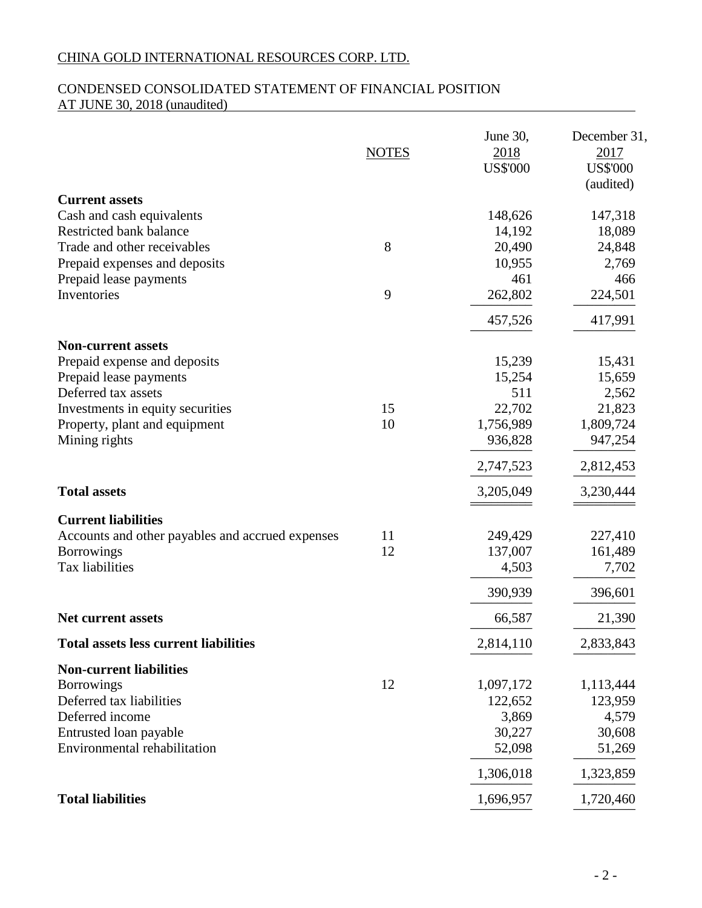CHINA GOLD INTERNATIONAL RESOURCES CORP. LTD.

CONDENSED CONSOLIDATED STATEMENT OF FINANCIAL POSITION
AT JUNE 30, 2018 (unaudited)

| | NOTES | June 30, 2018 US$'000 | December 31, 2017 US$'000 (audited) |
|---|---|---|---|
| **Current assets** | | | |
| Cash and cash equivalents | | 148,626 | 147,318 |
| Restricted bank balance | | 14,192 | 18,089 |
| Trade and other receivables | 8 | 20,490 | 24,848 |
| Prepaid expenses and deposits | | 10,955 | 2,769 |
| Prepaid lease payments | | 461 | 466 |
| Inventories | 9 | 262,802 | 224,501 |
| | | 457,526 | 417,991 |
| **Non-current assets** | | | |
| Prepaid expense and deposits | | 15,239 | 15,431 |
| Prepaid lease payments | | 15,254 | 15,659 |
| Deferred tax assets | | 511 | 2,562 |
| Investments in equity securities | 15 | 22,702 | 21,823 |
| Property, plant and equipment | 10 | 1,756,989 | 1,809,724 |
| Mining rights | | 936,828 | 947,254 |
| | | 2,747,523 | 2,812,453 |
| **Total assets** | | 3,205,049 | 3,230,444 |
| **Current liabilities** | | | |
| Accounts and other payables and accrued expenses | 11 | 249,429 | 227,410 |
| Borrowings | 12 | 137,007 | 161,489 |
| Tax liabilities | | 4,503 | 7,702 |
| | | 390,939 | 396,601 |
| **Net current assets** | | 66,587 | 21,390 |
| **Total assets less current liabilities** | | 2,814,110 | 2,833,843 |
| **Non-current liabilities** | | | |
| Borrowings | 12 | 1,097,172 | 1,113,444 |
| Deferred tax liabilities | | 122,652 | 123,959 |
| Deferred income | | 3,869 | 4,579 |
| Entrusted loan payable | | 30,227 | 30,608 |
| Environmental rehabilitation | | 52,098 | 51,269 |
| | | 1,306,018 | 1,323,859 |
| **Total liabilities** | | 1,696,957 | 1,720,460 |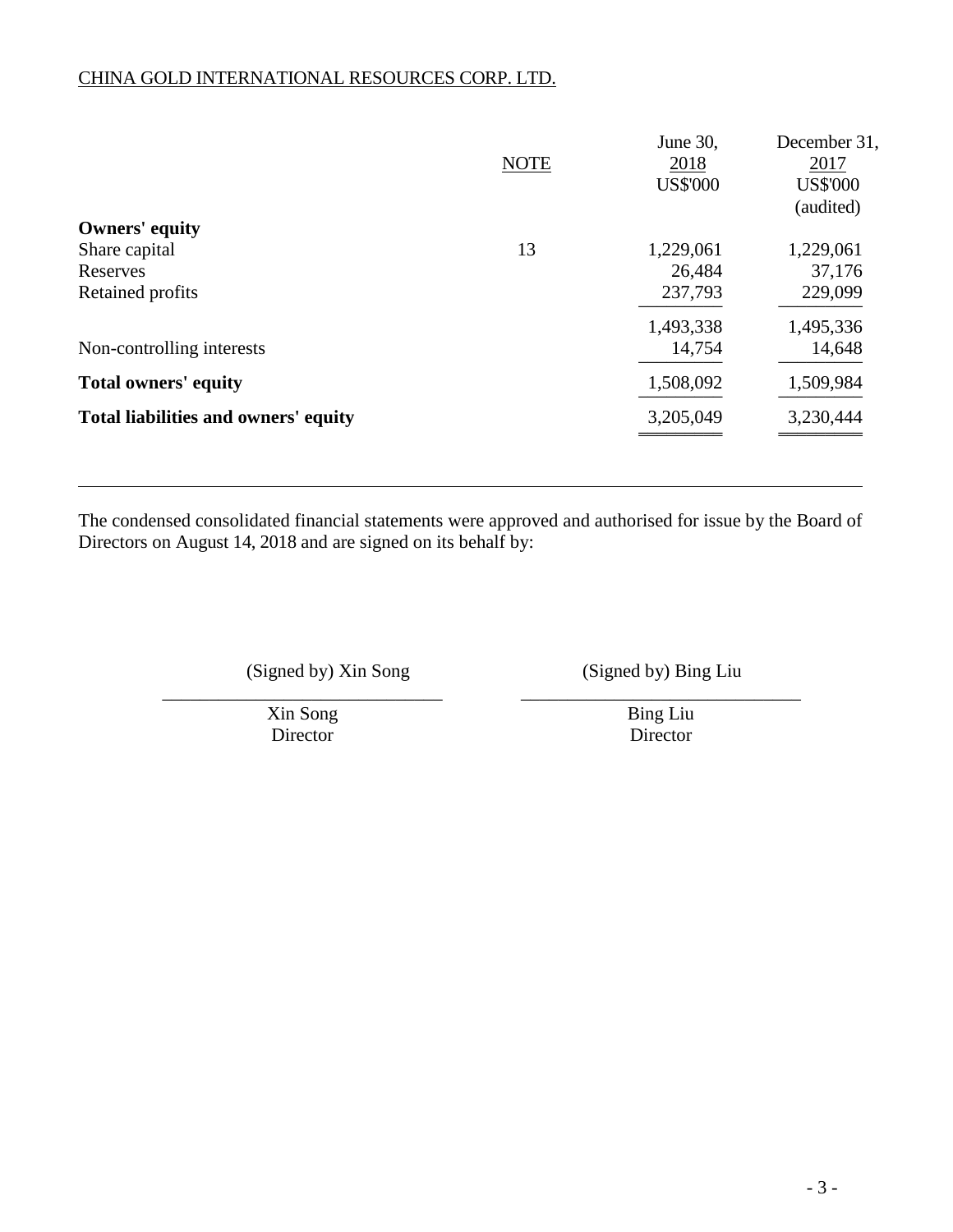CHINA GOLD INTERNATIONAL RESOURCES CORP. LTD.

| | NOTE | June 30, 2018 US$'000 | December 31, 2017 US$'000 (audited) |
|---|---|---|---|
| **Owners' equity** | | | |
| Share capital | 13 | 1,229,061 | 1,229,061 |
| Reserves | | 26,484 | 37,176 |
| Retained profits | | 237,793 | 229,099 |
| | | 1,493,338 | 1,495,336 |
| Non-controlling interests | | 14,754 | 14,648 |
| **Total owners' equity** | | 1,508,092 | 1,509,984 |
| **Total liabilities and owners' equity** | | 3,205,049 | 3,230,444 |

The condensed consolidated financial statements were approved and authorised for issue by the Board of Directors on August 14, 2018 and are signed on its behalf by:

(Signed by) Xin Song

Xin Song
Director

(Signed by) Bing Liu

Bing Liu
Director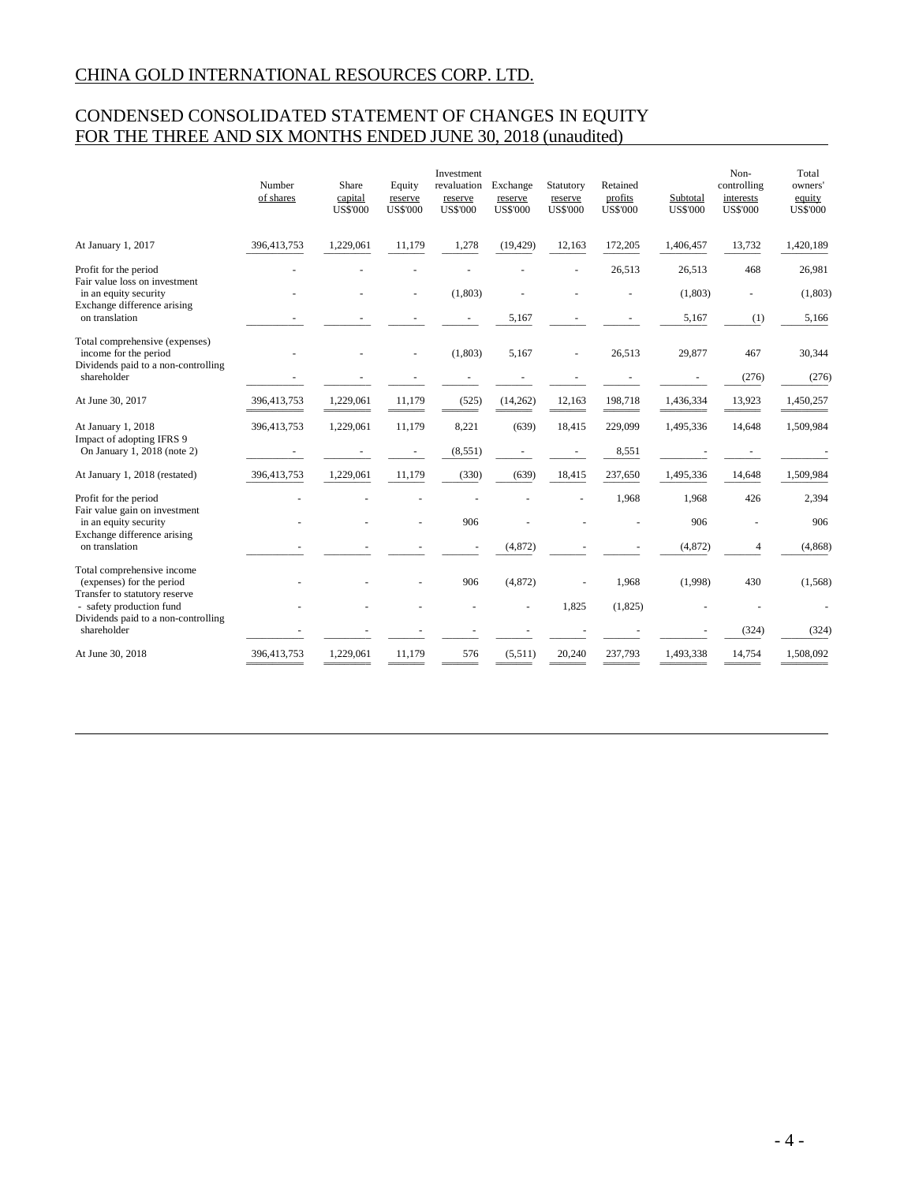# CHINA GOLD INTERNATIONAL RESOURCES CORP. LTD.

## CONDENSED CONSOLIDATED STATEMENT OF CHANGES IN EQUITY FOR THE THREE AND SIX MONTHS ENDED JUNE 30, 2018 (unaudited)

| | Number of shares | Share capital US$'000 | Equity reserve US$'000 | Investment revaluation reserve US$'000 | Exchange reserve US$'000 | Statutory reserve US$'000 | Retained profits US$'000 | Subtotal US$'000 | Non-controlling interests US$'000 | Total owners' equity US$'000 |
|---|---|---|---|---|---|---|---|---|---|---|
| At January 1, 2017 | 396,413,753 | 1,229,061 | 11,179 | 1,278 | (19,429) | 12,163 | 172,205 | 1,406,457 | 13,732 | 1,420,189 |
| Profit for the period | - | - | - | - | - | - | 26,513 | 26,513 | 468 | 26,981 |
| Fair value loss on investment in an equity security | - | - | - | (1,803) | - | - | - | (1,803) | - | (1,803) |
| Exchange difference arising on translation | - | - | - | - | 5,167 | - | - | 5,167 | (1) | 5,166 |
| Total comprehensive (expenses) income for the period | - | - | - | (1,803) | 5,167 | - | 26,513 | 29,877 | 467 | 30,344 |
| Dividends paid to a non-controlling shareholder | - | - | - | - | - | - | - | - | (276) | (276) |
| At June 30, 2017 | 396,413,753 | 1,229,061 | 11,179 | (525) | (14,262) | 12,163 | 198,718 | 1,436,334 | 13,923 | 1,450,257 |
| At January 1, 2018 | 396,413,753 | 1,229,061 | 11,179 | 8,221 | (639) | 18,415 | 229,099 | 1,495,336 | 14,648 | 1,509,984 |
| Impact of adopting IFRS 9 On January 1, 2018 (note 2) | - | - | - | (8,551) | - | - | 8,551 | - | - | - |
| At January 1, 2018 (restated) | 396,413,753 | 1,229,061 | 11,179 | (330) | (639) | 18,415 | 237,650 | 1,495,336 | 14,648 | 1,509,984 |
| Profit for the period | - | - | - | - | - | - | 1,968 | 1,968 | 426 | 2,394 |
| Fair value gain on investment in an equity security | - | - | - | 906 | - | - | - | 906 | - | 906 |
| Exchange difference arising on translation | - | - | - | - | (4,872) | - | - | (4,872) | 4 | (4,868) |
| Total comprehensive income (expenses) for the period | - | - | - | 906 | (4,872) | - | 1,968 | (1,998) | 430 | (1,568) |
| Transfer to statutory reserve - safety production fund | - | - | - | - | - | 1,825 | (1,825) | - | - | - |
| Dividends paid to a non-controlling shareholder | - | - | - | - | - | - | - | - | (324) | (324) |
| At June 30, 2018 | 396,413,753 | 1,229,061 | 11,179 | 576 | (5,511) | 20,240 | 237,793 | 1,493,338 | 14,754 | 1,508,092 |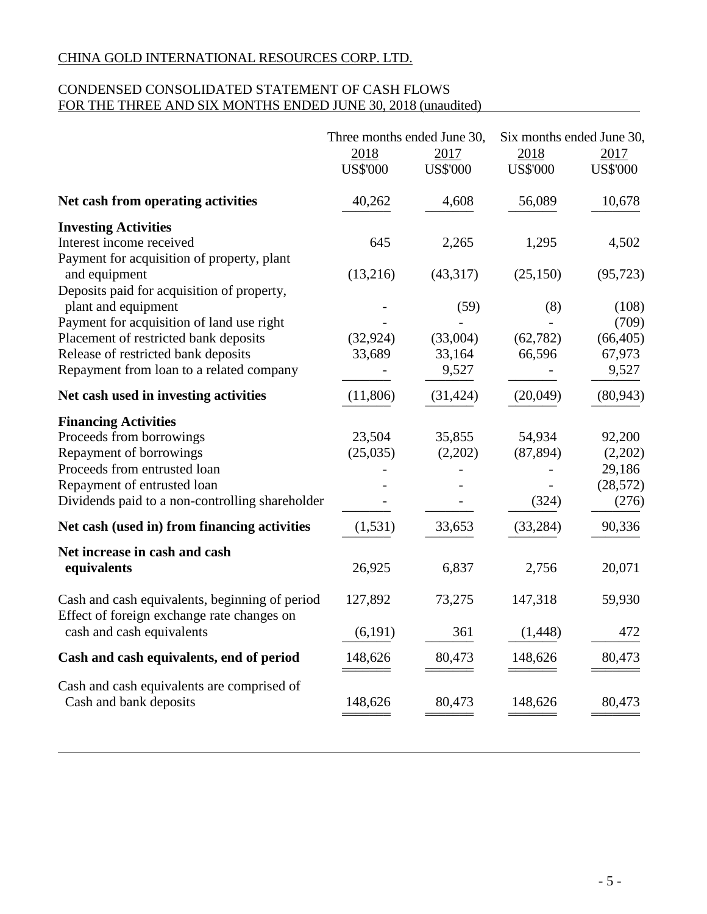CHINA GOLD INTERNATIONAL RESOURCES CORP. LTD.

CONDENSED CONSOLIDATED STATEMENT OF CASH FLOWS
FOR THE THREE AND SIX MONTHS ENDED JUNE 30, 2018 (unaudited)

| | Three months ended June 30, | | Six months ended June 30, | |
|---|---|---|---|---|
| | 2018 | 2017 | 2018 | 2017 |
| | US$'000 | US$'000 | US$'000 | US$'000 |
| **Net cash from operating activities** | 40,262 | 4,608 | 56,089 | 10,678 |
| **Investing Activities** | | | | |
| Interest income received | 645 | 2,265 | 1,295 | 4,502 |
| Payment for acquisition of property, plant and equipment | (13,216) | (43,317) | (25,150) | (95,723) |
| Deposits paid for acquisition of property, plant and equipment | - | (59) | (8) | (108) |
| Payment for acquisition of land use right | - | - | - | (709) |
| Placement of restricted bank deposits | (32,924) | (33,004) | (62,782) | (66,405) |
| Release of restricted bank deposits | 33,689 | 33,164 | 66,596 | 67,973 |
| Repayment from loan to a related company | - | 9,527 | - | 9,527 |
| **Net cash used in investing activities** | (11,806) | (31,424) | (20,049) | (80,943) |
| **Financing Activities** | | | | |
| Proceeds from borrowings | 23,504 | 35,855 | 54,934 | 92,200 |
| Repayment of borrowings | (25,035) | (2,202) | (87,894) | (2,202) |
| Proceeds from entrusted loan | - | - | - | 29,186 |
| Repayment of entrusted loan | - | - | - | (28,572) |
| Dividends paid to a non-controlling shareholder | - | - | (324) | (276) |
| **Net cash (used in) from financing activities** | (1,531) | 33,653 | (33,284) | 90,336 |
| **Net increase in cash and cash equivalents** | 26,925 | 6,837 | 2,756 | 20,071 |
| Cash and cash equivalents, beginning of period | 127,892 | 73,275 | 147,318 | 59,930 |
| Effect of foreign exchange rate changes on cash and cash equivalents | (6,191) | 361 | (1,448) | 472 |
| **Cash and cash equivalents, end of period** | 148,626 | 80,473 | 148,626 | 80,473 |
| Cash and cash equivalents are comprised of Cash and bank deposits | 148,626 | 80,473 | 148,626 | 80,473 |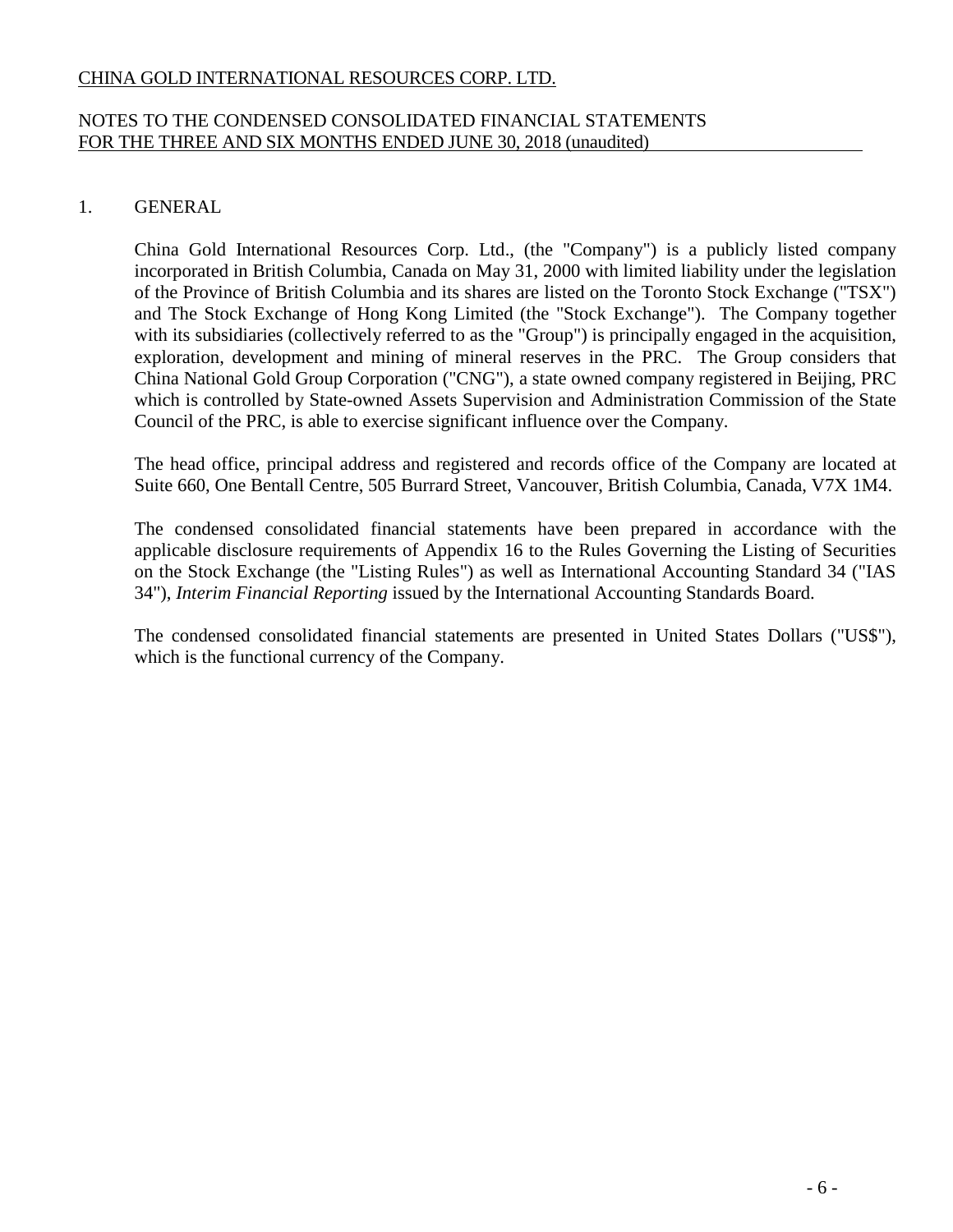## 1. GENERAL

China Gold International Resources Corp. Ltd., (the "Company") is a publicly listed company incorporated in British Columbia, Canada on May 31, 2000 with limited liability under the legislation of the Province of British Columbia and its shares are listed on the Toronto Stock Exchange ("TSX") and The Stock Exchange of Hong Kong Limited (the "Stock Exchange"). The Company together with its subsidiaries (collectively referred to as the "Group") is principally engaged in the acquisition, exploration, development and mining of mineral reserves in the PRC. The Group considers that China National Gold Group Corporation ("CNG"), a state owned company registered in Beijing, PRC which is controlled by State-owned Assets Supervision and Administration Commission of the State Council of the PRC, is able to exercise significant influence over the Company.

The head office, principal address and registered and records office of the Company are located at Suite 660, One Bentall Centre, 505 Burrard Street, Vancouver, British Columbia, Canada, V7X 1M4.

The condensed consolidated financial statements have been prepared in accordance with the applicable disclosure requirements of Appendix 16 to the Rules Governing the Listing of Securities on the Stock Exchange (the "Listing Rules") as well as International Accounting Standard 34 ("IAS 34"), *Interim Financial Reporting* issued by the International Accounting Standards Board.

The condensed consolidated financial statements are presented in United States Dollars ("US$"), which is the functional currency of the Company.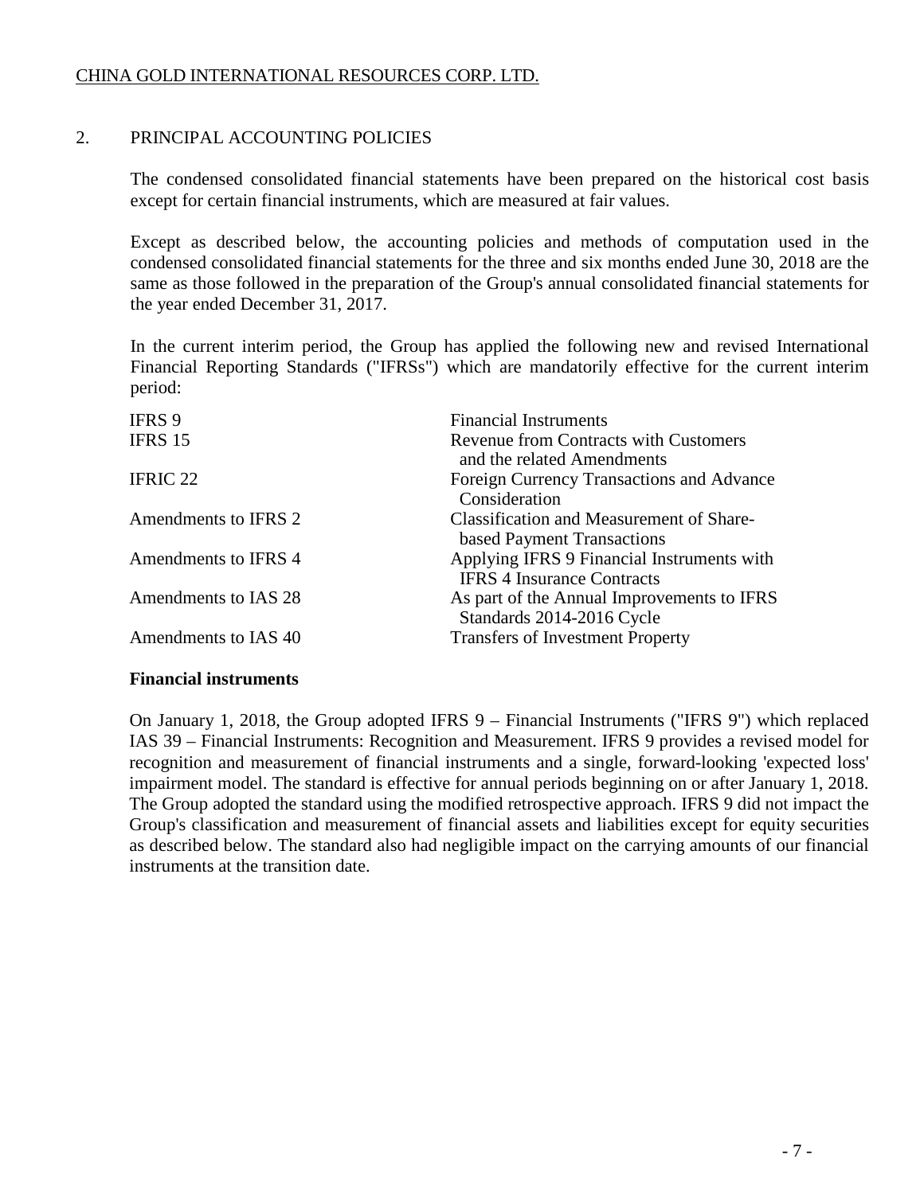## 2. PRINCIPAL ACCOUNTING POLICIES

The condensed consolidated financial statements have been prepared on the historical cost basis except for certain financial instruments, which are measured at fair values.

Except as described below, the accounting policies and methods of computation used in the condensed consolidated financial statements for the three and six months ended June 30, 2018 are the same as those followed in the preparation of the Group's annual consolidated financial statements for the year ended December 31, 2017.

In the current interim period, the Group has applied the following new and revised International Financial Reporting Standards ("IFRSs") which are mandatorily effective for the current interim period:

| | |
|---|---|
| IFRS 9 | Financial Instruments |
| IFRS 15 | Revenue from Contracts with Customers and the related Amendments |
| IFRIC 22 | Foreign Currency Transactions and Advance Consideration |
| Amendments to IFRS 2 | Classification and Measurement of Share-based Payment Transactions |
| Amendments to IFRS 4 | Applying IFRS 9 Financial Instruments with IFRS 4 Insurance Contracts |
| Amendments to IAS 28 | As part of the Annual Improvements to IFRS Standards 2014-2016 Cycle |
| Amendments to IAS 40 | Transfers of Investment Property |

**Financial instruments**

On January 1, 2018, the Group adopted IFRS 9 – Financial Instruments ("IFRS 9") which replaced IAS 39 – Financial Instruments: Recognition and Measurement. IFRS 9 provides a revised model for recognition and measurement of financial instruments and a single, forward-looking 'expected loss' impairment model. The standard is effective for annual periods beginning on or after January 1, 2018. The Group adopted the standard using the modified retrospective approach. IFRS 9 did not impact the Group's classification and measurement of financial assets and liabilities except for equity securities as described below. The standard also had negligible impact on the carrying amounts of our financial instruments at the transition date.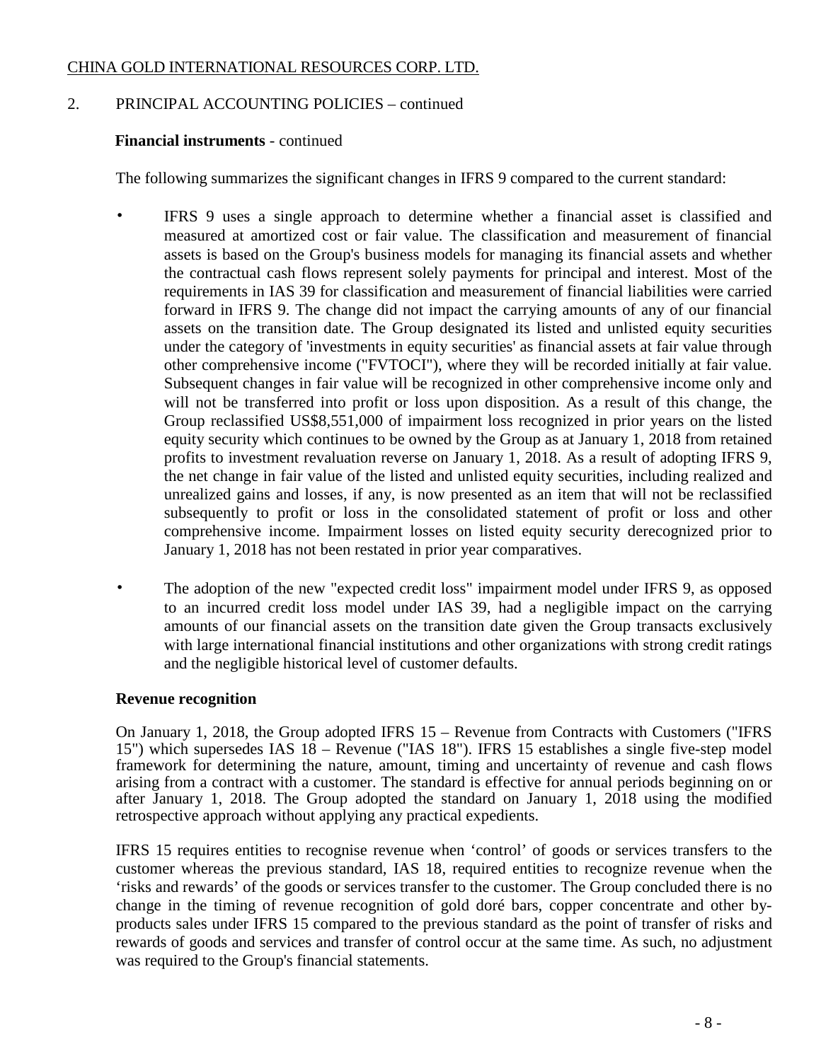## 2. PRINCIPAL ACCOUNTING POLICIES – continued

**Financial instruments** - continued

The following summarizes the significant changes in IFRS 9 compared to the current standard:

- IFRS 9 uses a single approach to determine whether a financial asset is classified and measured at amortized cost or fair value. The classification and measurement of financial assets is based on the Group's business models for managing its financial assets and whether the contractual cash flows represent solely payments for principal and interest. Most of the requirements in IAS 39 for classification and measurement of financial liabilities were carried forward in IFRS 9. The change did not impact the carrying amounts of any of our financial assets on the transition date. The Group designated its listed and unlisted equity securities under the category of 'investments in equity securities' as financial assets at fair value through other comprehensive income ("FVTOCI"), where they will be recorded initially at fair value. Subsequent changes in fair value will be recognized in other comprehensive income only and will not be transferred into profit or loss upon disposition. As a result of this change, the Group reclassified US$8,551,000 of impairment loss recognized in prior years on the listed equity security which continues to be owned by the Group as at January 1, 2018 from retained profits to investment revaluation reverse on January 1, 2018. As a result of adopting IFRS 9, the net change in fair value of the listed and unlisted equity securities, including realized and unrealized gains and losses, if any, is now presented as an item that will not be reclassified subsequently to profit or loss in the consolidated statement of profit or loss and other comprehensive income. Impairment losses on listed equity security derecognized prior to January 1, 2018 has not been restated in prior year comparatives.

- The adoption of the new "expected credit loss" impairment model under IFRS 9, as opposed to an incurred credit loss model under IAS 39, had a negligible impact on the carrying amounts of our financial assets on the transition date given the Group transacts exclusively with large international financial institutions and other organizations with strong credit ratings and the negligible historical level of customer defaults.

**Revenue recognition**

On January 1, 2018, the Group adopted IFRS 15 – Revenue from Contracts with Customers ("IFRS 15") which supersedes IAS 18 – Revenue ("IAS 18"). IFRS 15 establishes a single five-step model framework for determining the nature, amount, timing and uncertainty of revenue and cash flows arising from a contract with a customer. The standard is effective for annual periods beginning on or after January 1, 2018. The Group adopted the standard on January 1, 2018 using the modified retrospective approach without applying any practical expedients.

IFRS 15 requires entities to recognise revenue when 'control' of goods or services transfers to the customer whereas the previous standard, IAS 18, required entities to recognize revenue when the 'risks and rewards' of the goods or services transfer to the customer. The Group concluded there is no change in the timing of revenue recognition of gold doré bars, copper concentrate and other by-products sales under IFRS 15 compared to the previous standard as the point of transfer of risks and rewards of goods and services and transfer of control occur at the same time. As such, no adjustment was required to the Group's financial statements.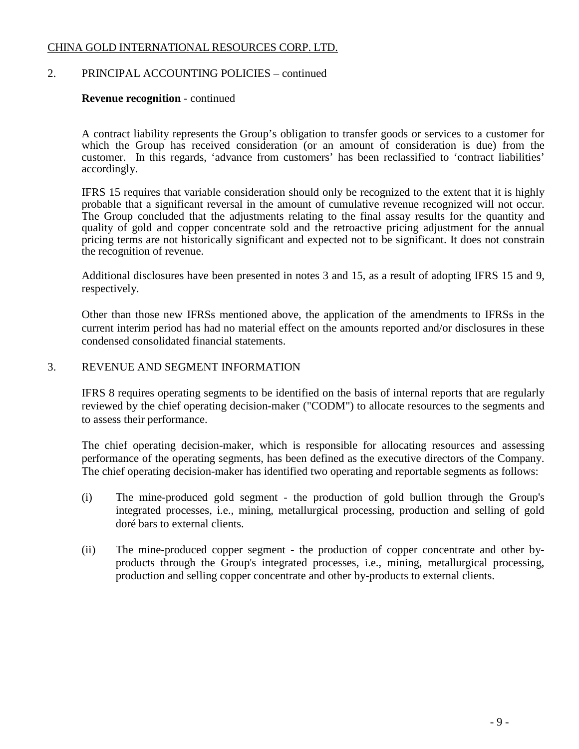## 2. PRINCIPAL ACCOUNTING POLICIES – continued

**Revenue recognition** - continued

A contract liability represents the Group's obligation to transfer goods or services to a customer for which the Group has received consideration (or an amount of consideration is due) from the customer. In this regards, 'advance from customers' has been reclassified to 'contract liabilities' accordingly.

IFRS 15 requires that variable consideration should only be recognized to the extent that it is highly probable that a significant reversal in the amount of cumulative revenue recognized will not occur. The Group concluded that the adjustments relating to the final assay results for the quantity and quality of gold and copper concentrate sold and the retroactive pricing adjustment for the annual pricing terms are not historically significant and expected not to be significant. It does not constrain the recognition of revenue.

Additional disclosures have been presented in notes 3 and 15, as a result of adopting IFRS 15 and 9, respectively.

Other than those new IFRSs mentioned above, the application of the amendments to IFRSs in the current interim period has had no material effect on the amounts reported and/or disclosures in these condensed consolidated financial statements.

## 3. REVENUE AND SEGMENT INFORMATION

IFRS 8 requires operating segments to be identified on the basis of internal reports that are regularly reviewed by the chief operating decision-maker ("CODM") to allocate resources to the segments and to assess their performance.

The chief operating decision-maker, which is responsible for allocating resources and assessing performance of the operating segments, has been defined as the executive directors of the Company. The chief operating decision-maker has identified two operating and reportable segments as follows:

(i) The mine-produced gold segment - the production of gold bullion through the Group's integrated processes, i.e., mining, metallurgical processing, production and selling of gold doré bars to external clients.

(ii) The mine-produced copper segment - the production of copper concentrate and other by-products through the Group's integrated processes, i.e., mining, metallurgical processing, production and selling copper concentrate and other by-products to external clients.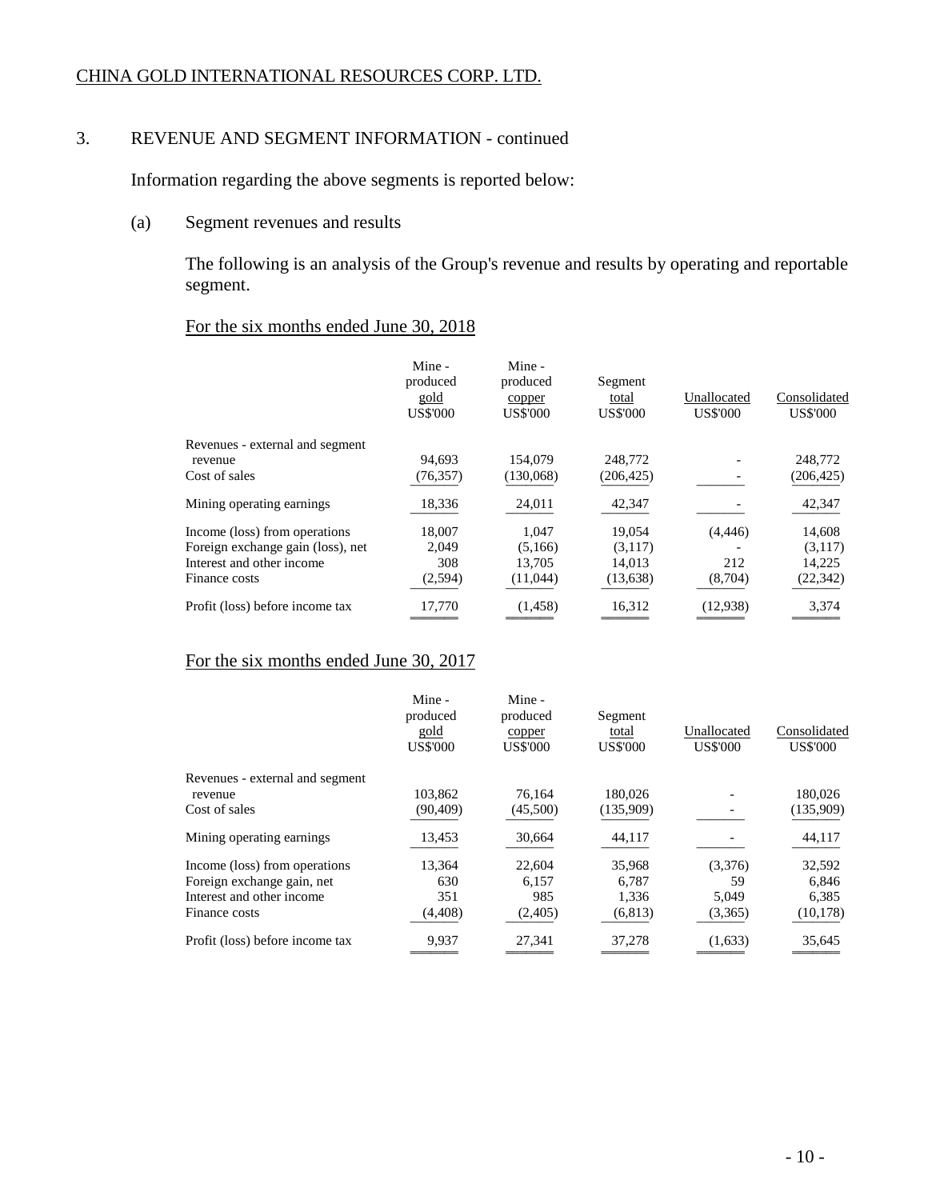CHINA GOLD INTERNATIONAL RESOURCES CORP. LTD.

## 3. REVENUE AND SEGMENT INFORMATION - continued

Information regarding the above segments is reported below:

### (a) Segment revenues and results

The following is an analysis of the Group's revenue and results by operating and reportable segment.

For the six months ended June 30, 2018

| | Mine - produced gold US$'000 | Mine - produced copper US$'000 | Segment total US$'000 | Unallocated US$'000 | Consolidated US$'000 |
|---|---|---|---|---|---|
| Revenues - external and segment revenue | 94,693 | 154,079 | 248,772 | - | 248,772 |
| Cost of sales | (76,357) | (130,068) | (206,425) | - | (206,425) |
| Mining operating earnings | 18,336 | 24,011 | 42,347 | - | 42,347 |
| Income (loss) from operations | 18,007 | 1,047 | 19,054 | (4,446) | 14,608 |
| Foreign exchange gain (loss), net | 2,049 | (5,166) | (3,117) | - | (3,117) |
| Interest and other income | 308 | 13,705 | 14,013 | 212 | 14,225 |
| Finance costs | (2,594) | (11,044) | (13,638) | (8,704) | (22,342) |
| Profit (loss) before income tax | 17,770 | (1,458) | 16,312 | (12,938) | 3,374 |

For the six months ended June 30, 2017

| | Mine - produced gold US$'000 | Mine - produced copper US$'000 | Segment total US$'000 | Unallocated US$'000 | Consolidated US$'000 |
|---|---|---|---|---|---|
| Revenues - external and segment revenue | 103,862 | 76,164 | 180,026 | - | 180,026 |
| Cost of sales | (90,409) | (45,500) | (135,909) | - | (135,909) |
| Mining operating earnings | 13,453 | 30,664 | 44,117 | - | 44,117 |
| Income (loss) from operations | 13,364 | 22,604 | 35,968 | (3,376) | 32,592 |
| Foreign exchange gain, net | 630 | 6,157 | 6,787 | 59 | 6,846 |
| Interest and other income | 351 | 985 | 1,336 | 5,049 | 6,385 |
| Finance costs | (4,408) | (2,405) | (6,813) | (3,365) | (10,178) |
| Profit (loss) before income tax | 9,937 | 27,341 | 37,278 | (1,633) | 35,645 |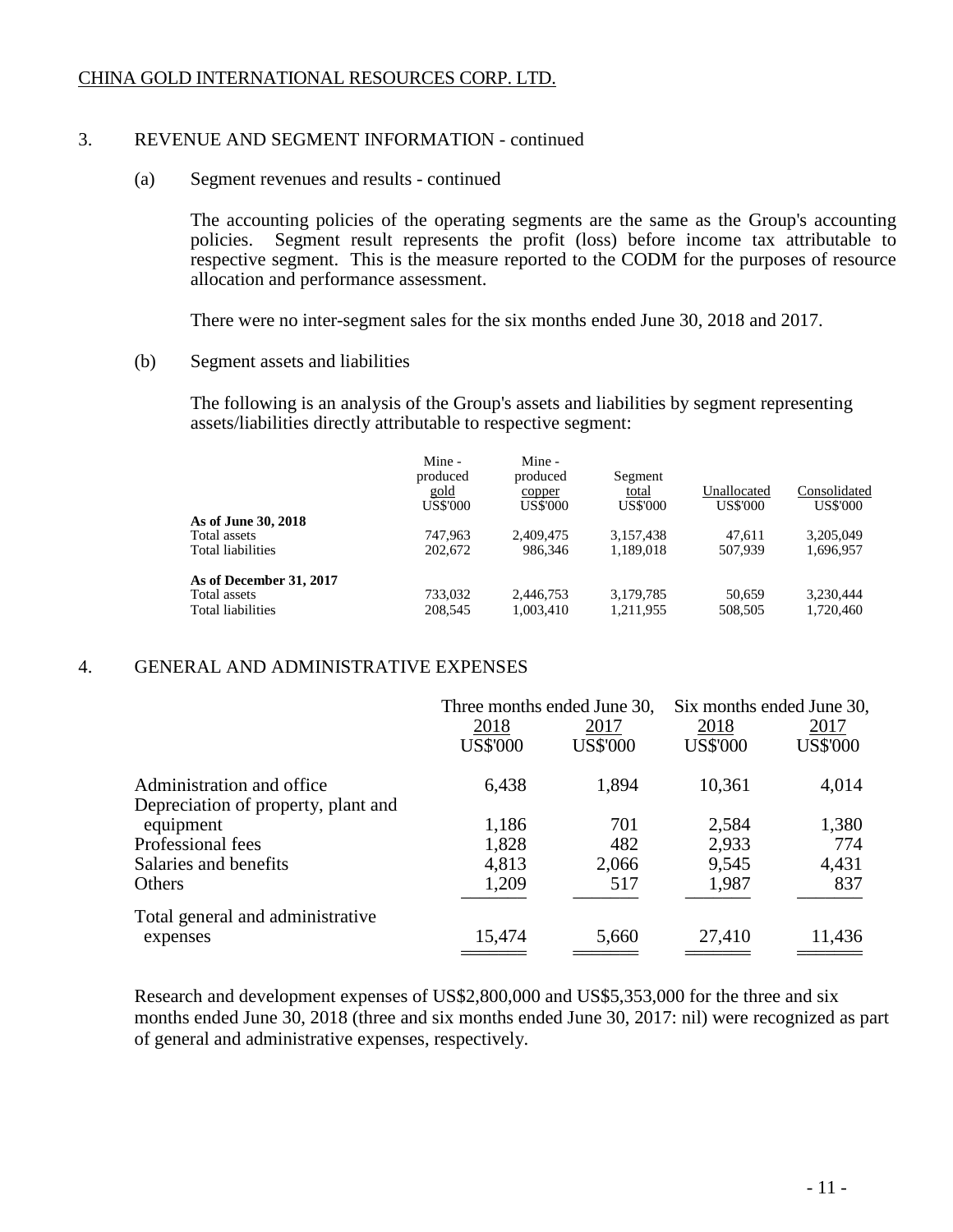## 3. REVENUE AND SEGMENT INFORMATION - continued

### (a) Segment revenues and results - continued

The accounting policies of the operating segments are the same as the Group's accounting policies. Segment result represents the profit (loss) before income tax attributable to respective segment. This is the measure reported to the CODM for the purposes of resource allocation and performance assessment.

There were no inter-segment sales for the six months ended June 30, 2018 and 2017.

### (b) Segment assets and liabilities

The following is an analysis of the Group's assets and liabilities by segment representing assets/liabilities directly attributable to respective segment:

| | Mine - produced gold | Mine - produced copper | Segment total | Unallocated | Consolidated |
|---|---|---|---|---|---|
| | US$'000 | US$'000 | US$'000 | US$'000 | US$'000 |
| **As of June 30, 2018** | | | | | |
| Total assets | 747,963 | 2,409,475 | 3,157,438 | 47,611 | 3,205,049 |
| Total liabilities | 202,672 | 986,346 | 1,189,018 | 507,939 | 1,696,957 |
| **As of December 31, 2017** | | | | | |
| Total assets | 733,032 | 2,446,753 | 3,179,785 | 50,659 | 3,230,444 |
| Total liabilities | 208,545 | 1,003,410 | 1,211,955 | 508,505 | 1,720,460 |

## 4. GENERAL AND ADMINISTRATIVE EXPENSES

| | Three months ended June 30, | | Six months ended June 30, | |
|---|---|---|---|---|
| | 2018 | 2017 | 2018 | 2017 |
| | US$'000 | US$'000 | US$'000 | US$'000 |
| Administration and office | 6,438 | 1,894 | 10,361 | 4,014 |
| Depreciation of property, plant and equipment | 1,186 | 701 | 2,584 | 1,380 |
| Professional fees | 1,828 | 482 | 2,933 | 774 |
| Salaries and benefits | 4,813 | 2,066 | 9,545 | 4,431 |
| Others | 1,209 | 517 | 1,987 | 837 |
| Total general and administrative expenses | 15,474 | 5,660 | 27,410 | 11,436 |

Research and development expenses of US$2,800,000 and US$5,353,000 for the three and six months ended June 30, 2018 (three and six months ended June 30, 2017: nil) were recognized as part of general and administrative expenses, respectively.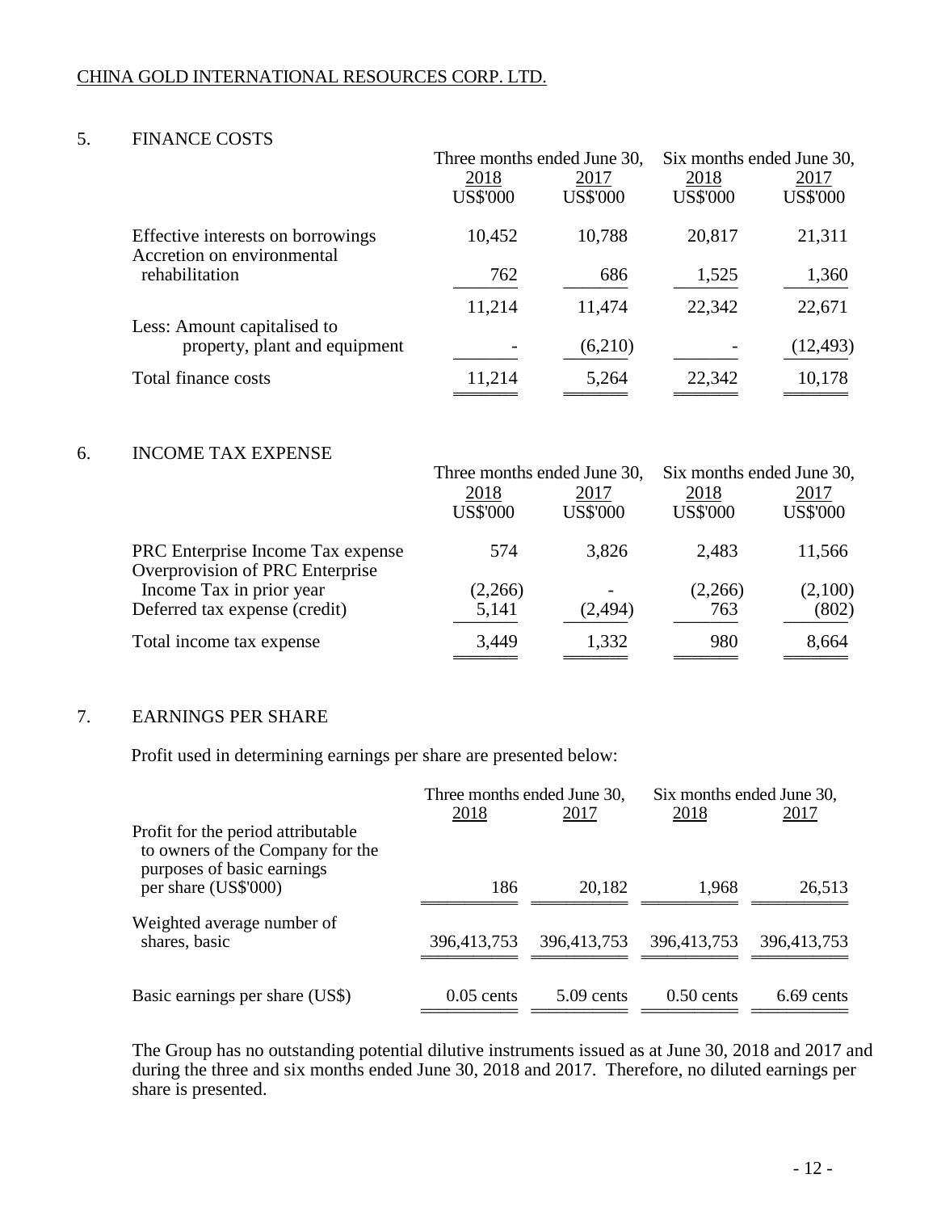CHINA GOLD INTERNATIONAL RESOURCES CORP. LTD.

## 5. FINANCE COSTS

| | Three months ended June 30, | | Six months ended June 30, | |
|---|---|---|---|---|
| | 2018 | 2017 | 2018 | 2017 |
| | US$'000 | US$'000 | US$'000 | US$'000 |
| Effective interests on borrowings | 10,452 | 10,788 | 20,817 | 21,311 |
| Accretion on environmental rehabilitation | 762 | 686 | 1,525 | 1,360 |
| | 11,214 | 11,474 | 22,342 | 22,671 |
| Less: Amount capitalised to property, plant and equipment | - | (6,210) | - | (12,493) |
| Total finance costs | 11,214 | 5,264 | 22,342 | 10,178 |

## 6. INCOME TAX EXPENSE

| | Three months ended June 30, | | Six months ended June 30, | |
|---|---|---|---|---|
| | 2018 | 2017 | 2018 | 2017 |
| | US$'000 | US$'000 | US$'000 | US$'000 |
| PRC Enterprise Income Tax expense | 574 | 3,826 | 2,483 | 11,566 |
| Overprovision of PRC Enterprise Income Tax in prior year | (2,266) | - | (2,266) | (2,100) |
| Deferred tax expense (credit) | 5,141 | (2,494) | 763 | (802) |
| Total income tax expense | 3,449 | 1,332 | 980 | 8,664 |

## 7. EARNINGS PER SHARE

Profit used in determining earnings per share are presented below:

| | Three months ended June 30, | | Six months ended June 30, | |
|---|---|---|---|---|
| | 2018 | 2017 | 2018 | 2017 |
| Profit for the period attributable to owners of the Company for the purposes of basic earnings per share (US$'000) | 186 | 20,182 | 1,968 | 26,513 |
| Weighted average number of shares, basic | 396,413,753 | 396,413,753 | 396,413,753 | 396,413,753 |
| Basic earnings per share (US$) | 0.05 cents | 5.09 cents | 0.50 cents | 6.69 cents |

The Group has no outstanding potential dilutive instruments issued as at June 30, 2018 and 2017 and during the three and six months ended June 30, 2018 and 2017. Therefore, no diluted earnings per share is presented.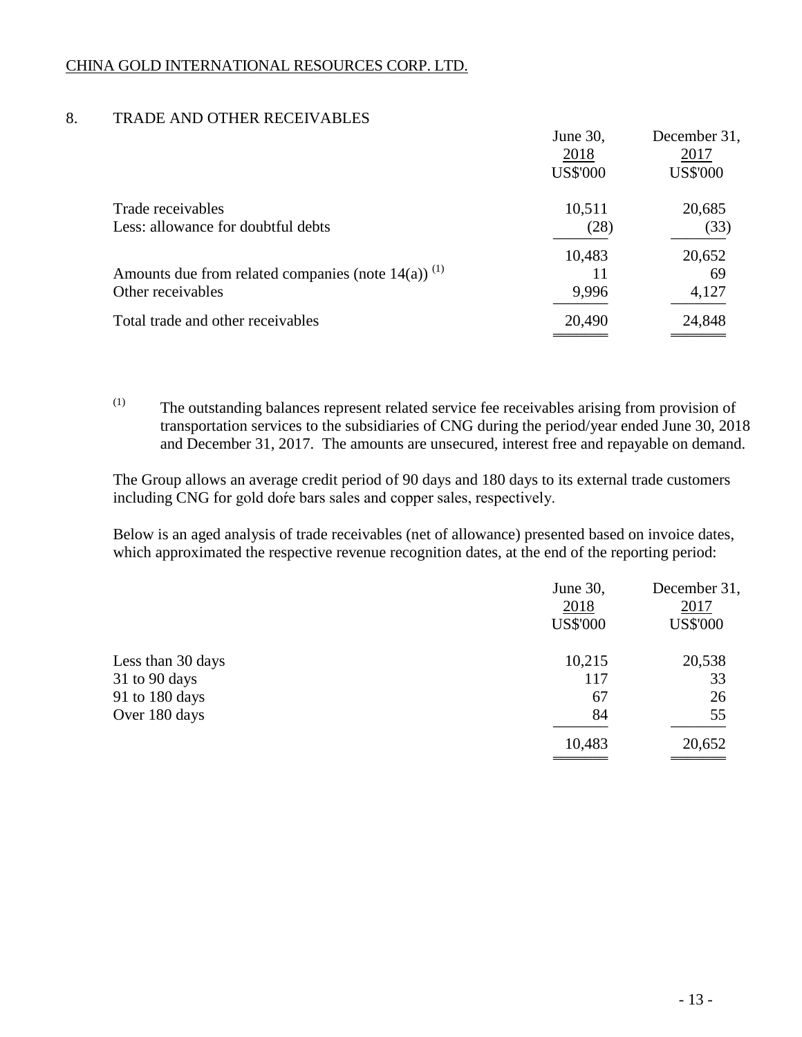CHINA GOLD INTERNATIONAL RESOURCES CORP. LTD.

## 8. TRADE AND OTHER RECEIVABLES

| | June 30, 2018 US$'000 | December 31, 2017 US$'000 |
|---|---|---|
| Trade receivables | 10,511 | 20,685 |
| Less: allowance for doubtful debts | (28) | (33) |
| | 10,483 | 20,652 |
| Amounts due from related companies (note 14(a)) [(1)] | 11 | 69 |
| Other receivables | 9,996 | 4,127 |
| Total trade and other receivables | 20,490 | 24,848 |

[(1)] The outstanding balances represent related service fee receivables arising from provision of transportation services to the subsidiaries of CNG during the period/year ended June 30, 2018 and December 31, 2017. The amounts are unsecured, interest free and repayable on demand.

The Group allows an average credit period of 90 days and 180 days to its external trade customers including CNG for gold doŕe bars sales and copper sales, respectively.

Below is an aged analysis of trade receivables (net of allowance) presented based on invoice dates, which approximated the respective revenue recognition dates, at the end of the reporting period:

| | June 30, 2018 US$'000 | December 31, 2017 US$'000 |
|---|---|---|
| Less than 30 days | 10,215 | 20,538 |
| 31 to 90 days | 117 | 33 |
| 91 to 180 days | 67 | 26 |
| Over 180 days | 84 | 55 |
| | 10,483 | 20,652 |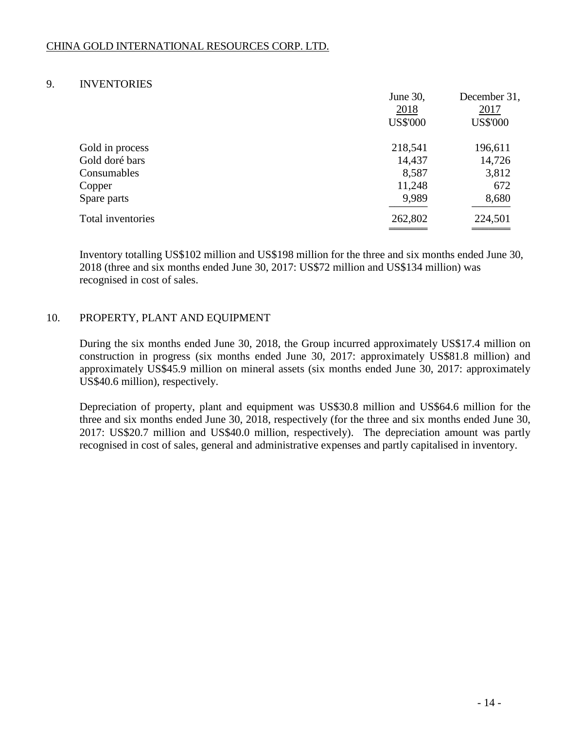## 9. INVENTORIES

| | June 30, 2018 US$'000 | December 31, 2017 US$'000 |
|---|---|---|
| Gold in process | 218,541 | 196,611 |
| Gold doré bars | 14,437 | 14,726 |
| Consumables | 8,587 | 3,812 |
| Copper | 11,248 | 672 |
| Spare parts | 9,989 | 8,680 |
| Total inventories | 262,802 | 224,501 |

Inventory totalling US$102 million and US$198 million for the three and six months ended June 30, 2018 (three and six months ended June 30, 2017: US$72 million and US$134 million) was recognised in cost of sales.

## 10. PROPERTY, PLANT AND EQUIPMENT

During the six months ended June 30, 2018, the Group incurred approximately US$17.4 million on construction in progress (six months ended June 30, 2017: approximately US$81.8 million) and approximately US$45.9 million on mineral assets (six months ended June 30, 2017: approximately US$40.6 million), respectively.

Depreciation of property, plant and equipment was US$30.8 million and US$64.6 million for the three and six months ended June 30, 2018, respectively (for the three and six months ended June 30, 2017: US$20.7 million and US$40.0 million, respectively). The depreciation amount was partly recognised in cost of sales, general and administrative expenses and partly capitalised in inventory.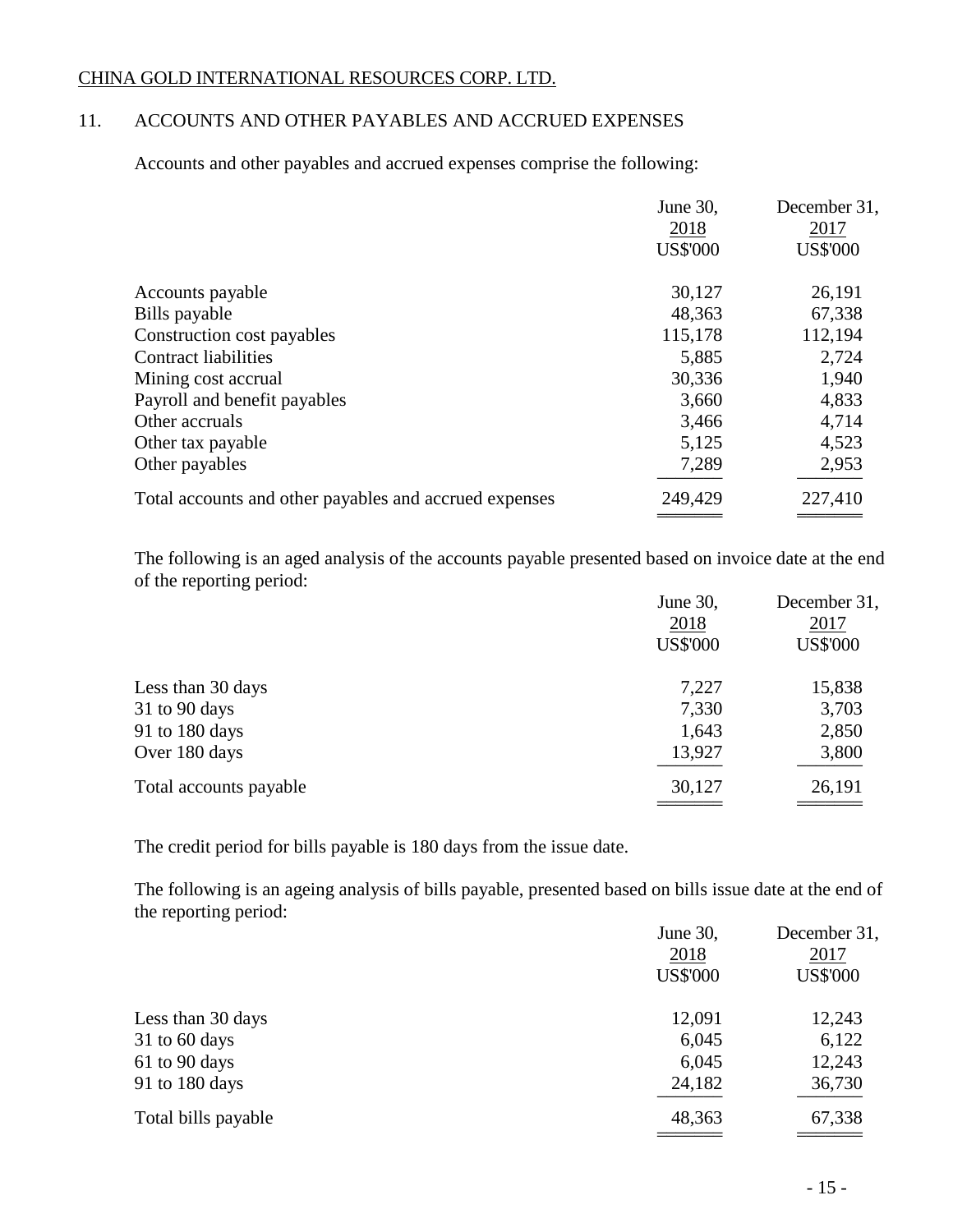CHINA GOLD INTERNATIONAL RESOURCES CORP. LTD.

## 11. ACCOUNTS AND OTHER PAYABLES AND ACCRUED EXPENSES

Accounts and other payables and accrued expenses comprise the following:

| | June 30, 2018 US$'000 | December 31, 2017 US$'000 |
|---|---|---|
| Accounts payable | 30,127 | 26,191 |
| Bills payable | 48,363 | 67,338 |
| Construction cost payables | 115,178 | 112,194 |
| Contract liabilities | 5,885 | 2,724 |
| Mining cost accrual | 30,336 | 1,940 |
| Payroll and benefit payables | 3,660 | 4,833 |
| Other accruals | 3,466 | 4,714 |
| Other tax payable | 5,125 | 4,523 |
| Other payables | 7,289 | 2,953 |
| Total accounts and other payables and accrued expenses | 249,429 | 227,410 |

The following is an aged analysis of the accounts payable presented based on invoice date at the end of the reporting period:

| | June 30, 2018 US$'000 | December 31, 2017 US$'000 |
|---|---|---|
| Less than 30 days | 7,227 | 15,838 |
| 31 to 90 days | 7,330 | 3,703 |
| 91 to 180 days | 1,643 | 2,850 |
| Over 180 days | 13,927 | 3,800 |
| Total accounts payable | 30,127 | 26,191 |

The credit period for bills payable is 180 days from the issue date.

The following is an ageing analysis of bills payable, presented based on bills issue date at the end of the reporting period:

| | June 30, 2018 US$'000 | December 31, 2017 US$'000 |
|---|---|---|
| Less than 30 days | 12,091 | 12,243 |
| 31 to 60 days | 6,045 | 6,122 |
| 61 to 90 days | 6,045 | 12,243 |
| 91 to 180 days | 24,182 | 36,730 |
| Total bills payable | 48,363 | 67,338 |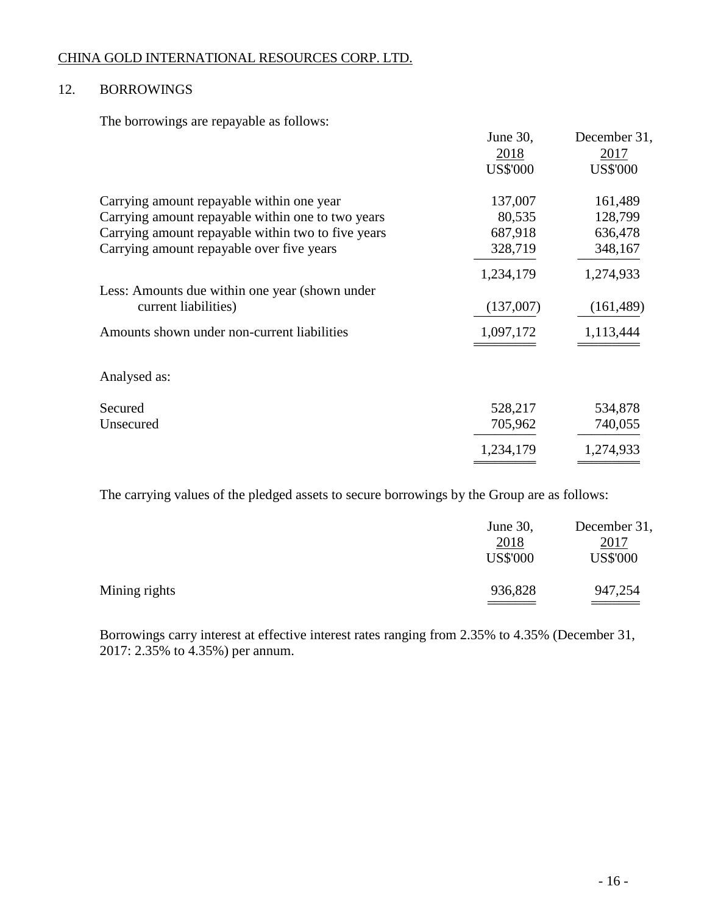CHINA GOLD INTERNATIONAL RESOURCES CORP. LTD.

## 12. BORROWINGS

The borrowings are repayable as follows:

| | June 30, 2018 US$'000 | December 31, 2017 US$'000 |
|---|---|---|
| Carrying amount repayable within one year | 137,007 | 161,489 |
| Carrying amount repayable within one to two years | 80,535 | 128,799 |
| Carrying amount repayable within two to five years | 687,918 | 636,478 |
| Carrying amount repayable over five years | 328,719 | 348,167 |
| | 1,234,179 | 1,274,933 |
| Less: Amounts due within one year (shown under current liabilities) | (137,007) | (161,489) |
| Amounts shown under non-current liabilities | 1,097,172 | 1,113,444 |
| | | |
| Analysed as: | | |
| Secured | 528,217 | 534,878 |
| Unsecured | 705,962 | 740,055 |
| | 1,234,179 | 1,274,933 |

The carrying values of the pledged assets to secure borrowings by the Group are as follows:

| | June 30, 2018 US$'000 | December 31, 2017 US$'000 |
|---|---|---|
| Mining rights | 936,828 | 947,254 |

Borrowings carry interest at effective interest rates ranging from 2.35% to 4.35% (December 31, 2017: 2.35% to 4.35%) per annum.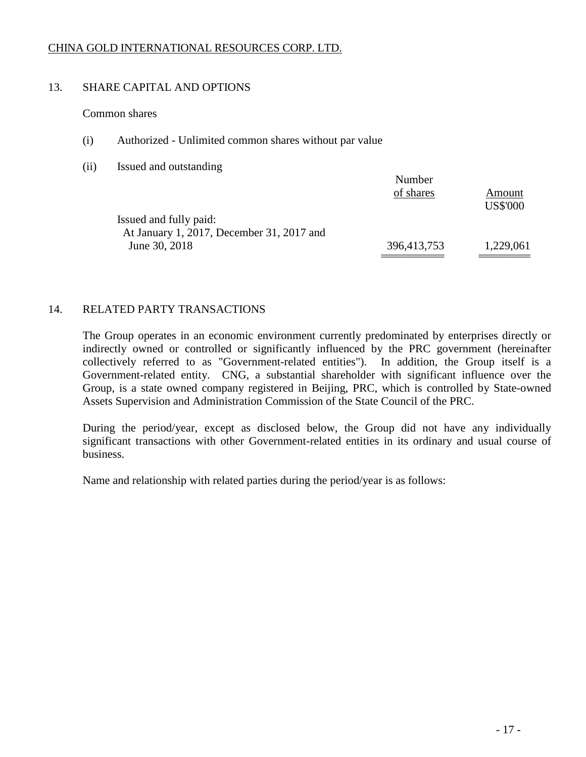CHINA GOLD INTERNATIONAL RESOURCES CORP. LTD.

## 13. SHARE CAPITAL AND OPTIONS

Common shares

(i) Authorized - Unlimited common shares without par value

(ii) Issued and outstanding

| | Number of shares | Amount US$'000 |
|---|---|---|
| Issued and fully paid: | | |
| At January 1, 2017, December 31, 2017 and June 30, 2018 | 396,413,753 | 1,229,061 |

## 14. RELATED PARTY TRANSACTIONS

The Group operates in an economic environment currently predominated by enterprises directly or indirectly owned or controlled or significantly influenced by the PRC government (hereinafter collectively referred to as "Government-related entities"). In addition, the Group itself is a Government-related entity. CNG, a substantial shareholder with significant influence over the Group, is a state owned company registered in Beijing, PRC, which is controlled by State-owned Assets Supervision and Administration Commission of the State Council of the PRC.

During the period/year, except as disclosed below, the Group did not have any individually significant transactions with other Government-related entities in its ordinary and usual course of business.

Name and relationship with related parties during the period/year is as follows: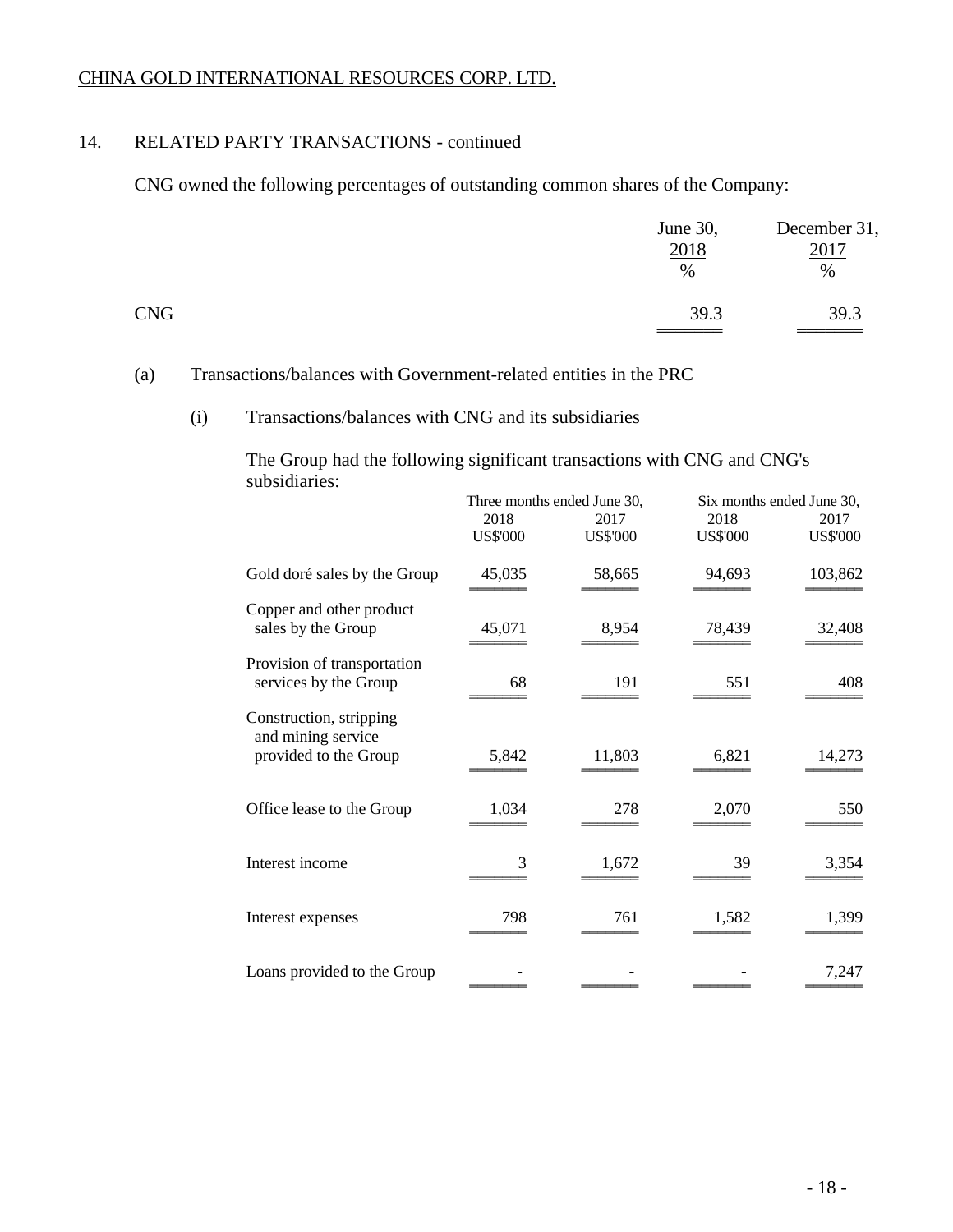CHINA GOLD INTERNATIONAL RESOURCES CORP. LTD.

## 14. RELATED PARTY TRANSACTIONS - continued

CNG owned the following percentages of outstanding common shares of the Company:

| | June 30, 2018 % | December 31, 2017 % |
|---|---|---|
| CNG | 39.3 | 39.3 |

(a) Transactions/balances with Government-related entities in the PRC

(i) Transactions/balances with CNG and its subsidiaries

The Group had the following significant transactions with CNG and CNG's subsidiaries:

| | Three months ended June 30, | | Six months ended June 30, | |
|---|---|---|---|---|
| | 2018 US$'000 | 2017 US$'000 | 2018 US$'000 | 2017 US$'000 |
| Gold doré sales by the Group | 45,035 | 58,665 | 94,693 | 103,862 |
| Copper and other product sales by the Group | 45,071 | 8,954 | 78,439 | 32,408 |
| Provision of transportation services by the Group | 68 | 191 | 551 | 408 |
| Construction, stripping and mining service provided to the Group | 5,842 | 11,803 | 6,821 | 14,273 |
| Office lease to the Group | 1,034 | 278 | 2,070 | 550 |
| Interest income | 3 | 1,672 | 39 | 3,354 |
| Interest expenses | 798 | 761 | 1,582 | 1,399 |
| Loans provided to the Group | - | - | - | 7,247 |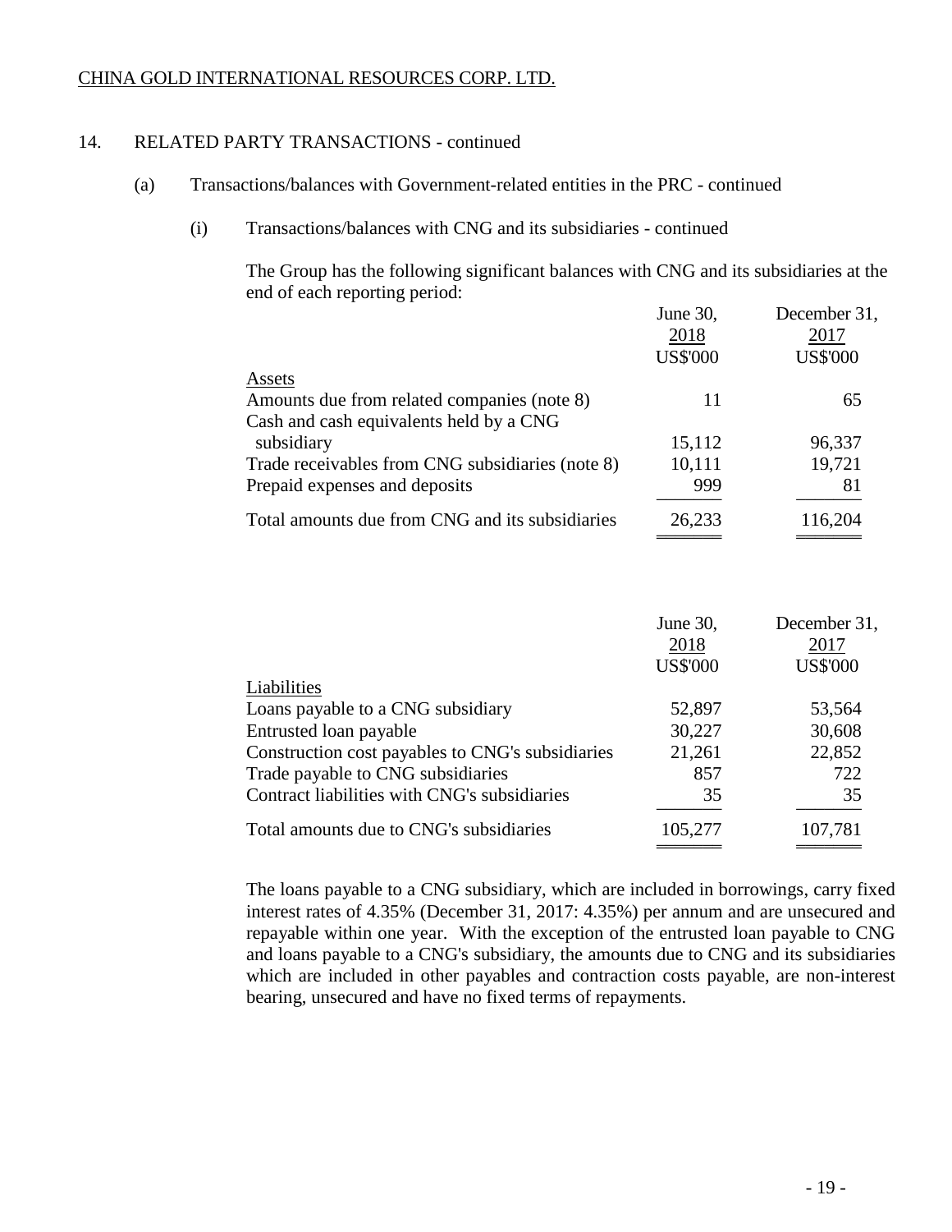CHINA GOLD INTERNATIONAL RESOURCES CORP. LTD.

## 14. RELATED PARTY TRANSACTIONS - continued

### (a) Transactions/balances with Government-related entities in the PRC - continued

#### (i) Transactions/balances with CNG and its subsidiaries - continued

The Group has the following significant balances with CNG and its subsidiaries at the end of each reporting period:

| | June 30, 2018 US$'000 | December 31, 2017 US$'000 |
|---|---|---|
| Assets | | |
| Amounts due from related companies (note 8) | 11 | 65 |
| Cash and cash equivalents held by a CNG subsidiary | 15,112 | 96,337 |
| Trade receivables from CNG subsidiaries (note 8) | 10,111 | 19,721 |
| Prepaid expenses and deposits | 999 | 81 |
| Total amounts due from CNG and its subsidiaries | 26,233 | 116,204 |

| | June 30, 2018 US$'000 | December 31, 2017 US$'000 |
|---|---|---|
| Liabilities | | |
| Loans payable to a CNG subsidiary | 52,897 | 53,564 |
| Entrusted loan payable | 30,227 | 30,608 |
| Construction cost payables to CNG's subsidiaries | 21,261 | 22,852 |
| Trade payable to CNG subsidiaries | 857 | 722 |
| Contract liabilities with CNG's subsidiaries | 35 | 35 |
| Total amounts due to CNG's subsidiaries | 105,277 | 107,781 |

The loans payable to a CNG subsidiary, which are included in borrowings, carry fixed interest rates of 4.35% (December 31, 2017: 4.35%) per annum and are unsecured and repayable within one year. With the exception of the entrusted loan payable to CNG and loans payable to a CNG's subsidiary, the amounts due to CNG and its subsidiaries which are included in other payables and contraction costs payable, are non-interest bearing, unsecured and have no fixed terms of repayments.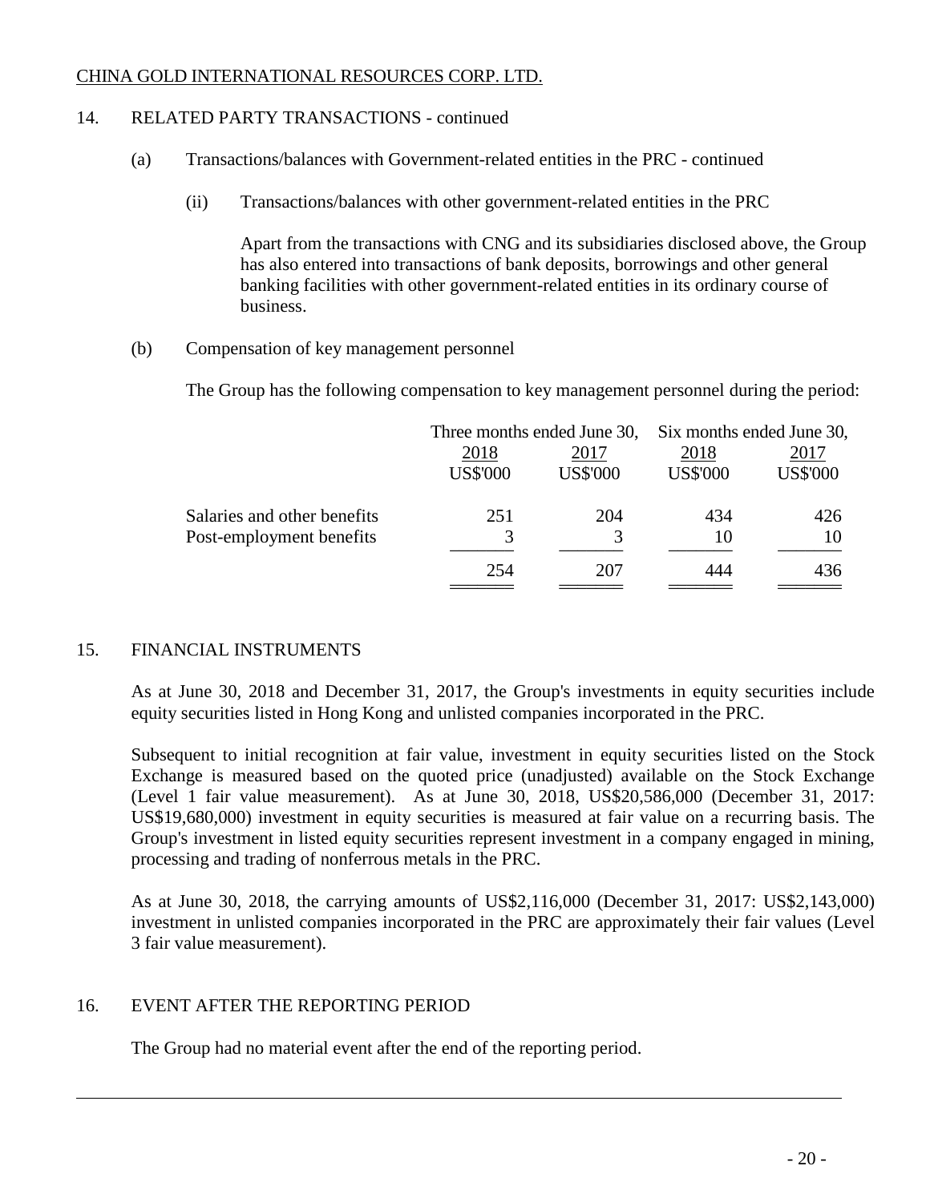CHINA GOLD INTERNATIONAL RESOURCES CORP. LTD.

14. RELATED PARTY TRANSACTIONS - continued

(a) Transactions/balances with Government-related entities in the PRC - continued

(ii) Transactions/balances with other government-related entities in the PRC

Apart from the transactions with CNG and its subsidiaries disclosed above, the Group has also entered into transactions of bank deposits, borrowings and other general banking facilities with other government-related entities in its ordinary course of business.

(b) Compensation of key management personnel

The Group has the following compensation to key management personnel during the period:

| | Three months ended June 30, | | Six months ended June 30, | |
|---|---|---|---|---|
| | 2018 | 2017 | 2018 | 2017 |
| | US$'000 | US$'000 | US$'000 | US$'000 |
| Salaries and other benefits | 251 | 204 | 434 | 426 |
| Post-employment benefits | 3 | 3 | 10 | 10 |
| | 254 | 207 | 444 | 436 |

15. FINANCIAL INSTRUMENTS

As at June 30, 2018 and December 31, 2017, the Group's investments in equity securities include equity securities listed in Hong Kong and unlisted companies incorporated in the PRC.

Subsequent to initial recognition at fair value, investment in equity securities listed on the Stock Exchange is measured based on the quoted price (unadjusted) available on the Stock Exchange (Level 1 fair value measurement). As at June 30, 2018, US$20,586,000 (December 31, 2017: US$19,680,000) investment in equity securities is measured at fair value on a recurring basis. The Group's investment in listed equity securities represent investment in a company engaged in mining, processing and trading of nonferrous metals in the PRC.

As at June 30, 2018, the carrying amounts of US$2,116,000 (December 31, 2017: US$2,143,000) investment in unlisted companies incorporated in the PRC are approximately their fair values (Level 3 fair value measurement).

16. EVENT AFTER THE REPORTING PERIOD

The Group had no material event after the end of the reporting period.